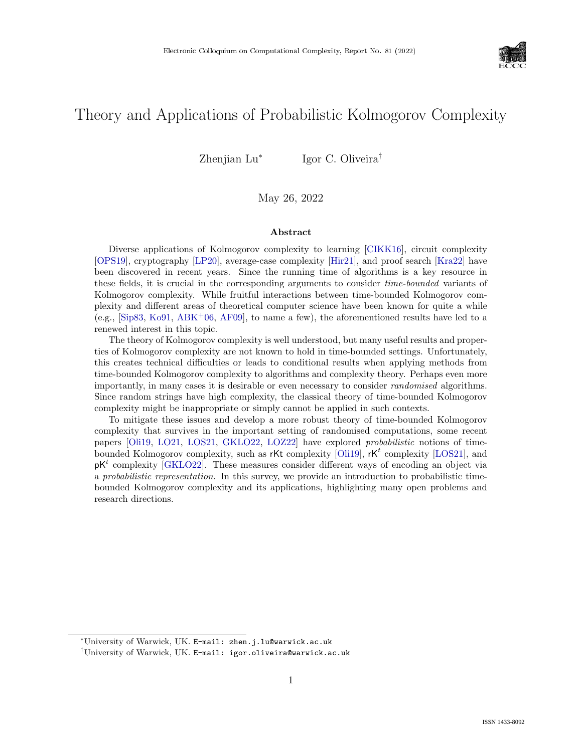# Theory and Applications of Probabilistic Kolmogorov Complexity

Zhenjian Lu[*] Igor C. Oliveira[†]

May 26, 2022

## Abstract

Diverse applications of Kolmogorov complexity to learning [CIKK16], circuit complexity [OPS19], cryptography [LP20], average-case complexity [Hir21], and proof search [Kra22] have been discovered in recent years. Since the running time of algorithms is a key resource in these fields, it is crucial in the corresponding arguments to consider *time-bounded* variants of Kolmogorov complexity. While fruitful interactions between time-bounded Kolmogorov complexity and different areas of theoretical computer science have been known for quite a while (e.g., [Sip83, Ko91, ABK+06, AF09], to name a few), the aforementioned results have led to a renewed interest in this topic.

The theory of Kolmogorov complexity is well understood, but many useful results and properties of Kolmogorov complexity are not known to hold in time-bounded settings. Unfortunately, this creates technical difficulties or leads to conditional results when applying methods from time-bounded Kolmogorov complexity to algorithms and complexity theory. Perhaps even more importantly, in many cases it is desirable or even necessary to consider *randomised* algorithms. Since random strings have high complexity, the classical theory of time-bounded Kolmogorov complexity might be inappropriate or simply cannot be applied in such contexts.

To mitigate these issues and develop a more robust theory of time-bounded Kolmogorov complexity that survives in the important setting of randomised computations, some recent papers [Oli19, LO21, LOS21, GKLO22, LOZ22] have explored *probabilistic* notions of time-bounded Kolmogorov complexity, such as $\mathsf{rKt}$ complexity [Oli19], $\mathsf{rK}^t$ complexity [LOS21], and $\mathsf{pK}^t$ complexity [GKLO22]. These measures consider different ways of encoding an object via a *probabilistic representation*. In this survey, we provide an introduction to probabilistic time-bounded Kolmogorov complexity and its applications, highlighting many open problems and research directions.

---

[*] University of Warwick, UK. E-mail: `zhen.j.lu@warwick.ac.uk`

[†] University of Warwick, UK. E-mail: `igor.oliveira@warwick.ac.uk`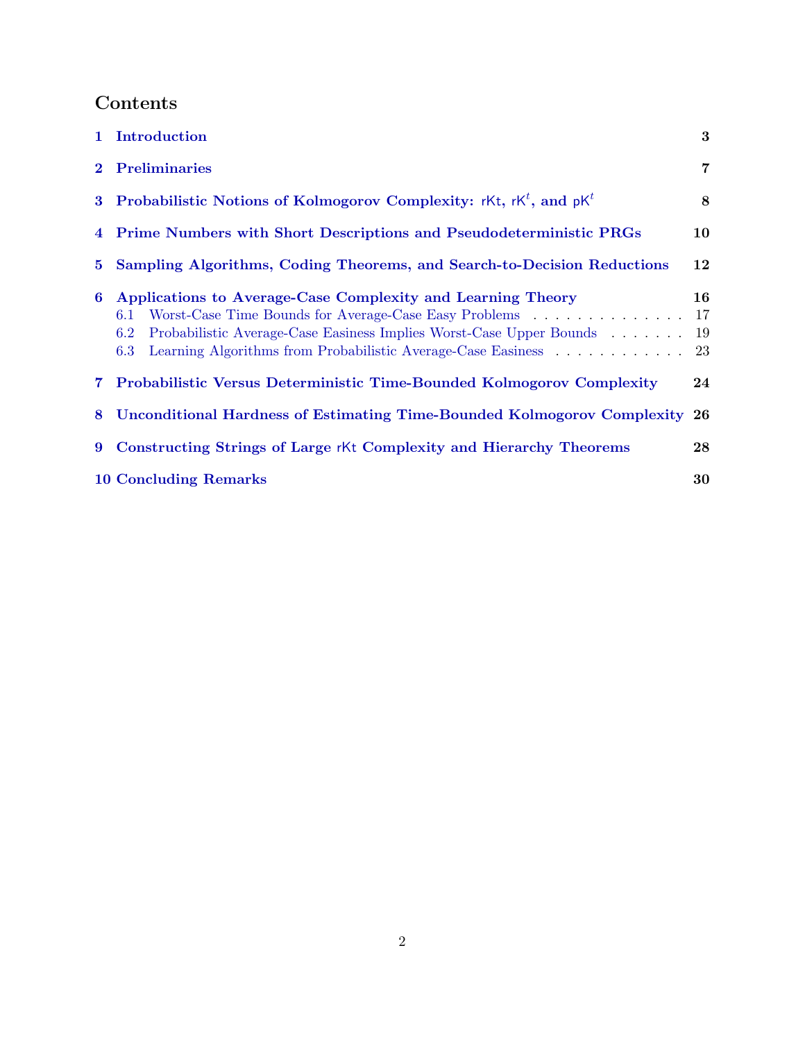## Contents

1 Introduction 3

2 Preliminaries 7

3 Probabilistic Notions of Kolmogorov Complexity: rKt, $\mathsf{rK}^t$, and $\mathsf{pK}^t$ 8

4 Prime Numbers with Short Descriptions and Pseudodeterministic PRGs 10

5 Sampling Algorithms, Coding Theorems, and Search-to-Decision Reductions 12

6 Applications to Average-Case Complexity and Learning Theory 16
- 6.1 Worst-Case Time Bounds for Average-Case Easy Problems . . . . . . . . . . . . . . . 17
- 6.2 Probabilistic Average-Case Easiness Implies Worst-Case Upper Bounds . . . . . . . 19
- 6.3 Learning Algorithms from Probabilistic Average-Case Easiness . . . . . . . . . . . . 23

7 Probabilistic Versus Deterministic Time-Bounded Kolmogorov Complexity 24

8 Unconditional Hardness of Estimating Time-Bounded Kolmogorov Complexity 26

9 Constructing Strings of Large rKt Complexity and Hierarchy Theorems 28

10 Concluding Remarks 30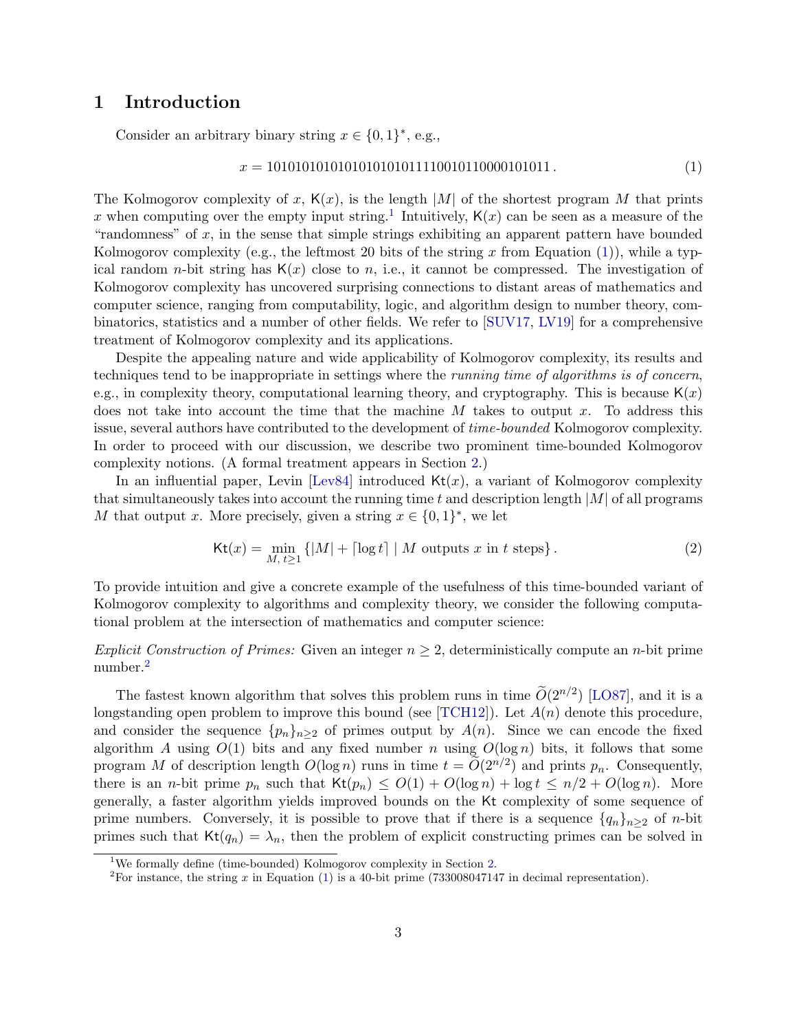## 1 Introduction

Consider an arbitrary binary string $x \in \{0,1\}^*$, e.g.,

$$x = 1010101010101010101011110010110000101011\,. \tag{1}$$

The Kolmogorov complexity of $x$, $\mathsf{K}(x)$, is the length $|M|$ of the shortest program $M$ that prints $x$ when computing over the empty input string.[1] Intuitively, $\mathsf{K}(x)$ can be seen as a measure of the "randomness" of $x$, in the sense that simple strings exhibiting an apparent pattern have bounded Kolmogorov complexity (e.g., the leftmost 20 bits of the string $x$ from Equation (1)), while a typical random $n$-bit string has $\mathsf{K}(x)$ close to $n$, i.e., it cannot be compressed. The investigation of Kolmogorov complexity has uncovered surprising connections to distant areas of mathematics and computer science, ranging from computability, logic, and algorithm design to number theory, combinatorics, statistics and a number of other fields. We refer to [SUV17, LV19] for a comprehensive treatment of Kolmogorov complexity and its applications.

Despite the appealing nature and wide applicability of Kolmogorov complexity, its results and techniques tend to be inappropriate in settings where the *running time of algorithms is of concern*, e.g., in complexity theory, computational learning theory, and cryptography. This is because $\mathsf{K}(x)$ does not take into account the time that the machine $M$ takes to output $x$. To address this issue, several authors have contributed to the development of *time-bounded* Kolmogorov complexity. In order to proceed with our discussion, we describe two prominent time-bounded Kolmogorov complexity notions. (A formal treatment appears in Section 2.)

In an influential paper, Levin [Lev84] introduced $\mathsf{Kt}(x)$, a variant of Kolmogorov complexity that simultaneously takes into account the running time $t$ and description length $|M|$ of all programs $M$ that output $x$. More precisely, given a string $x \in \{0,1\}^*$, we let

$$\mathsf{Kt}(x) = \min_{M,\, t \geq 1} \left\{ |M| + \lceil \log t \rceil \mid M \text{ outputs } x \text{ in } t \text{ steps} \right\}. \tag{2}$$

To provide intuition and give a concrete example of the usefulness of this time-bounded variant of Kolmogorov complexity to algorithms and complexity theory, we consider the following computational problem at the intersection of mathematics and computer science:

*Explicit Construction of Primes:* Given an integer $n \geq 2$, deterministically compute an $n$-bit prime number.[2]

The fastest known algorithm that solves this problem runs in time $\widetilde{O}(2^{n/2})$ [LO87], and it is a longstanding open problem to improve this bound (see [TCH12]). Let $A(n)$ denote this procedure, and consider the sequence $\{p_n\}_{n \geq 2}$ of primes output by $A(n)$. Since we can encode the fixed algorithm $A$ using $O(1)$ bits and any fixed number $n$ using $O(\log n)$ bits, it follows that some program $M$ of description length $O(\log n)$ runs in time $t = \widetilde{O}(2^{n/2})$ and prints $p_n$. Consequently, there is an $n$-bit prime $p_n$ such that $\mathsf{Kt}(p_n) \leq O(1) + O(\log n) + \log t \leq n/2 + O(\log n)$. More generally, a faster algorithm yields improved bounds on the $\mathsf{Kt}$ complexity of some sequence of prime numbers. Conversely, it is possible to prove that if there is a sequence $\{q_n\}_{n \geq 2}$ of $n$-bit primes such that $\mathsf{Kt}(q_n) = \lambda_n$, then the problem of explicit constructing primes can be solved in

[1] We formally define (time-bounded) Kolmogorov complexity in Section 2.

[2] For instance, the string $x$ in Equation (1) is a 40-bit prime (733008047147 in decimal representation).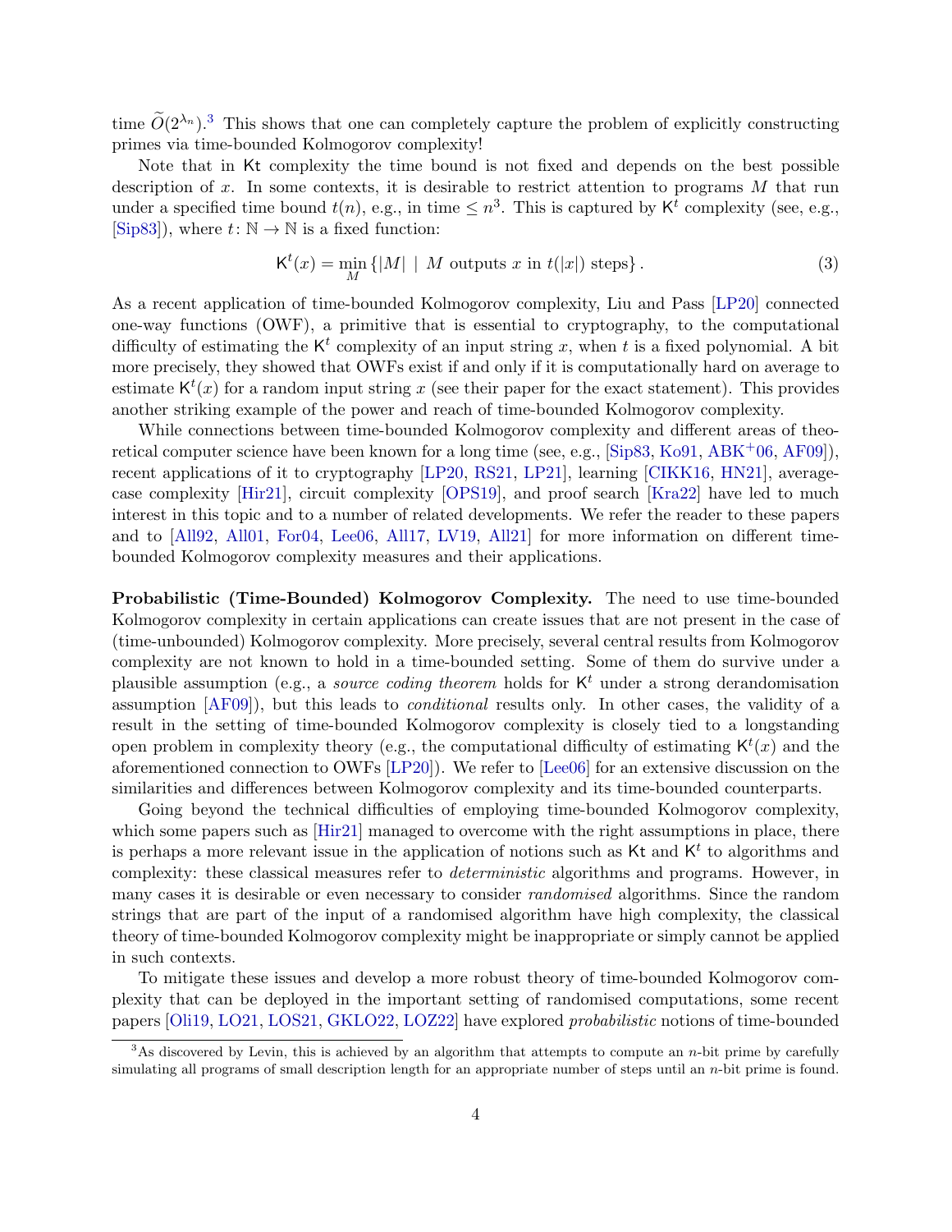time $\widetilde{O}(2^{\lambda_n})$.[3] This shows that one can completely capture the problem of explicitly constructing primes via time-bounded Kolmogorov complexity!

Note that in $\mathsf{Kt}$ complexity the time bound is not fixed and depends on the best possible description of $x$. In some contexts, it is desirable to restrict attention to programs $M$ that run under a specified time bound $t(n)$, e.g., in time $\leq n^3$. This is captured by $\mathsf{K}^t$ complexity (see, e.g., [Sip83]), where $t\colon \mathbb{N} \to \mathbb{N}$ is a fixed function:

$$\mathsf{K}^t(x) = \min_{M} \{|M| \mid M \text{ outputs } x \text{ in } t(|x|) \text{ steps}\}. \tag{3}$$

As a recent application of time-bounded Kolmogorov complexity, Liu and Pass [LP20] connected one-way functions (OWF), a primitive that is essential to cryptography, to the computational difficulty of estimating the $\mathsf{K}^t$ complexity of an input string $x$, when $t$ is a fixed polynomial. A bit more precisely, they showed that OWFs exist if and only if it is computationally hard on average to estimate $\mathsf{K}^t(x)$ for a random input string $x$ (see their paper for the exact statement). This provides another striking example of the power and reach of time-bounded Kolmogorov complexity.

While connections between time-bounded Kolmogorov complexity and different areas of theoretical computer science have been known for a long time (see, e.g., [Sip83, Ko91, ABK+06, AF09]), recent applications of it to cryptography [LP20, RS21, LP21], learning [CIKK16, HN21], average-case complexity [Hir21], circuit complexity [OPS19], and proof search [Kra22] have led to much interest in this topic and to a number of related developments. We refer the reader to these papers and to [All92, All01, For04, Lee06, All17, LV19, All21] for more information on different time-bounded Kolmogorov complexity measures and their applications.

**Probabilistic (Time-Bounded) Kolmogorov Complexity.** The need to use time-bounded Kolmogorov complexity in certain applications can create issues that are not present in the case of (time-unbounded) Kolmogorov complexity. More precisely, several central results from Kolmogorov complexity are not known to hold in a time-bounded setting. Some of them do survive under a plausible assumption (e.g., a *source coding theorem* holds for $\mathsf{K}^t$ under a strong derandomisation assumption [AF09]), but this leads to *conditional* results only. In other cases, the validity of a result in the setting of time-bounded Kolmogorov complexity is closely tied to a longstanding open problem in complexity theory (e.g., the computational difficulty of estimating $\mathsf{K}^t(x)$ and the aforementioned connection to OWFs [LP20]). We refer to [Lee06] for an extensive discussion on the similarities and differences between Kolmogorov complexity and its time-bounded counterparts.

Going beyond the technical difficulties of employing time-bounded Kolmogorov complexity, which some papers such as [Hir21] managed to overcome with the right assumptions in place, there is perhaps a more relevant issue in the application of notions such as $\mathsf{Kt}$ and $\mathsf{K}^t$ to algorithms and complexity: these classical measures refer to *deterministic* algorithms and programs. However, in many cases it is desirable or even necessary to consider *randomised* algorithms. Since the random strings that are part of the input of a randomised algorithm have high complexity, the classical theory of time-bounded Kolmogorov complexity might be inappropriate or simply cannot be applied in such contexts.

To mitigate these issues and develop a more robust theory of time-bounded Kolmogorov complexity that can be deployed in the important setting of randomised computations, some recent papers [Oli19, LO21, LOS21, GKLO22, LOZ22] have explored *probabilistic* notions of time-bounded

[3] As discovered by Levin, this is achieved by an algorithm that attempts to compute an $n$-bit prime by carefully simulating all programs of small description length for an appropriate number of steps until an $n$-bit prime is found.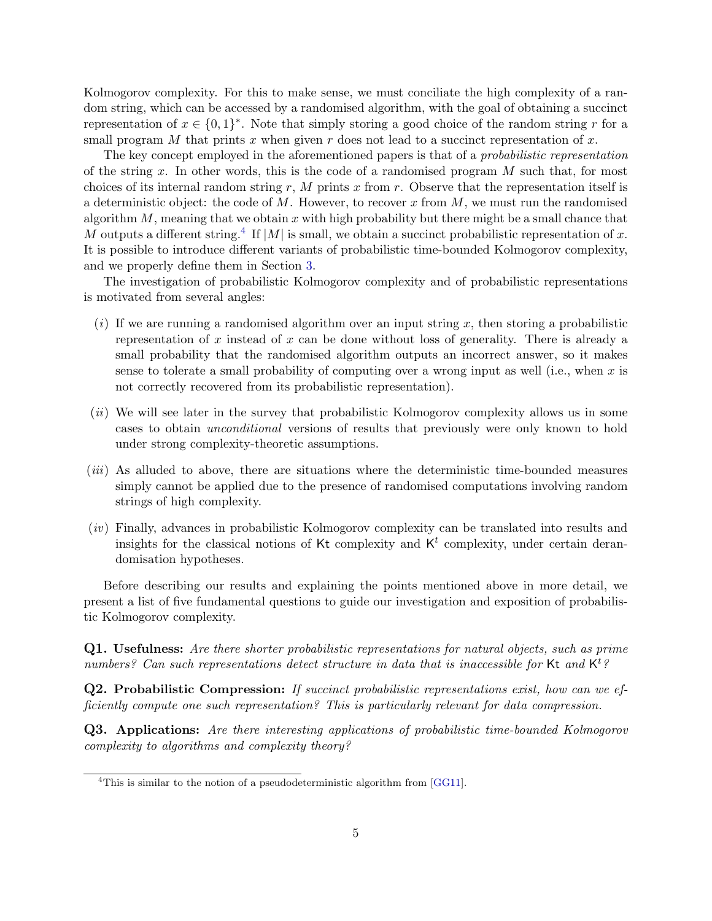Kolmogorov complexity. For this to make sense, we must conciliate the high complexity of a random string, which can be accessed by a randomised algorithm, with the goal of obtaining a succinct representation of $x \in \{0,1\}^*$. Note that simply storing a good choice of the random string $r$ for a small program $M$ that prints $x$ when given $r$ does not lead to a succinct representation of $x$.

The key concept employed in the aforementioned papers is that of a *probabilistic representation* of the string $x$. In other words, this is the code of a randomised program $M$ such that, for most choices of its internal random string $r$, $M$ prints $x$ from $r$. Observe that the representation itself is a deterministic object: the code of $M$. However, to recover $x$ from $M$, we must run the randomised algorithm $M$, meaning that we obtain $x$ with high probability but there might be a small chance that $M$ outputs a different string.[4] If $|M|$ is small, we obtain a succinct probabilistic representation of $x$. It is possible to introduce different variants of probabilistic time-bounded Kolmogorov complexity, and we properly define them in Section 3.

The investigation of probabilistic Kolmogorov complexity and of probabilistic representations is motivated from several angles:

(*i*) If we are running a randomised algorithm over an input string $x$, then storing a probabilistic representation of $x$ instead of $x$ can be done without loss of generality. There is already a small probability that the randomised algorithm outputs an incorrect answer, so it makes sense to tolerate a small probability of computing over a wrong input as well (i.e., when $x$ is not correctly recovered from its probabilistic representation).

(*ii*) We will see later in the survey that probabilistic Kolmogorov complexity allows us in some cases to obtain *unconditional* versions of results that previously were only known to hold under strong complexity-theoretic assumptions.

(*iii*) As alluded to above, there are situations where the deterministic time-bounded measures simply cannot be applied due to the presence of randomised computations involving random strings of high complexity.

(*iv*) Finally, advances in probabilistic Kolmogorov complexity can be translated into results and insights for the classical notions of $\mathsf{Kt}$ complexity and $\mathsf{K}^t$ complexity, under certain derandomisation hypotheses.

Before describing our results and explaining the points mentioned above in more detail, we present a list of five fundamental questions to guide our investigation and exposition of probabilistic Kolmogorov complexity.

**Q1. Usefulness:** *Are there shorter probabilistic representations for natural objects, such as prime numbers? Can such representations detect structure in data that is inaccessible for* $\mathsf{Kt}$ *and* $\mathsf{K}^t$*?*

**Q2. Probabilistic Compression:** *If succinct probabilistic representations exist, how can we efficiently compute one such representation? This is particularly relevant for data compression.*

**Q3. Applications:** *Are there interesting applications of probabilistic time-bounded Kolmogorov complexity to algorithms and complexity theory?*

[4] This is similar to the notion of a pseudodeterministic algorithm from [GG11].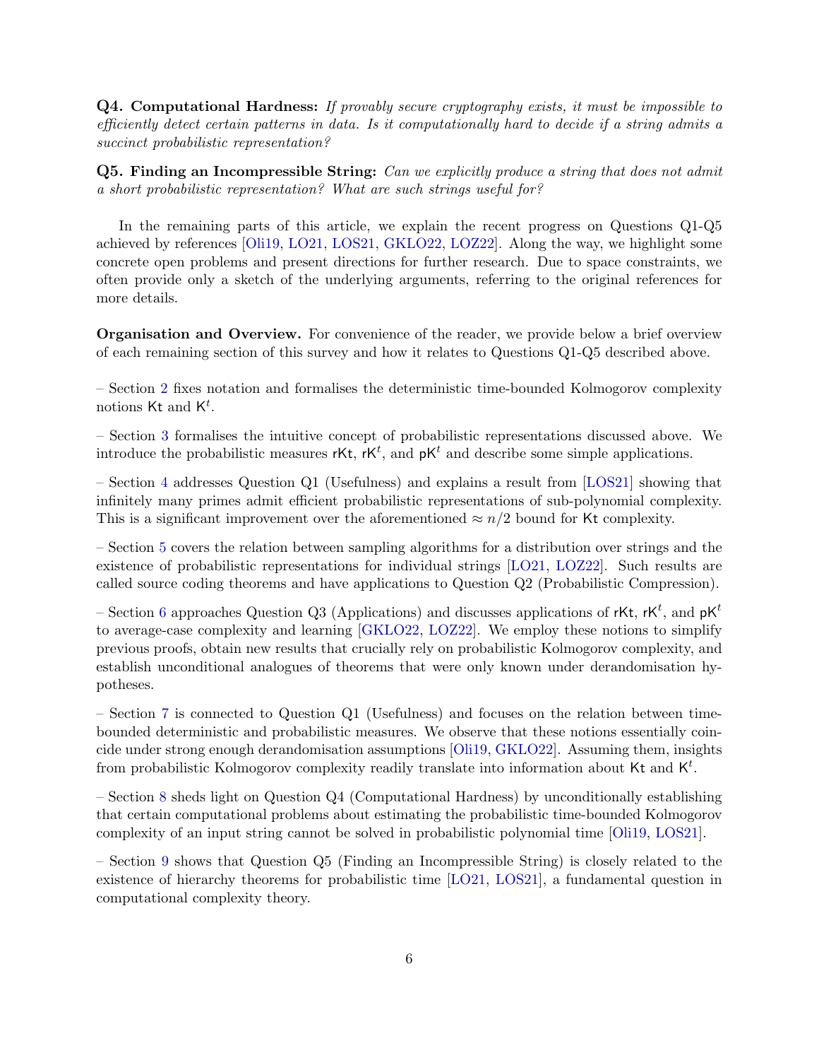**Q4. Computational Hardness:** *If provably secure cryptography exists, it must be impossible to efficiently detect certain patterns in data. Is it computationally hard to decide if a string admits a succinct probabilistic representation?*

**Q5. Finding an Incompressible String:** *Can we explicitly produce a string that does not admit a short probabilistic representation? What are such strings useful for?*

In the remaining parts of this article, we explain the recent progress on Questions Q1-Q5 achieved by references [Oli19, LO21, LOS21, GKLO22, LOZ22]. Along the way, we highlight some concrete open problems and present directions for further research. Due to space constraints, we often provide only a sketch of the underlying arguments, referring to the original references for more details.

**Organisation and Overview.** For convenience of the reader, we provide below a brief overview of each remaining section of this survey and how it relates to Questions Q1-Q5 described above.

– Section 2 fixes notation and formalises the deterministic time-bounded Kolmogorov complexity notions $\mathsf{Kt}$ and $\mathsf{K}^t$.

– Section 3 formalises the intuitive concept of probabilistic representations discussed above. We introduce the probabilistic measures $\mathsf{rKt}$, $\mathsf{rK}^t$, and $\mathsf{pK}^t$ and describe some simple applications.

– Section 4 addresses Question Q1 (Usefulness) and explains a result from [LOS21] showing that infinitely many primes admit efficient probabilistic representations of sub-polynomial complexity. This is a significant improvement over the aforementioned $\approx n/2$ bound for $\mathsf{Kt}$ complexity.

– Section 5 covers the relation between sampling algorithms for a distribution over strings and the existence of probabilistic representations for individual strings [LO21, LOZ22]. Such results are called source coding theorems and have applications to Question Q2 (Probabilistic Compression).

– Section 6 approaches Question Q3 (Applications) and discusses applications of $\mathsf{rKt}$, $\mathsf{rK}^t$, and $\mathsf{pK}^t$ to average-case complexity and learning [GKLO22, LOZ22]. We employ these notions to simplify previous proofs, obtain new results that crucially rely on probabilistic Kolmogorov complexity, and establish unconditional analogues of theorems that were only known under derandomisation hypotheses.

– Section 7 is connected to Question Q1 (Usefulness) and focuses on the relation between time-bounded deterministic and probabilistic measures. We observe that these notions essentially coincide under strong enough derandomisation assumptions [Oli19, GKLO22]. Assuming them, insights from probabilistic Kolmogorov complexity readily translate into information about $\mathsf{Kt}$ and $\mathsf{K}^t$.

– Section 8 sheds light on Question Q4 (Computational Hardness) by unconditionally establishing that certain computational problems about estimating the probabilistic time-bounded Kolmogorov complexity of an input string cannot be solved in probabilistic polynomial time [Oli19, LOS21].

– Section 9 shows that Question Q5 (Finding an Incompressible String) is closely related to the existence of hierarchy theorems for probabilistic time [LO21, LOS21], a fundamental question in computational complexity theory.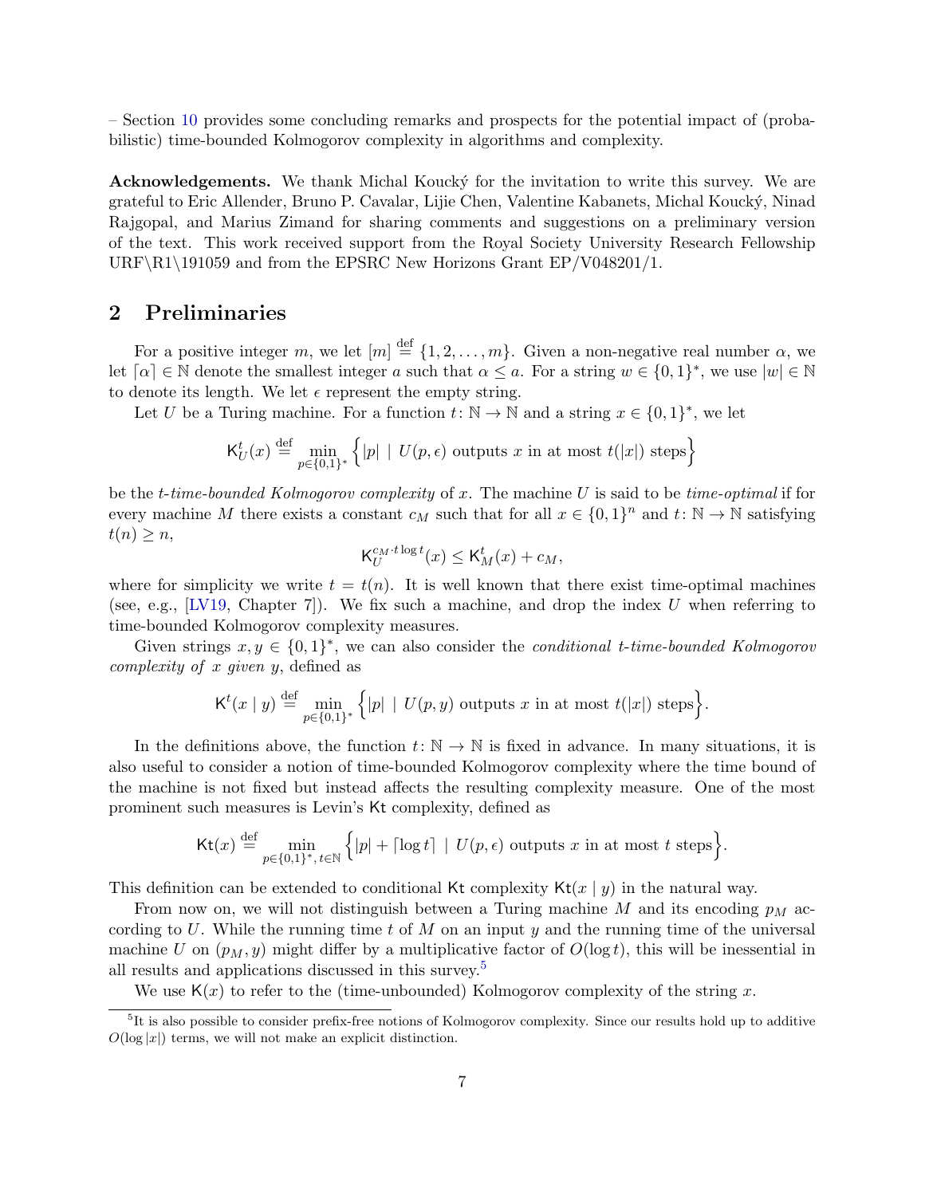– Section 10 provides some concluding remarks and prospects for the potential impact of (probabilistic) time-bounded Kolmogorov complexity in algorithms and complexity.

**Acknowledgements.** We thank Michal Koucký for the invitation to write this survey. We are grateful to Eric Allender, Bruno P. Cavalar, Lijie Chen, Valentine Kabanets, Michal Koucký, Ninad Rajgopal, and Marius Zimand for sharing comments and suggestions on a preliminary version of the text. This work received support from the Royal Society University Research Fellowship URF\R1\191059 and from the EPSRC New Horizons Grant EP/V048201/1.

## 2 Preliminaries

For a positive integer $m$, we let $[m] \stackrel{\text{def}}{=} \{1, 2, \ldots, m\}$. Given a non-negative real number $\alpha$, we let $\lceil \alpha \rceil \in \mathbb{N}$ denote the smallest integer $a$ such that $\alpha \leq a$. For a string $w \in \{0,1\}^*$, we use $|w| \in \mathbb{N}$ to denote its length. We let $\epsilon$ represent the empty string.

Let $U$ be a Turing machine. For a function $t \colon \mathbb{N} \to \mathbb{N}$ and a string $x \in \{0,1\}^*$, we let

$$\mathsf{K}^t_U(x) \stackrel{\text{def}}{=} \min_{p \in \{0,1\}^*} \Big\{ |p| \;\mid\; U(p, \epsilon) \text{ outputs } x \text{ in at most } t(|x|) \text{ steps} \Big\}$$

be the *t-time-bounded Kolmogorov complexity* of $x$. The machine $U$ is said to be *time-optimal* if for every machine $M$ there exists a constant $c_M$ such that for all $x \in \{0,1\}^n$ and $t \colon \mathbb{N} \to \mathbb{N}$ satisfying $t(n) \geq n$,

$$\mathsf{K}^{c_M \cdot t \log t}_U(x) \leq \mathsf{K}^t_M(x) + c_M,$$

where for simplicity we write $t = t(n)$. It is well known that there exist time-optimal machines (see, e.g., [LV19, Chapter 7]). We fix such a machine, and drop the index $U$ when referring to time-bounded Kolmogorov complexity measures.

Given strings $x, y \in \{0,1\}^*$, we can also consider the *conditional t-time-bounded Kolmogorov complexity of x given y*, defined as

$$\mathsf{K}^t(x \mid y) \stackrel{\text{def}}{=} \min_{p \in \{0,1\}^*} \Big\{ |p| \;\mid\; U(p, y) \text{ outputs } x \text{ in at most } t(|x|) \text{ steps} \Big\}.$$

In the definitions above, the function $t \colon \mathbb{N} \to \mathbb{N}$ is fixed in advance. In many situations, it is also useful to consider a notion of time-bounded Kolmogorov complexity where the time bound of the machine is not fixed but instead affects the resulting complexity measure. One of the most prominent such measures is Levin's $\mathsf{Kt}$ complexity, defined as

$$\mathsf{Kt}(x) \stackrel{\text{def}}{=} \min_{p \in \{0,1\}^*,\, t \in \mathbb{N}} \Big\{ |p| + \lceil \log t \rceil \;\mid\; U(p, \epsilon) \text{ outputs } x \text{ in at most } t \text{ steps} \Big\}.$$

This definition can be extended to conditional $\mathsf{Kt}$ complexity $\mathsf{Kt}(x \mid y)$ in the natural way.

From now on, we will not distinguish between a Turing machine $M$ and its encoding $p_M$ according to $U$. While the running time $t$ of $M$ on an input $y$ and the running time of the universal machine $U$ on $(p_M, y)$ might differ by a multiplicative factor of $O(\log t)$, this will be inessential in all results and applications discussed in this survey.[5]

We use $\mathsf{K}(x)$ to refer to the (time-unbounded) Kolmogorov complexity of the string $x$.

[5] It is also possible to consider prefix-free notions of Kolmogorov complexity. Since our results hold up to additive $O(\log |x|)$ terms, we will not make an explicit distinction.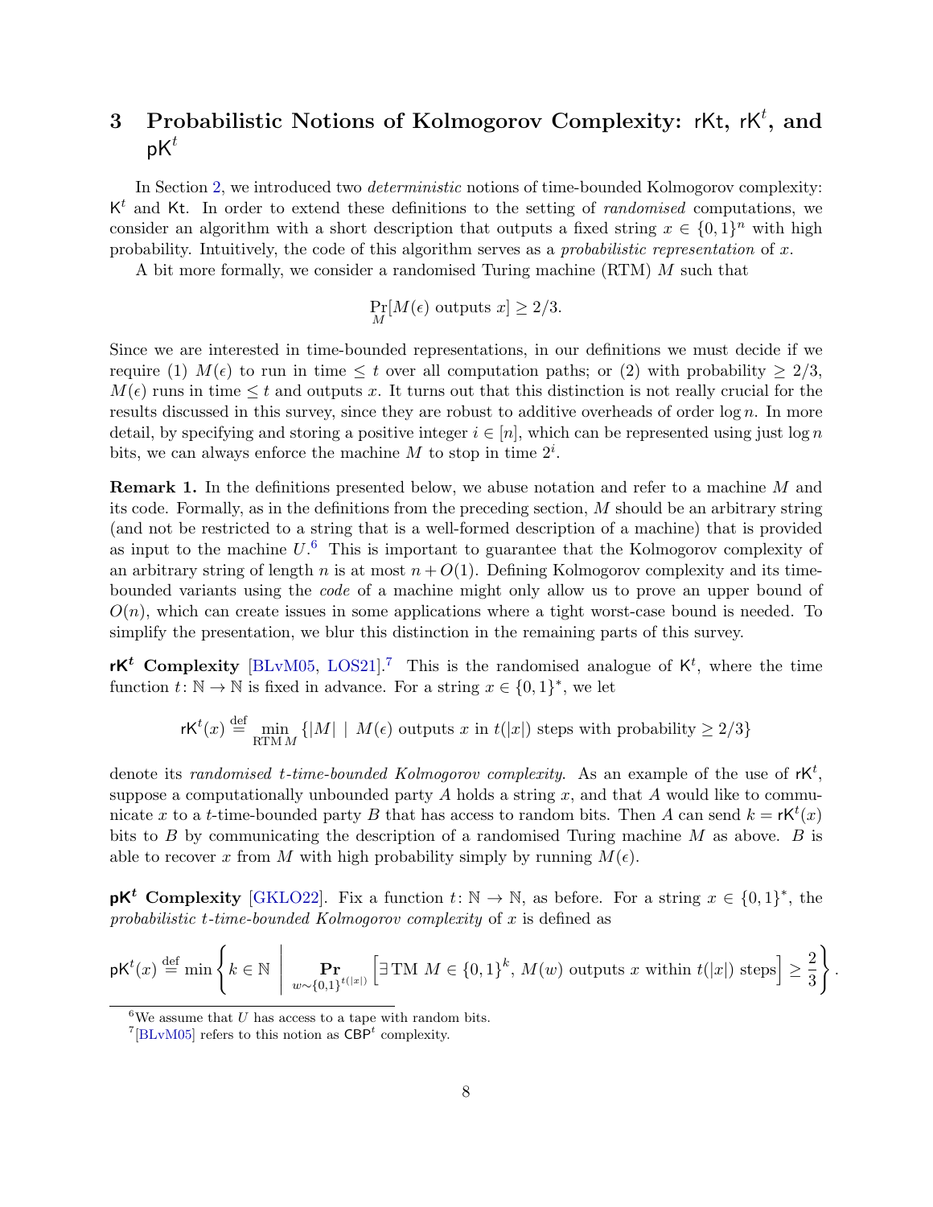## 3 Probabilistic Notions of Kolmogorov Complexity: $\mathsf{rKt}$, $\mathsf{rK}^t$, and $\mathsf{pK}^t$

In Section 2, we introduced two *deterministic* notions of time-bounded Kolmogorov complexity: $\mathsf{K}^t$ and $\mathsf{Kt}$. In order to extend these definitions to the setting of *randomised* computations, we consider an algorithm with a short description that outputs a fixed string $x \in \{0,1\}^n$ with high probability. Intuitively, the code of this algorithm serves as a *probabilistic representation* of $x$.

A bit more formally, we consider a randomised Turing machine (RTM) $M$ such that

$$\Pr_M[M(\epsilon) \text{ outputs } x] \geq 2/3.$$

Since we are interested in time-bounded representations, in our definitions we must decide if we require (1) $M(\epsilon)$ to run in time $\leq t$ over all computation paths; or (2) with probability $\geq 2/3$, $M(\epsilon)$ runs in time $\leq t$ and outputs $x$. It turns out that this distinction is not really crucial for the results discussed in this survey, since they are robust to additive overheads of order $\log n$. In more detail, by specifying and storing a positive integer $i \in [n]$, which can be represented using just $\log n$ bits, we can always enforce the machine $M$ to stop in time $2^i$.

**Remark 1.** In the definitions presented below, we abuse notation and refer to a machine $M$ and its code. Formally, as in the definitions from the preceding section, $M$ should be an arbitrary string (and not be restricted to a string that is a well-formed description of a machine) that is provided as input to the machine $U$.[6] This is important to guarantee that the Kolmogorov complexity of an arbitrary string of length $n$ is at most $n + O(1)$. Defining Kolmogorov complexity and its time-bounded variants using the *code* of a machine might only allow us to prove an upper bound of $O(n)$, which can create issues in some applications where a tight worst-case bound is needed. To simplify the presentation, we blur this distinction in the remaining parts of this survey.

**$\mathsf{rK}^t$ Complexity** [BLvM05, LOS21].[7] This is the randomised analogue of $\mathsf{K}^t$, where the time function $t \colon \mathbb{N} \to \mathbb{N}$ is fixed in advance. For a string $x \in \{0,1\}^*$, we let

$$\mathsf{rK}^t(x) \stackrel{\text{def}}{=} \min_{\text{RTM}\, M} \{|M| \mid M(\epsilon) \text{ outputs } x \text{ in } t(|x|) \text{ steps with probability} \geq 2/3\}$$

denote its *randomised $t$-time-bounded Kolmogorov complexity*. As an example of the use of $\mathsf{rK}^t$, suppose a computationally unbounded party $A$ holds a string $x$, and that $A$ would like to communicate $x$ to a $t$-time-bounded party $B$ that has access to random bits. Then $A$ can send $k = \mathsf{rK}^t(x)$ bits to $B$ by communicating the description of a randomised Turing machine $M$ as above. $B$ is able to recover $x$ from $M$ with high probability simply by running $M(\epsilon)$.

**$\mathsf{pK}^t$ Complexity** [GKLO22]. Fix a function $t \colon \mathbb{N} \to \mathbb{N}$, as before. For a string $x \in \{0,1\}^*$, the *probabilistic $t$-time-bounded Kolmogorov complexity* of $x$ is defined as

$$\mathsf{pK}^t(x) \stackrel{\text{def}}{=} \min \left\{ k \in \mathbb{N} \;\middle|\; \mathop{\mathbf{Pr}}_{w \sim \{0,1\}^{t(|x|)}} \left[ \exists \, \text{TM } M \in \{0,1\}^k,\ M(w) \text{ outputs } x \text{ within } t(|x|) \text{ steps} \right] \geq \frac{2}{3} \right\}.$$

[6] We assume that $U$ has access to a tape with random bits.

[7] [BLvM05] refers to this notion as $\mathsf{CBP}^t$ complexity.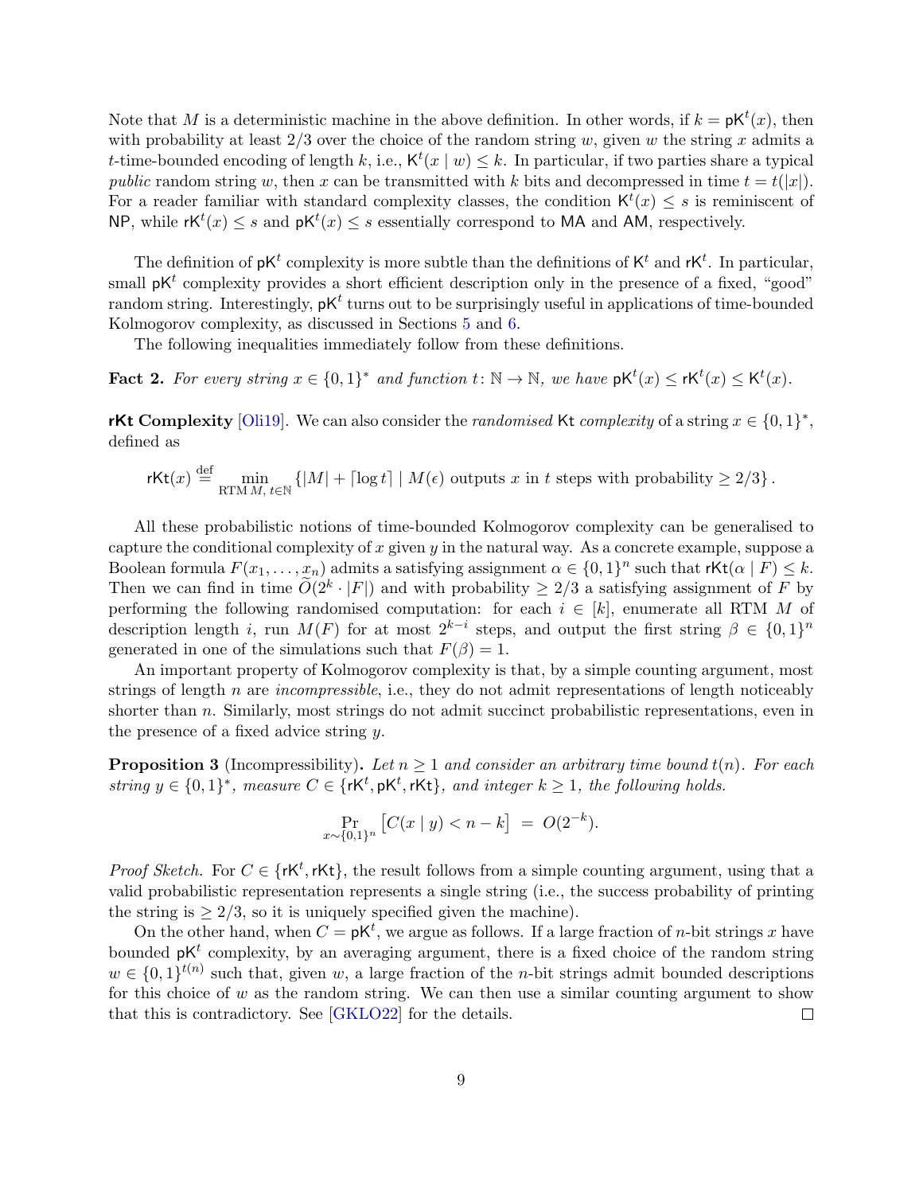Note that $M$ is a deterministic machine in the above definition. In other words, if $k = \mathsf{pK}^t(x)$, then with probability at least $2/3$ over the choice of the random string $w$, given $w$ the string $x$ admits a $t$-time-bounded encoding of length $k$, i.e., $\mathsf{K}^t(x \mid w) \leq k$. In particular, if two parties share a typical *public* random string $w$, then $x$ can be transmitted with $k$ bits and decompressed in time $t = t(|x|)$. For a reader familiar with standard complexity classes, the condition $\mathsf{K}^t(x) \leq s$ is reminiscent of $\mathsf{NP}$, while $\mathsf{rK}^t(x) \leq s$ and $\mathsf{pK}^t(x) \leq s$ essentially correspond to $\mathsf{MA}$ and $\mathsf{AM}$, respectively.

The definition of $\mathsf{pK}^t$ complexity is more subtle than the definitions of $\mathsf{K}^t$ and $\mathsf{rK}^t$. In particular, small $\mathsf{pK}^t$ complexity provides a short efficient description only in the presence of a fixed, "good" random string. Interestingly, $\mathsf{pK}^t$ turns out to be surprisingly useful in applications of time-bounded Kolmogorov complexity, as discussed in Sections 5 and 6.

The following inequalities immediately follow from these definitions.

**Fact 2.** *For every string $x \in \{0,1\}^*$ and function $t \colon \mathbb{N} \to \mathbb{N}$, we have $\mathsf{pK}^t(x) \leq \mathsf{rK}^t(x) \leq \mathsf{K}^t(x)$.*

**rKt Complexity** [Oli19]. We can also consider the *randomised* $\mathsf{Kt}$ *complexity* of a string $x \in \{0,1\}^*$, defined as

$$\mathsf{rKt}(x) \stackrel{\text{def}}{=} \min_{\text{RTM } M,\, t \in \mathbb{N}} \{|M| + \lceil \log t \rceil \mid M(\epsilon) \text{ outputs } x \text{ in } t \text{ steps with probability} \geq 2/3\}.$$

All these probabilistic notions of time-bounded Kolmogorov complexity can be generalised to capture the conditional complexity of $x$ given $y$ in the natural way. As a concrete example, suppose a Boolean formula $F(x_1, \ldots, x_n)$ admits a satisfying assignment $\alpha \in \{0,1\}^n$ such that $\mathsf{rKt}(\alpha \mid F) \leq k$. Then we can find in time $\widetilde{O}(2^k \cdot |F|)$ and with probability $\geq 2/3$ a satisfying assignment of $F$ by performing the following randomised computation: for each $i \in [k]$, enumerate all RTM $M$ of description length $i$, run $M(F)$ for at most $2^{k-i}$ steps, and output the first string $\beta \in \{0,1\}^n$ generated in one of the simulations such that $F(\beta) = 1$.

An important property of Kolmogorov complexity is that, by a simple counting argument, most strings of length $n$ are *incompressible*, i.e., they do not admit representations of length noticeably shorter than $n$. Similarly, most strings do not admit succinct probabilistic representations, even in the presence of a fixed advice string $y$.

**Proposition 3** (Incompressibility)**.** *Let $n \geq 1$ and consider an arbitrary time bound $t(n)$. For each string $y \in \{0,1\}^*$, measure $C \in \{\mathsf{rK}^t, \mathsf{pK}^t, \mathsf{rKt}\}$, and integer $k \geq 1$, the following holds.*

$$\Pr_{x \sim \{0,1\}^n} \left[ C(x \mid y) < n - k \right] \;=\; O(2^{-k}).$$

*Proof Sketch.* For $C \in \{\mathsf{rK}^t, \mathsf{rKt}\}$, the result follows from a simple counting argument, using that a valid probabilistic representation represents a single string (i.e., the success probability of printing the string is $\geq 2/3$, so it is uniquely specified given the machine).

On the other hand, when $C = \mathsf{pK}^t$, we argue as follows. If a large fraction of $n$-bit strings $x$ have bounded $\mathsf{pK}^t$ complexity, by an averaging argument, there is a fixed choice of the random string $w \in \{0,1\}^{t(n)}$ such that, given $w$, a large fraction of the $n$-bit strings admit bounded descriptions for this choice of $w$ as the random string. We can then use a similar counting argument to show that this is contradictory. See [GKLO22] for the details. ∎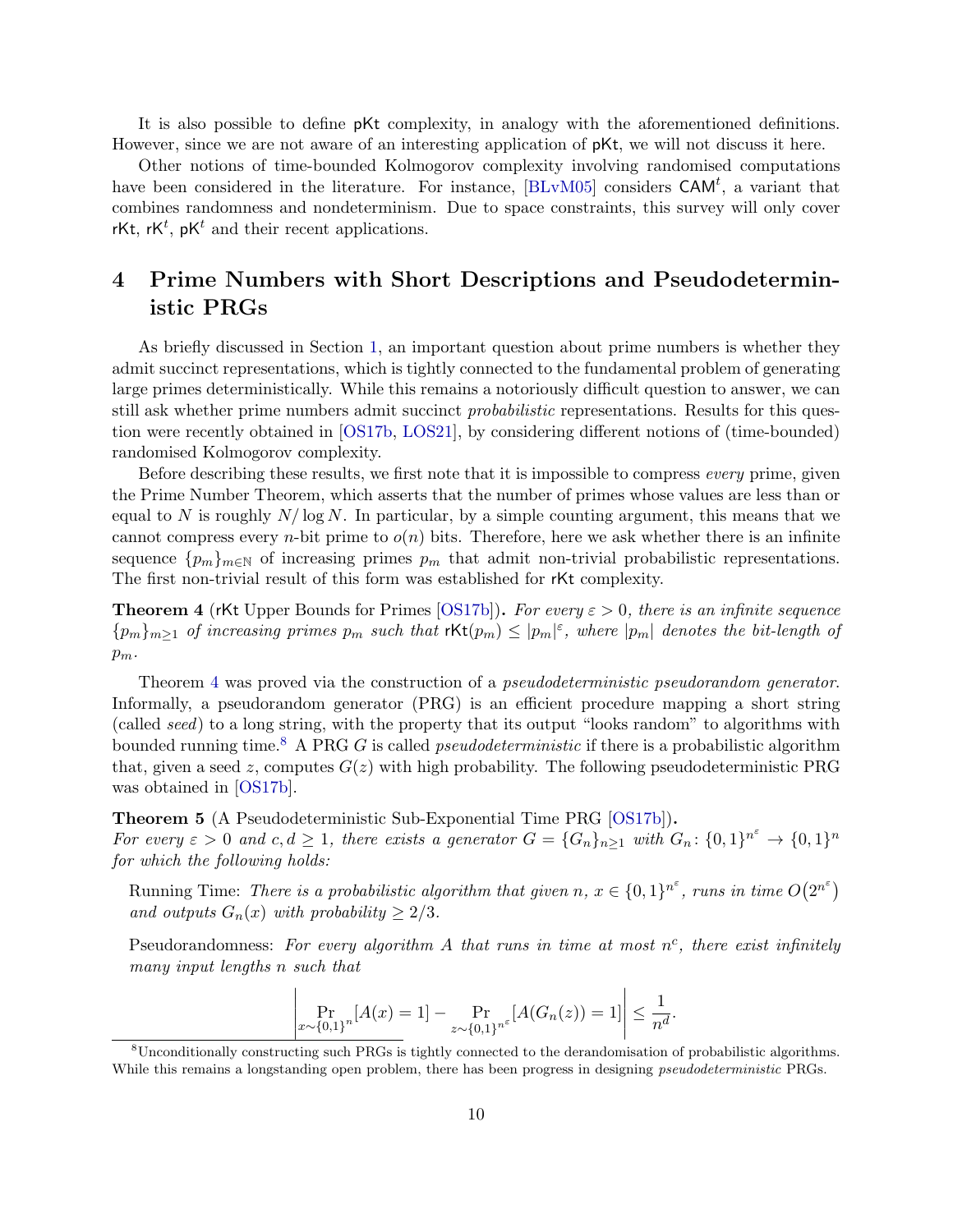It is also possible to define pKt complexity, in analogy with the aforementioned definitions. However, since we are not aware of an interesting application of pKt, we will not discuss it here.

Other notions of time-bounded Kolmogorov complexity involving randomised computations have been considered in the literature. For instance, [BLvM05] considers $\mathsf{CAM}^t$, a variant that combines randomness and nondeterminism. Due to space constraints, this survey will only cover rKt, $\mathsf{rK}^t$, $\mathsf{pK}^t$ and their recent applications.

# 4 Prime Numbers with Short Descriptions and Pseudodeterministic PRGs

As briefly discussed in Section 1, an important question about prime numbers is whether they admit succinct representations, which is tightly connected to the fundamental problem of generating large primes deterministically. While this remains a notoriously difficult question to answer, we can still ask whether prime numbers admit succinct *probabilistic* representations. Results for this question were recently obtained in [OS17b, LOS21], by considering different notions of (time-bounded) randomised Kolmogorov complexity.

Before describing these results, we first note that it is impossible to compress *every* prime, given the Prime Number Theorem, which asserts that the number of primes whose values are less than or equal to $N$ is roughly $N/\log N$. In particular, by a simple counting argument, this means that we cannot compress every $n$-bit prime to $o(n)$ bits. Therefore, here we ask whether there is an infinite sequence $\{p_m\}_{m\in\mathbb{N}}$ of increasing primes $p_m$ that admit non-trivial probabilistic representations. The first non-trivial result of this form was established for rKt complexity.

**Theorem 4** (rKt Upper Bounds for Primes [OS17b])**.** *For every $\varepsilon > 0$, there is an infinite sequence $\{p_m\}_{m\geq 1}$ of increasing primes $p_m$ such that $\mathsf{rKt}(p_m) \leq |p_m|^{\varepsilon}$, where $|p_m|$ denotes the bit-length of $p_m$.*

Theorem 4 was proved via the construction of a *pseudodeterministic pseudorandom generator*. Informally, a pseudorandom generator (PRG) is an efficient procedure mapping a short string (called *seed*) to a long string, with the property that its output "looks random" to algorithms with bounded running time.[8] A PRG $G$ is called *pseudodeterministic* if there is a probabilistic algorithm that, given a seed $z$, computes $G(z)$ with high probability. The following pseudodeterministic PRG was obtained in [OS17b].

**Theorem 5** (A Pseudodeterministic Sub-Exponential Time PRG [OS17b])**.**
*For every $\varepsilon > 0$ and $c, d \geq 1$, there exists a generator $G = \{G_n\}_{n\geq 1}$ with $G_n \colon \{0,1\}^{n^{\varepsilon}} \to \{0,1\}^n$ for which the following holds:*

Running Time: *There is a probabilistic algorithm that given $n$, $x \in \{0,1\}^{n^{\varepsilon}}$, runs in time $O\big(2^{n^{\varepsilon}}\big)$ and outputs $G_n(x)$ with probability $\geq 2/3$.*

Pseudorandomness: *For every algorithm $A$ that runs in time at most $n^c$, there exist infinitely many input lengths $n$ such that*

$$\left| \Pr_{x\sim\{0,1\}^n}[A(x)=1] - \Pr_{z\sim\{0,1\}^{n^{\varepsilon}}}[A(G_n(z))=1] \right| \leq \frac{1}{n^d}.$$

[8] Unconditionally constructing such PRGs is tightly connected to the derandomisation of probabilistic algorithms. While this remains a longstanding open problem, there has been progress in designing *pseudodeterministic* PRGs.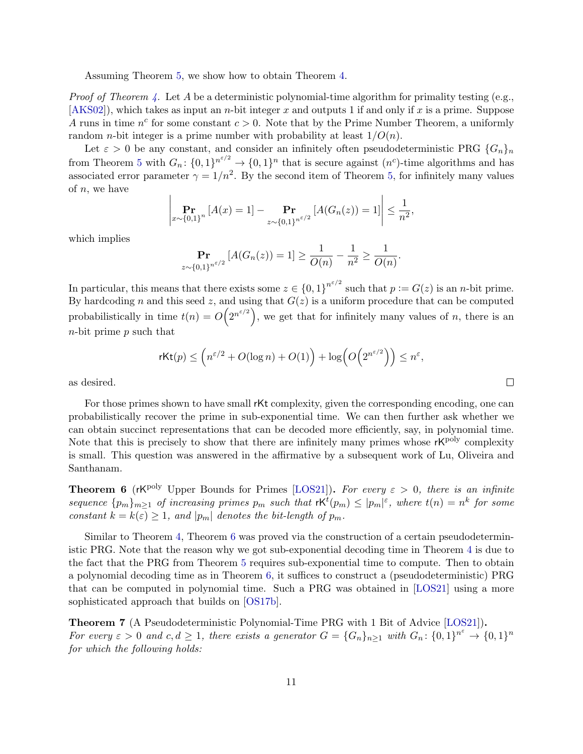Assuming Theorem 5, we show how to obtain Theorem 4.

*Proof of Theorem 4.* Let $A$ be a deterministic polynomial-time algorithm for primality testing (e.g., [AKS02]), which takes as input an $n$-bit integer $x$ and outputs 1 if and only if $x$ is a prime. Suppose $A$ runs in time $n^c$ for some constant $c > 0$. Note that by the Prime Number Theorem, a uniformly random $n$-bit integer is a prime number with probability at least $1/O(n)$.

Let $\varepsilon > 0$ be any constant, and consider an infinitely often pseudodeterministic PRG $\{G_n\}_n$ from Theorem 5 with $G_n \colon \{0,1\}^{n^{\varepsilon/2}} \to \{0,1\}^n$ that is secure against $(n^c)$-time algorithms and has associated error parameter $\gamma = 1/n^2$. By the second item of Theorem 5, for infinitely many values of $n$, we have

$$\left| \Pr_{x \sim \{0,1\}^n} [A(x) = 1] - \Pr_{z \sim \{0,1\}^{n^{\varepsilon/2}}} [A(G_n(z)) = 1] \right| \leq \frac{1}{n^2},$$

which implies

$$\Pr_{z \sim \{0,1\}^{n^{\varepsilon/2}}} [A(G_n(z)) = 1] \geq \frac{1}{O(n)} - \frac{1}{n^2} \geq \frac{1}{O(n)}.$$

In particular, this means that there exists some $z \in \{0,1\}^{n^{\varepsilon/2}}$ such that $p := G(z)$ is an $n$-bit prime. By hardcoding $n$ and this seed $z$, and using that $G(z)$ is a uniform procedure that can be computed probabilistically in time $t(n) = O\left(2^{n^{\varepsilon/2}}\right)$, we get that for infinitely many values of $n$, there is an $n$-bit prime $p$ such that

$$\mathsf{rKt}(p) \leq \left(n^{\varepsilon/2} + O(\log n) + O(1)\right) + \log\left(O\left(2^{n^{\varepsilon/2}}\right)\right) \leq n^{\varepsilon},$$

as desired. $\square$

For those primes shown to have small $\mathsf{rKt}$ complexity, given the corresponding encoding, one can probabilistically recover the prime in sub-exponential time. We can then further ask whether we can obtain succinct representations that can be decoded more efficiently, say, in polynomial time. Note that this is precisely to show that there are infinitely many primes whose $\mathsf{rK}^{\mathrm{poly}}$ complexity is small. This question was answered in the affirmative by a subsequent work of Lu, Oliveira and Santhanam.

**Theorem 6** ($\mathsf{rK}^{\mathrm{poly}}$ Upper Bounds for Primes [LOS21]). *For every $\varepsilon > 0$, there is an infinite sequence $\{p_m\}_{m \geq 1}$ of increasing primes $p_m$ such that $\mathsf{rK}^t(p_m) \leq |p_m|^{\varepsilon}$, where $t(n) = n^k$ for some constant $k = k(\varepsilon) \geq 1$, and $|p_m|$ denotes the bit-length of $p_m$.*

Similar to Theorem 4, Theorem 6 was proved via the construction of a certain pseudodeterministic PRG. Note that the reason why we got sub-exponential decoding time in Theorem 4 is due to the fact that the PRG from Theorem 5 requires sub-exponential time to compute. Then to obtain a polynomial decoding time as in Theorem 6, it suffices to construct a (pseudodeterministic) PRG that can be computed in polynomial time. Such a PRG was obtained in [LOS21] using a more sophisticated approach that builds on [OS17b].

**Theorem 7** (A Pseudodeterministic Polynomial-Time PRG with 1 Bit of Advice [LOS21]). *For every $\varepsilon > 0$ and $c, d \geq 1$, there exists a generator $G = \{G_n\}_{n \geq 1}$ with $G_n \colon \{0,1\}^{n^{\varepsilon}} \to \{0,1\}^n$ for which the following holds:*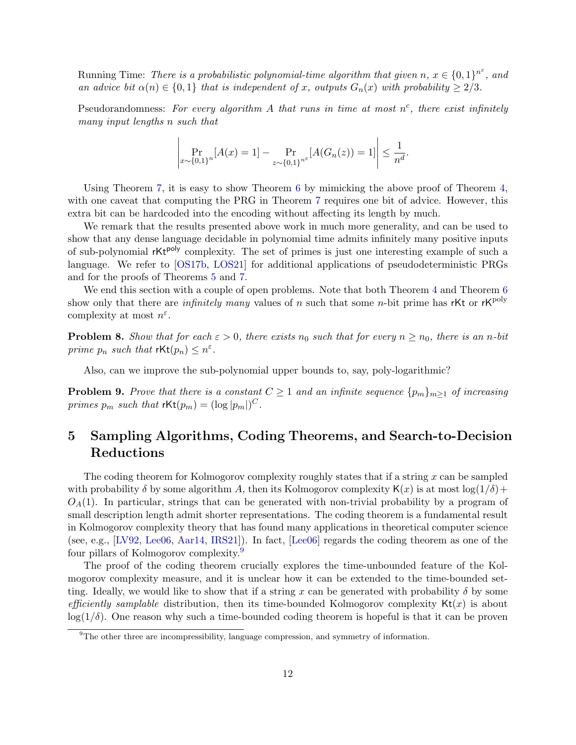Running Time: *There is a probabilistic polynomial-time algorithm that given* $n$, $x \in \{0,1\}^{n^{\varepsilon}}$, *and an advice bit* $\alpha(n) \in \{0,1\}$ *that is independent of* $x$, *outputs* $G_n(x)$ *with probability* $\geq 2/3$.

Pseudorandomness: *For every algorithm* $A$ *that runs in time at most* $n^c$, *there exist infinitely many input lengths* $n$ *such that*

$$\left| \Pr_{x \sim \{0,1\}^n}[A(x) = 1] - \Pr_{z \sim \{0,1\}^{n^{\varepsilon}}}[A(G_n(z)) = 1] \right| \leq \frac{1}{n^d}.$$

Using Theorem 7, it is easy to show Theorem 6 by mimicking the above proof of Theorem 4, with one caveat that computing the PRG in Theorem 7 requires one bit of advice. However, this extra bit can be hardcoded into the encoding without affecting its length by much.

We remark that the results presented above work in much more generality, and can be used to show that any dense language decidable in polynomial time admits infinitely many positive inputs of sub-polynomial $\mathsf{rKt}^{\mathsf{poly}}$ complexity. The set of primes is just one interesting example of such a language. We refer to [OS17b, LOS21] for additional applications of pseudodeterministic PRGs and for the proofs of Theorems 5 and 7.

We end this section with a couple of open problems. Note that both Theorem 4 and Theorem 6 show only that there are *infinitely many* values of $n$ such that some $n$-bit prime has $\mathsf{rKt}$ or $\mathsf{rK}^{\mathrm{poly}}$ complexity at most $n^{\varepsilon}$.

**Problem 8.** *Show that for each* $\varepsilon > 0$, *there exists* $n_0$ *such that for every* $n \geq n_0$, *there is an* $n$*-bit prime* $p_n$ *such that* $\mathsf{rKt}(p_n) \leq n^{\varepsilon}$.

Also, can we improve the sub-polynomial upper bounds to, say, poly-logarithmic?

**Problem 9.** *Prove that there is a constant* $C \geq 1$ *and an infinite sequence* $\{p_m\}_{m \geq 1}$ *of increasing primes* $p_m$ *such that* $\mathsf{rKt}(p_m) = (\log |p_m|)^C$.

# 5 Sampling Algorithms, Coding Theorems, and Search-to-Decision Reductions

The coding theorem for Kolmogorov complexity roughly states that if a string $x$ can be sampled with probability $\delta$ by some algorithm $A$, then its Kolmogorov complexity $\mathsf{K}(x)$ is at most $\log(1/\delta) + O_A(1)$. In particular, strings that can be generated with non-trivial probability by a program of small description length admit shorter representations. The coding theorem is a fundamental result in Kolmogorov complexity theory that has found many applications in theoretical computer science (see, e.g., [LV92, Lee06, Aar14, IRS21]). In fact, [Lee06] regards the coding theorem as one of the four pillars of Kolmogorov complexity.[9]

The proof of the coding theorem crucially explores the time-unbounded feature of the Kolmogorov complexity measure, and it is unclear how it can be extended to the time-bounded setting. Ideally, we would like to show that if a string $x$ can be generated with probability $\delta$ by some *efficiently samplable* distribution, then its time-bounded Kolmogorov complexity $\mathsf{Kt}(x)$ is about $\log(1/\delta)$. One reason why such a time-bounded coding theorem is hopeful is that it can be proven

[9] The other three are incompressibility, language compression, and symmetry of information.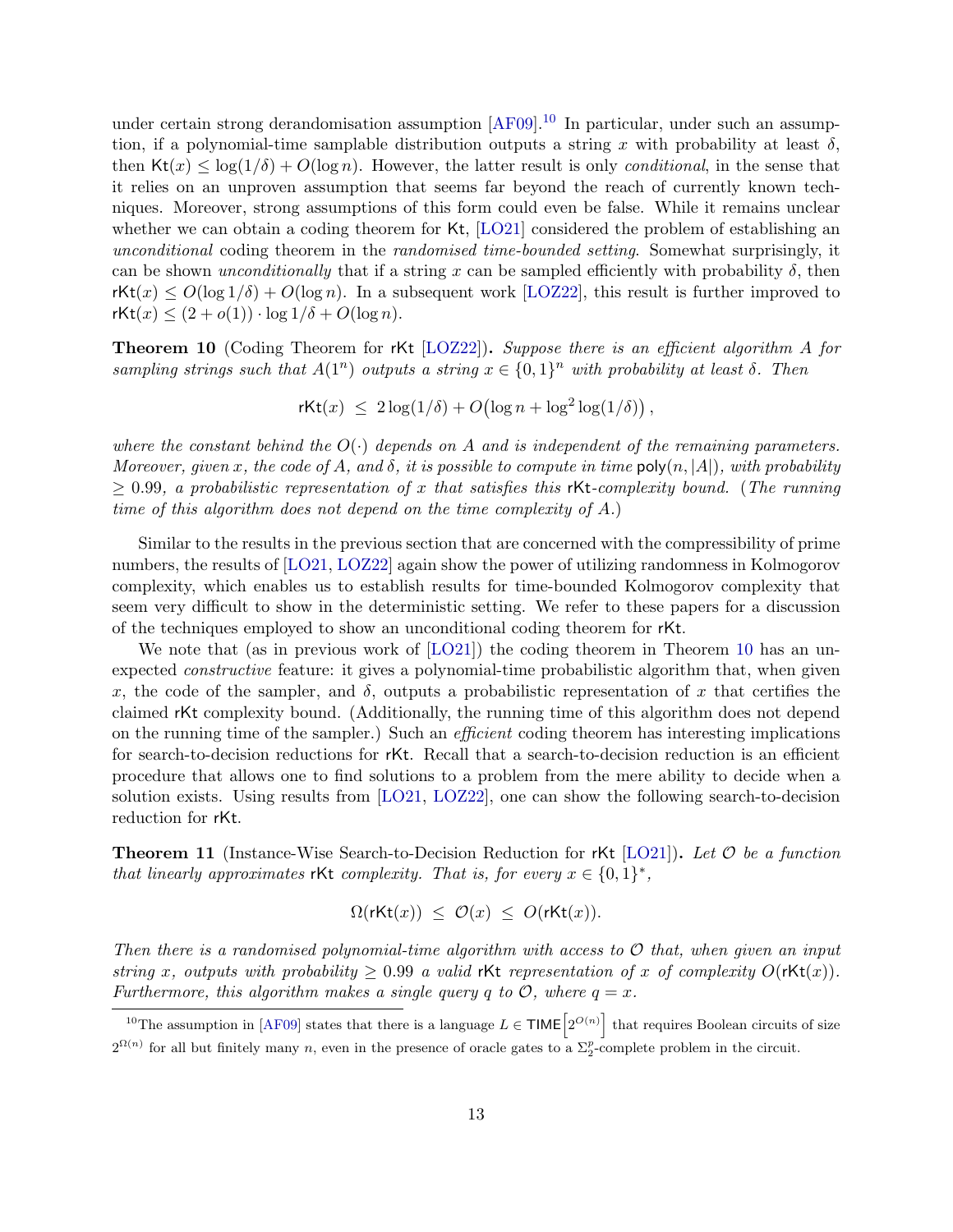under certain strong derandomisation assumption [AF09].[10] In particular, under such an assumption, if a polynomial-time samplable distribution outputs a string $x$ with probability at least $\delta$, then $\mathsf{Kt}(x) \leq \log(1/\delta) + O(\log n)$. However, the latter result is only *conditional*, in the sense that it relies on an unproven assumption that seems far beyond the reach of currently known techniques. Moreover, strong assumptions of this form could even be false. While it remains unclear whether we can obtain a coding theorem for Kt, [LO21] considered the problem of establishing an *unconditional* coding theorem in the *randomised time-bounded setting*. Somewhat surprisingly, it can be shown *unconditionally* that if a string $x$ can be sampled efficiently with probability $\delta$, then $\mathsf{rKt}(x) \leq O(\log 1/\delta) + O(\log n)$. In a subsequent work [LOZ22], this result is further improved to $\mathsf{rKt}(x) \leq (2 + o(1)) \cdot \log 1/\delta + O(\log n)$.

**Theorem 10** (Coding Theorem for rKt [LOZ22])**.** *Suppose there is an efficient algorithm $A$ for sampling strings such that $A(1^n)$ outputs a string $x \in \{0,1\}^n$ with probability at least $\delta$. Then*

$$\mathsf{rKt}(x) \;\leq\; 2\log(1/\delta) + O\big(\log n + \log^2 \log(1/\delta)\big)\,,$$

*where the constant behind the $O(\cdot)$ depends on $A$ and is independent of the remaining parameters. Moreover, given $x$, the code of $A$, and $\delta$, it is possible to compute in time $\mathsf{poly}(n, |A|)$, with probability $\geq 0.99$, a probabilistic representation of $x$ that satisfies this rKt-complexity bound. (The running time of this algorithm does not depend on the time complexity of $A$.)*

Similar to the results in the previous section that are concerned with the compressibility of prime numbers, the results of [LO21, LOZ22] again show the power of utilizing randomness in Kolmogorov complexity, which enables us to establish results for time-bounded Kolmogorov complexity that seem very difficult to show in the deterministic setting. We refer to these papers for a discussion of the techniques employed to show an unconditional coding theorem for rKt.

We note that (as in previous work of [LO21]) the coding theorem in Theorem 10 has an unexpected *constructive* feature: it gives a polynomial-time probabilistic algorithm that, when given $x$, the code of the sampler, and $\delta$, outputs a probabilistic representation of $x$ that certifies the claimed rKt complexity bound. (Additionally, the running time of this algorithm does not depend on the running time of the sampler.) Such an *efficient* coding theorem has interesting implications for search-to-decision reductions for rKt. Recall that a search-to-decision reduction is an efficient procedure that allows one to find solutions to a problem from the mere ability to decide when a solution exists. Using results from [LO21, LOZ22], one can show the following search-to-decision reduction for rKt.

**Theorem 11** (Instance-Wise Search-to-Decision Reduction for rKt [LO21])**.** *Let $\mathcal{O}$ be a function that linearly approximates rKt complexity. That is, for every $x \in \{0,1\}^*$,*

$$\Omega(\mathsf{rKt}(x)) \;\leq\; \mathcal{O}(x) \;\leq\; O(\mathsf{rKt}(x)).$$

*Then there is a randomised polynomial-time algorithm with access to $\mathcal{O}$ that, when given an input string $x$, outputs with probability $\geq 0.99$ a valid rKt representation of $x$ of complexity $O(\mathsf{rKt}(x))$. Furthermore, this algorithm makes a single query $q$ to $\mathcal{O}$, where $q = x$.*

[10] The assumption in [AF09] states that there is a language $L \in \mathsf{TIME}\left[2^{O(n)}\right]$ that requires Boolean circuits of size $2^{\Omega(n)}$ for all but finitely many $n$, even in the presence of oracle gates to a $\Sigma_2^p$-complete problem in the circuit.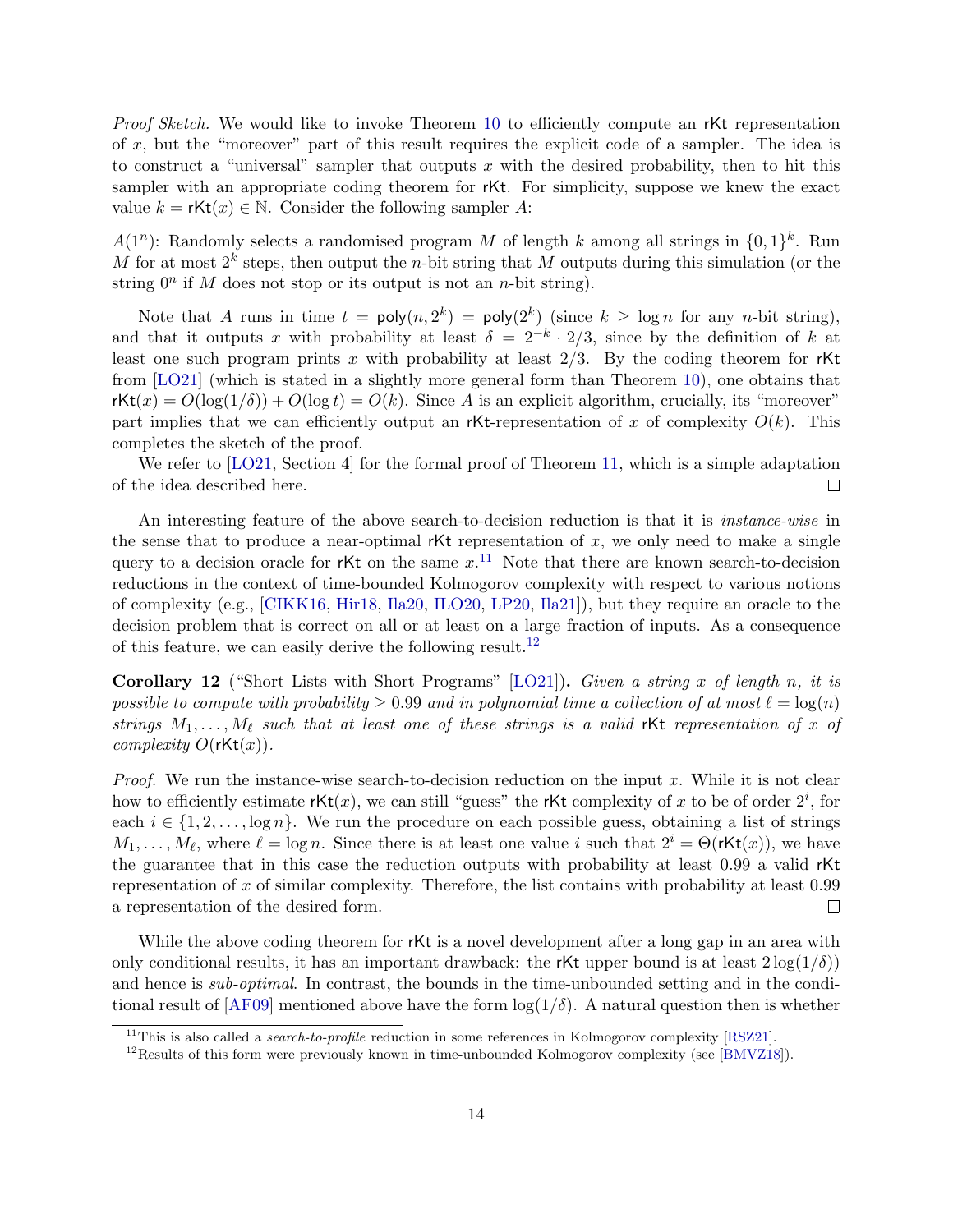*Proof Sketch.* We would like to invoke Theorem 10 to efficiently compute an rKt representation of $x$, but the "moreover" part of this result requires the explicit code of a sampler. The idea is to construct a "universal" sampler that outputs $x$ with the desired probability, then to hit this sampler with an appropriate coding theorem for rKt. For simplicity, suppose we knew the exact value $k = \mathsf{rKt}(x) \in \mathbb{N}$. Consider the following sampler $A$:

$A(1^n)$: Randomly selects a randomised program $M$ of length $k$ among all strings in $\{0,1\}^k$. Run $M$ for at most $2^k$ steps, then output the $n$-bit string that $M$ outputs during this simulation (or the string $0^n$ if $M$ does not stop or its output is not an $n$-bit string).

Note that $A$ runs in time $t = \mathsf{poly}(n, 2^k) = \mathsf{poly}(2^k)$ (since $k \geq \log n$ for any $n$-bit string), and that it outputs $x$ with probability at least $\delta = 2^{-k} \cdot 2/3$, since by the definition of $k$ at least one such program prints $x$ with probability at least $2/3$. By the coding theorem for rKt from [LO21] (which is stated in a slightly more general form than Theorem 10), one obtains that $\mathsf{rKt}(x) = O(\log(1/\delta)) + O(\log t) = O(k)$. Since $A$ is an explicit algorithm, crucially, its "moreover" part implies that we can efficiently output an rKt-representation of $x$ of complexity $O(k)$. This completes the sketch of the proof.

We refer to [LO21, Section 4] for the formal proof of Theorem 11, which is a simple adaptation of the idea described here. ◻

An interesting feature of the above search-to-decision reduction is that it is *instance-wise* in the sense that to produce a near-optimal rKt representation of $x$, we only need to make a single query to a decision oracle for rKt on the same $x$.[11] Note that there are known search-to-decision reductions in the context of time-bounded Kolmogorov complexity with respect to various notions of complexity (e.g., [CIKK16, Hir18, Ila20, ILO20, LP20, Ila21]), but they require an oracle to the decision problem that is correct on all or at least on a large fraction of inputs. As a consequence of this feature, we can easily derive the following result.[12]

**Corollary 12** ("Short Lists with Short Programs" [LO21]). *Given a string $x$ of length $n$, it is possible to compute with probability $\geq 0.99$ and in polynomial time a collection of at most $\ell = \log(n)$ strings $M_1, \ldots, M_\ell$ such that at least one of these strings is a valid* rKt *representation of $x$ of complexity $O(\mathsf{rKt}(x))$.*

*Proof.* We run the instance-wise search-to-decision reduction on the input $x$. While it is not clear how to efficiently estimate $\mathsf{rKt}(x)$, we can still "guess" the rKt complexity of $x$ to be of order $2^i$, for each $i \in \{1, 2, \ldots, \log n\}$. We run the procedure on each possible guess, obtaining a list of strings $M_1, \ldots, M_\ell$, where $\ell = \log n$. Since there is at least one value $i$ such that $2^i = \Theta(\mathsf{rKt}(x))$, we have the guarantee that in this case the reduction outputs with probability at least 0.99 a valid rKt representation of $x$ of similar complexity. Therefore, the list contains with probability at least 0.99 a representation of the desired form. ◻

While the above coding theorem for rKt is a novel development after a long gap in an area with only conditional results, it has an important drawback: the rKt upper bound is at least $2\log(1/\delta))$ and hence is *sub-optimal*. In contrast, the bounds in the time-unbounded setting and in the conditional result of [AF09] mentioned above have the form $\log(1/\delta)$. A natural question then is whether

[11] This is also called a *search-to-profile* reduction in some references in Kolmogorov complexity [RSZ21].

[12] Results of this form were previously known in time-unbounded Kolmogorov complexity (see [BMVZ18]).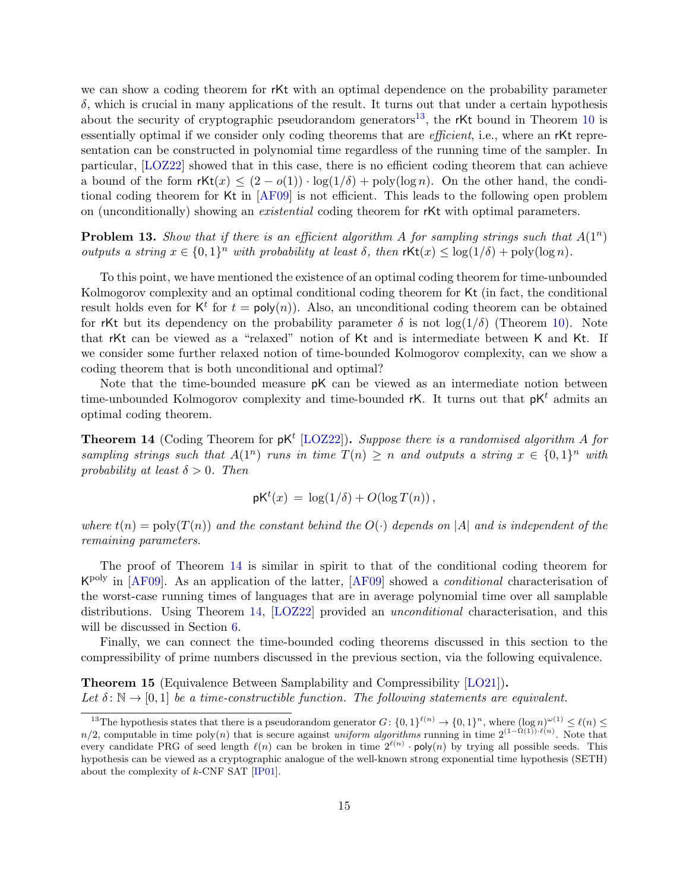we can show a coding theorem for $\mathsf{rKt}$ with an optimal dependence on the probability parameter $\delta$, which is crucial in many applications of the result. It turns out that under a certain hypothesis about the security of cryptographic pseudorandom generators[13], the $\mathsf{rKt}$ bound in Theorem 10 is essentially optimal if we consider only coding theorems that are *efficient*, i.e., where an $\mathsf{rKt}$ representation can be constructed in polynomial time regardless of the running time of the sampler. In particular, [LOZ22] showed that in this case, there is no efficient coding theorem that can achieve a bound of the form $\mathsf{rKt}(x) \leq (2 - o(1)) \cdot \log(1/\delta) + \mathrm{poly}(\log n)$. On the other hand, the conditional coding theorem for $\mathsf{Kt}$ in [AF09] is not efficient. This leads to the following open problem on (unconditionally) showing an *existential* coding theorem for $\mathsf{rKt}$ with optimal parameters.

**Problem 13.** *Show that if there is an efficient algorithm $A$ for sampling strings such that $A(1^n)$ outputs a string $x \in \{0,1\}^n$ with probability at least $\delta$, then $\mathsf{rKt}(x) \leq \log(1/\delta) + \mathrm{poly}(\log n)$.*

To this point, we have mentioned the existence of an optimal coding theorem for time-unbounded Kolmogorov complexity and an optimal conditional coding theorem for $\mathsf{Kt}$ (in fact, the conditional result holds even for $\mathsf{K}^t$ for $t = \mathsf{poly}(n)$). Also, an unconditional coding theorem can be obtained for $\mathsf{rKt}$ but its dependency on the probability parameter $\delta$ is not $\log(1/\delta)$ (Theorem 10). Note that $\mathsf{rKt}$ can be viewed as a "relaxed" notion of $\mathsf{Kt}$ and is intermediate between $\mathsf{K}$ and $\mathsf{Kt}$. If we consider some further relaxed notion of time-bounded Kolmogorov complexity, can we show a coding theorem that is both unconditional and optimal?

Note that the time-bounded measure $\mathsf{pK}$ can be viewed as an intermediate notion between time-unbounded Kolmogorov complexity and time-bounded $\mathsf{rK}$. It turns out that $\mathsf{pK}^t$ admits an optimal coding theorem.

**Theorem 14** (Coding Theorem for $\mathsf{pK}^t$ [LOZ22])**.** *Suppose there is a randomised algorithm $A$ for sampling strings such that $A(1^n)$ runs in time $T(n) \geq n$ and outputs a string $x \in \{0,1\}^n$ with probability at least $\delta > 0$. Then*

$$\mathsf{pK}^t(x) \;=\; \log(1/\delta) + O(\log T(n)),$$

*where $t(n) = \mathrm{poly}(T(n))$ and the constant behind the $O(\cdot)$ depends on $|A|$ and is independent of the remaining parameters.*

The proof of Theorem 14 is similar in spirit to that of the conditional coding theorem for $\mathsf{K}^{\mathrm{poly}}$ in [AF09]. As an application of the latter, [AF09] showed a *conditional* characterisation of the worst-case running times of languages that are in average polynomial time over all samplable distributions. Using Theorem 14, [LOZ22] provided an *unconditional* characterisation, and this will be discussed in Section 6.

Finally, we can connect the time-bounded coding theorems discussed in this section to the compressibility of prime numbers discussed in the previous section, via the following equivalence.

**Theorem 15** (Equivalence Between Samplability and Compressibility [LO21])**.**
*Let $\delta \colon \mathbb{N} \to [0,1]$ be a time-constructible function. The following statements are equivalent.*

---

[13] The hypothesis states that there is a pseudorandom generator $G \colon \{0,1\}^{\ell(n)} \to \{0,1\}^n$, where $(\log n)^{\omega(1)} \leq \ell(n) \leq n/2$, computable in time $\mathrm{poly}(n)$ that is secure against *uniform algorithms* running in time $2^{(1-\Omega(1))\cdot \ell(n)}$. Note that every candidate PRG of seed length $\ell(n)$ can be broken in time $2^{\ell(n)} \cdot \mathsf{poly}(n)$ by trying all possible seeds. This hypothesis can be viewed as a cryptographic analogue of the well-known strong exponential time hypothesis (SETH) about the complexity of $k$-CNF SAT [IP01].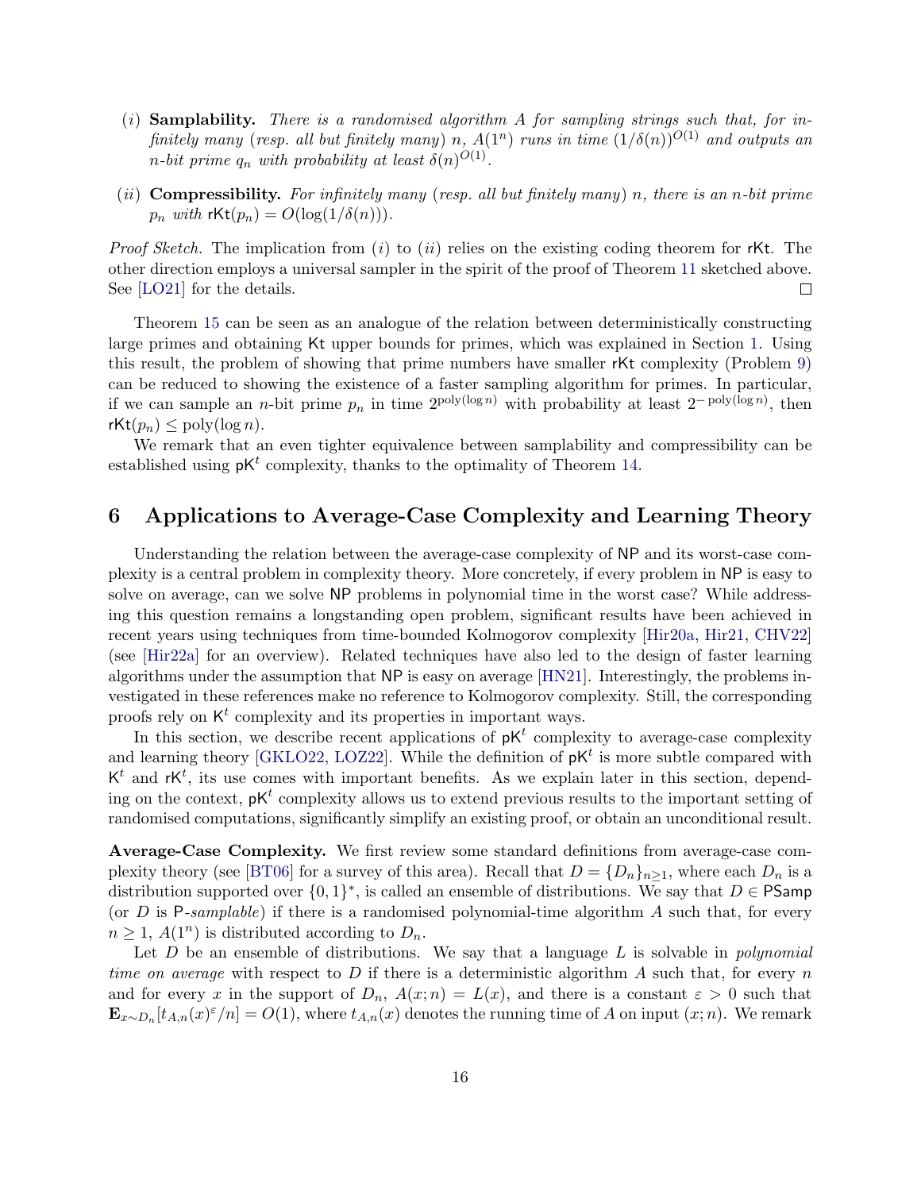(*i*) **Samplability.** *There is a randomised algorithm $A$ for sampling strings such that, for infinitely many (resp. all but finitely many) $n$, $A(1^n)$ runs in time $(1/\delta(n))^{O(1)}$ and outputs an $n$-bit prime $q_n$ with probability at least $\delta(n)^{O(1)}$.*

(*ii*) **Compressibility.** *For infinitely many (resp. all but finitely many) $n$, there is an $n$-bit prime $p_n$ with $\mathsf{rKt}(p_n) = O(\log(1/\delta(n)))$.*

*Proof Sketch.* The implication from (*i*) to (*ii*) relies on the existing coding theorem for rKt. The other direction employs a universal sampler in the spirit of the proof of Theorem 11 sketched above. See [LO21] for the details. □

Theorem 15 can be seen as an analogue of the relation between deterministically constructing large primes and obtaining Kt upper bounds for primes, which was explained in Section 1. Using this result, the problem of showing that prime numbers have smaller rKt complexity (Problem 9) can be reduced to showing the existence of a faster sampling algorithm for primes. In particular, if we can sample an $n$-bit prime $p_n$ in time $2^{\mathrm{poly}(\log n)}$ with probability at least $2^{-\mathrm{poly}(\log n)}$, then $\mathsf{rKt}(p_n) \leq \mathrm{poly}(\log n)$.

We remark that an even tighter equivalence between samplability and compressibility can be established using $\mathsf{pK}^t$ complexity, thanks to the optimality of Theorem 14.

## 6 Applications to Average-Case Complexity and Learning Theory

Understanding the relation between the average-case complexity of NP and its worst-case complexity is a central problem in complexity theory. More concretely, if every problem in NP is easy to solve on average, can we solve NP problems in polynomial time in the worst case? While addressing this question remains a longstanding open problem, significant results have been achieved in recent years using techniques from time-bounded Kolmogorov complexity [Hir20a, Hir21, CHV22] (see [Hir22a] for an overview). Related techniques have also led to the design of faster learning algorithms under the assumption that NP is easy on average [HN21]. Interestingly, the problems investigated in these references make no reference to Kolmogorov complexity. Still, the corresponding proofs rely on $\mathsf{K}^t$ complexity and its properties in important ways.

In this section, we describe recent applications of $\mathsf{pK}^t$ complexity to average-case complexity and learning theory [GKLO22, LOZ22]. While the definition of $\mathsf{pK}^t$ is more subtle compared with $\mathsf{K}^t$ and $\mathsf{rK}^t$, its use comes with important benefits. As we explain later in this section, depending on the context, $\mathsf{pK}^t$ complexity allows us to extend previous results to the important setting of randomised computations, significantly simplify an existing proof, or obtain an unconditional result.

**Average-Case Complexity.** We first review some standard definitions from average-case complexity theory (see [BT06] for a survey of this area). Recall that $D = \{D_n\}_{n \geq 1}$, where each $D_n$ is a distribution supported over $\{0,1\}^*$, is called an ensemble of distributions. We say that $D \in \mathsf{PSamp}$ (or $D$ is P-*samplable*) if there is a randomised polynomial-time algorithm $A$ such that, for every $n \geq 1$, $A(1^n)$ is distributed according to $D_n$.

Let $D$ be an ensemble of distributions. We say that a language $L$ is solvable in *polynomial time on average* with respect to $D$ if there is a deterministic algorithm $A$ such that, for every $n$ and for every $x$ in the support of $D_n$, $A(x; n) = L(x)$, and there is a constant $\varepsilon > 0$ such that $\mathbf{E}_{x \sim D_n}[t_{A,n}(x)^{\varepsilon}/n] = O(1)$, where $t_{A,n}(x)$ denotes the running time of $A$ on input $(x; n)$. We remark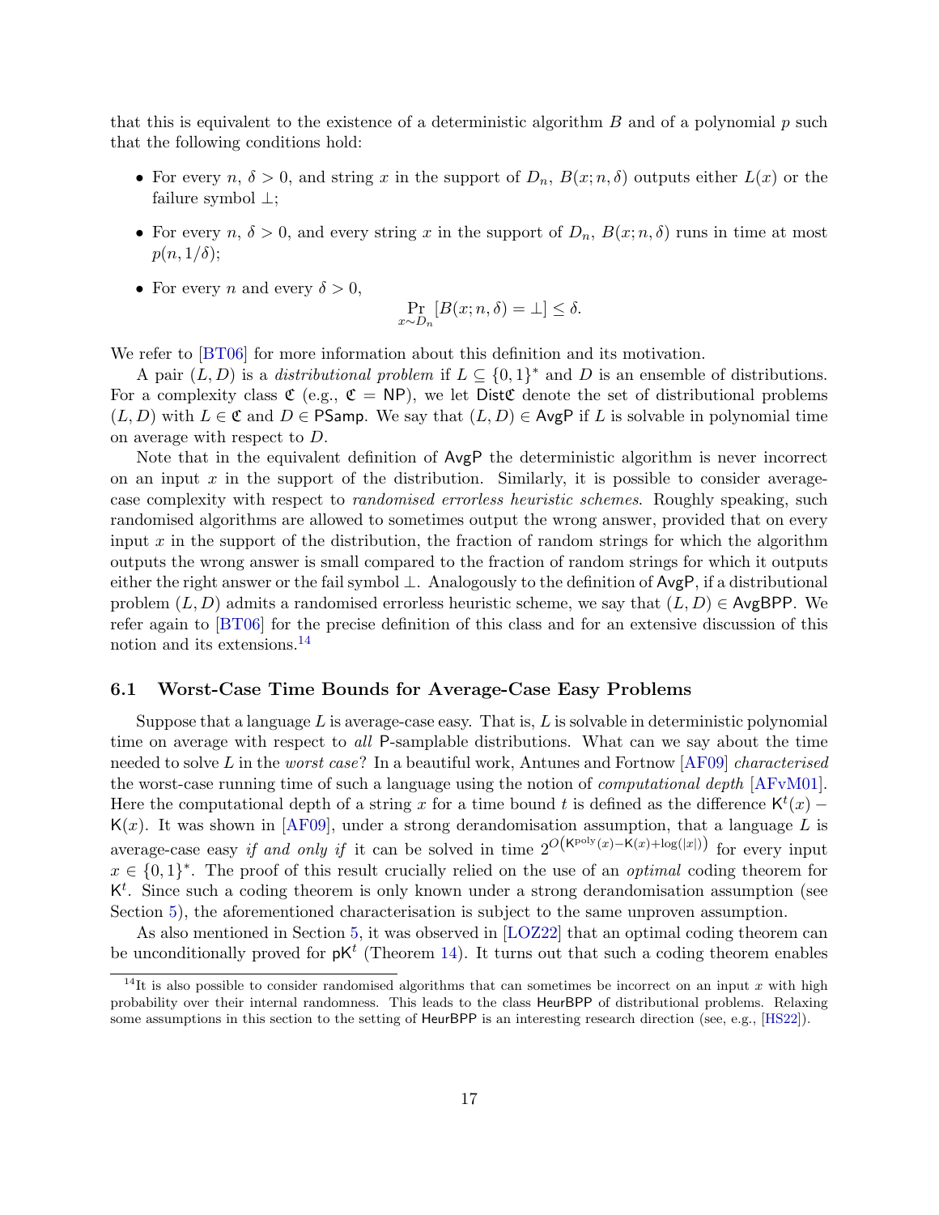that this is equivalent to the existence of a deterministic algorithm $B$ and of a polynomial $p$ such that the following conditions hold:

- For every $n$, $\delta > 0$, and string $x$ in the support of $D_n$, $B(x; n, \delta)$ outputs either $L(x)$ or the failure symbol $\perp$;
- For every $n$, $\delta > 0$, and every string $x$ in the support of $D_n$, $B(x; n, \delta)$ runs in time at most $p(n, 1/\delta)$;
- For every $n$ and every $\delta > 0$,

$$\Pr_{x \sim D_n}[B(x; n, \delta) = \perp] \leq \delta.$$

We refer to [BT06] for more information about this definition and its motivation.

A pair $(L, D)$ is a *distributional problem* if $L \subseteq \{0,1\}^*$ and $D$ is an ensemble of distributions. For a complexity class $\mathfrak{C}$ (e.g., $\mathfrak{C} = \mathsf{NP}$), we let $\mathsf{Dist}\mathfrak{C}$ denote the set of distributional problems $(L, D)$ with $L \in \mathfrak{C}$ and $D \in \mathsf{PSamp}$. We say that $(L, D) \in \mathsf{AvgP}$ if $L$ is solvable in polynomial time on average with respect to $D$.

Note that in the equivalent definition of $\mathsf{AvgP}$ the deterministic algorithm is never incorrect on an input $x$ in the support of the distribution. Similarly, it is possible to consider average-case complexity with respect to *randomised errorless heuristic schemes*. Roughly speaking, such randomised algorithms are allowed to sometimes output the wrong answer, provided that on every input $x$ in the support of the distribution, the fraction of random strings for which the algorithm outputs the wrong answer is small compared to the fraction of random strings for which it outputs either the right answer or the fail symbol $\perp$. Analogously to the definition of $\mathsf{AvgP}$, if a distributional problem $(L, D)$ admits a randomised errorless heuristic scheme, we say that $(L, D) \in \mathsf{AvgBPP}$. We refer again to [BT06] for the precise definition of this class and for an extensive discussion of this notion and its extensions.[14]

## 6.1 Worst-Case Time Bounds for Average-Case Easy Problems

Suppose that a language $L$ is average-case easy. That is, $L$ is solvable in deterministic polynomial time on average with respect to *all* $\mathsf{P}$-samplable distributions. What can we say about the time needed to solve $L$ in the *worst case*? In a beautiful work, Antunes and Fortnow [AF09] *characterised* the worst-case running time of such a language using the notion of *computational depth* [AFvM01]. Here the computational depth of a string $x$ for a time bound $t$ is defined as the difference $\mathsf{K}^t(x) - \mathsf{K}(x)$. It was shown in [AF09], under a strong derandomisation assumption, that a language $L$ is average-case easy *if and only if* it can be solved in time $2^{O\left(\mathsf{K}^{\mathrm{poly}}(x) - \mathsf{K}(x) + \log(|x|)\right)}$ for every input $x \in \{0,1\}^*$. The proof of this result crucially relied on the use of an *optimal* coding theorem for $\mathsf{K}^t$. Since such a coding theorem is only known under a strong derandomisation assumption (see Section 5), the aforementioned characterisation is subject to the same unproven assumption.

As also mentioned in Section 5, it was observed in [LOZ22] that an optimal coding theorem can be unconditionally proved for $\mathsf{pK}^t$ (Theorem 14). It turns out that such a coding theorem enables

[14] It is also possible to consider randomised algorithms that can sometimes be incorrect on an input $x$ with high probability over their internal randomness. This leads to the class $\mathsf{HeurBPP}$ of distributional problems. Relaxing some assumptions in this section to the setting of $\mathsf{HeurBPP}$ is an interesting research direction (see, e.g., [HS22]).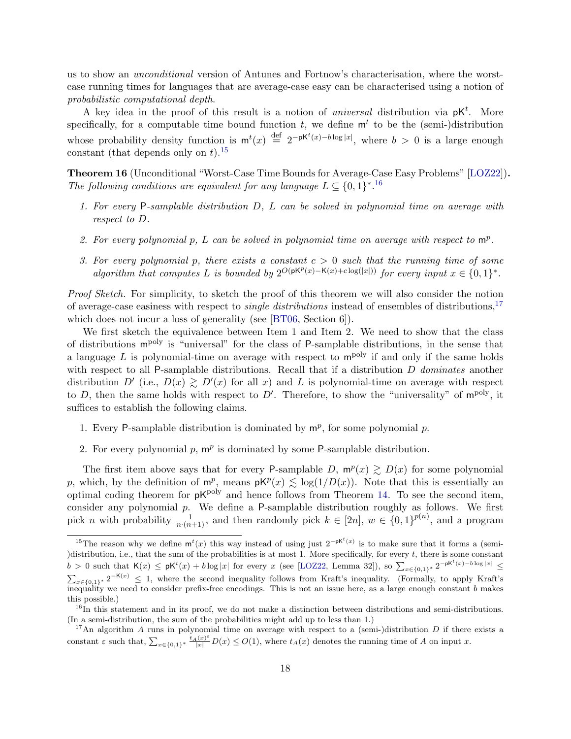us to show an *unconditional* version of Antunes and Fortnow's characterisation, where the worst-case running times for languages that are average-case easy can be characterised using a notion of *probabilistic computational depth*.

A key idea in the proof of this result is a notion of *universal* distribution via $\mathsf{pK}^t$. More specifically, for a computable time bound function $t$, we define $\mathsf{m}^t$ to be the (semi-)distribution whose probability density function is $\mathsf{m}^t(x) \stackrel{\text{def}}{=} 2^{-\mathsf{pK}^t(x) - b\log|x|}$, where $b > 0$ is a large enough constant (that depends only on $t$).[15]

**Theorem 16** (Unconditional "Worst-Case Time Bounds for Average-Case Easy Problems" [LOZ22])**.** *The following conditions are equivalent for any language $L \subseteq \{0,1\}^*$.*[16]

1. *For every* P*-samplable distribution $D$, $L$ can be solved in polynomial time on average with respect to $D$.*
2. *For every polynomial $p$, $L$ can be solved in polynomial time on average with respect to $\mathsf{m}^p$.*
3. *For every polynomial $p$, there exists a constant $c > 0$ such that the running time of some algorithm that computes $L$ is bounded by $2^{O(\mathsf{pK}^p(x) - \mathsf{K}(x) + c\log(|x|))}$ for every input $x \in \{0,1\}^*$.*

*Proof Sketch.* For simplicity, to sketch the proof of this theorem we will also consider the notion of average-case easiness with respect to *single distributions* instead of ensembles of distributions,[17] which does not incur a loss of generality (see [BT06, Section 6]).

We first sketch the equivalence between Item 1 and Item 2. We need to show that the class of distributions $\mathsf{m}^{\mathrm{poly}}$ is "universal" for the class of P-samplable distributions, in the sense that a language $L$ is polynomial-time on average with respect to $\mathsf{m}^{\mathrm{poly}}$ if and only if the same holds with respect to all P-samplable distributions. Recall that if a distribution $D$ *dominates* another distribution $D'$ (i.e., $D(x) \gtrsim D'(x)$ for all $x$) and $L$ is polynomial-time on average with respect to $D$, then the same holds with respect to $D'$. Therefore, to show the "universality" of $\mathsf{m}^{\mathrm{poly}}$, it suffices to establish the following claims.

1. Every P-samplable distribution is dominated by $\mathsf{m}^p$, for some polynomial $p$.
2. For every polynomial $p$, $\mathsf{m}^p$ is dominated by some P-samplable distribution.

The first item above says that for every P-samplable $D$, $\mathsf{m}^p(x) \gtrsim D(x)$ for some polynomial $p$, which, by the definition of $\mathsf{m}^p$, means $\mathsf{pK}^p(x) \lesssim \log(1/D(x))$. Note that this is essentially an optimal coding theorem for $\mathsf{pK}^{\mathrm{poly}}$ and hence follows from Theorem 14. To see the second item, consider any polynomial $p$. We define a P-samplable distribution roughly as follows. We first pick $n$ with probability $\frac{1}{n\cdot(n+1)}$, and then randomly pick $k \in [2n]$, $w \in \{0,1\}^{p(n)}$, and a program

---

[15] The reason why we define $\mathsf{m}^t(x)$ this way instead of using just $2^{-\mathsf{pK}^t(x)}$ is to make sure that it forms a (semi-)distribution, i.e., that the sum of the probabilities is at most 1. More specifically, for every $t$, there is some constant $b > 0$ such that $\mathsf{K}(x) \leq \mathsf{pK}^t(x) + b\log|x|$ for every $x$ (see [LOZ22, Lemma 32]), so $\sum_{x\in\{0,1\}^*} 2^{-\mathsf{pK}^t(x) - b\log|x|} \leq \sum_{x\in\{0,1\}^*} 2^{-\mathsf{K}(x)} \leq 1$, where the second inequality follows from Kraft's inequality. (Formally, to apply Kraft's inequality we need to consider prefix-free encodings. This is not an issue here, as a large enough constant $b$ makes this possible.)

[16] In this statement and in its proof, we do not make a distinction between distributions and semi-distributions. (In a semi-distribution, the sum of the probabilities might add up to less than 1.)

[17] An algorithm $A$ runs in polynomial time on average with respect to a (semi-)distribution $D$ if there exists a constant $\varepsilon$ such that, $\sum_{x\in\{0,1\}^*} \frac{t_A(x)^\varepsilon}{|x|} D(x) \leq O(1)$, where $t_A(x)$ denotes the running time of $A$ on input $x$.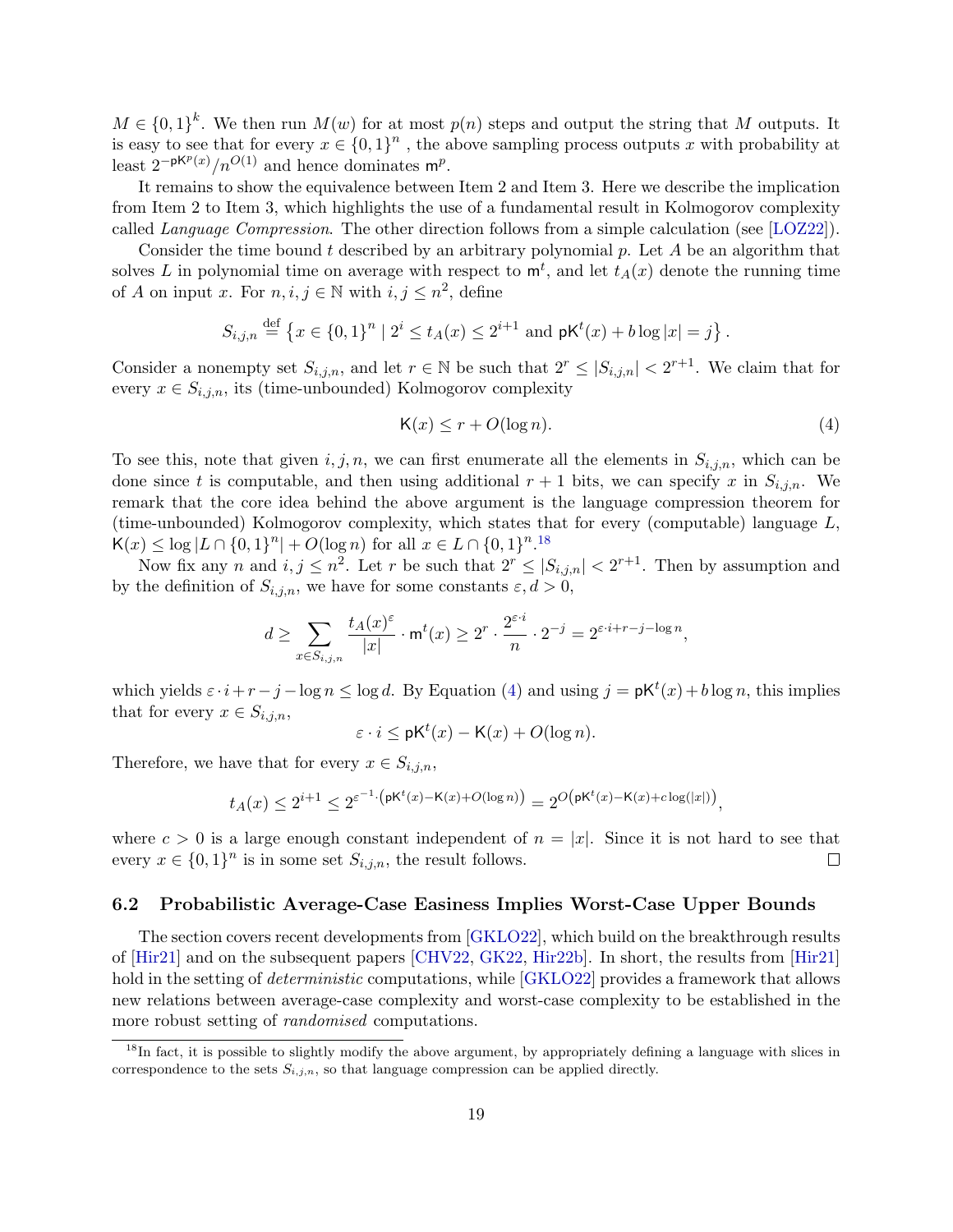$M \in \{0,1\}^k$. We then run $M(w)$ for at most $p(n)$ steps and output the string that $M$ outputs. It is easy to see that for every $x \in \{0,1\}^n$ , the above sampling process outputs $x$ with probability at least $2^{-\mathsf{pK}^p(x)}/n^{O(1)}$ and hence dominates $\mathsf{m}^p$.

It remains to show the equivalence between Item 2 and Item 3. Here we describe the implication from Item 2 to Item 3, which highlights the use of a fundamental result in Kolmogorov complexity called *Language Compression*. The other direction follows from a simple calculation (see [LOZ22]).

Consider the time bound $t$ described by an arbitrary polynomial $p$. Let $A$ be an algorithm that solves $L$ in polynomial time on average with respect to $\mathsf{m}^t$, and let $t_A(x)$ denote the running time of $A$ on input $x$. For $n, i, j \in \mathbb{N}$ with $i, j \leq n^2$, define

$$S_{i,j,n} \stackrel{\text{def}}{=} \left\{ x \in \{0,1\}^n \mid 2^i \leq t_A(x) \leq 2^{i+1} \text{ and } \mathsf{pK}^t(x) + b \log |x| = j \right\}.$$

Consider a nonempty set $S_{i,j,n}$, and let $r \in \mathbb{N}$ be such that $2^r \leq |S_{i,j,n}| < 2^{r+1}$. We claim that for every $x \in S_{i,j,n}$, its (time-unbounded) Kolmogorov complexity

$$\mathsf{K}(x) \leq r + O(\log n). \tag{4}$$

To see this, note that given $i, j, n$, we can first enumerate all the elements in $S_{i,j,n}$, which can be done since $t$ is computable, and then using additional $r+1$ bits, we can specify $x$ in $S_{i,j,n}$. We remark that the core idea behind the above argument is the language compression theorem for (time-unbounded) Kolmogorov complexity, which states that for every (computable) language $L$, $\mathsf{K}(x) \leq \log |L \cap \{0,1\}^n| + O(\log n)$ for all $x \in L \cap \{0,1\}^n$.[18]

Now fix any $n$ and $i, j \leq n^2$. Let $r$ be such that $2^r \leq |S_{i,j,n}| < 2^{r+1}$. Then by assumption and by the definition of $S_{i,j,n}$, we have for some constants $\varepsilon, d > 0$,

$$d \geq \sum_{x \in S_{i,j,n}} \frac{t_A(x)^\varepsilon}{|x|} \cdot \mathsf{m}^t(x) \geq 2^r \cdot \frac{2^{\varepsilon \cdot i}}{n} \cdot 2^{-j} = 2^{\varepsilon \cdot i + r - j - \log n},$$

which yields $\varepsilon \cdot i + r - j - \log n \leq \log d$. By Equation (4) and using $j = \mathsf{pK}^t(x) + b \log n$, this implies that for every $x \in S_{i,j,n}$,

$$\varepsilon \cdot i \leq \mathsf{pK}^t(x) - \mathsf{K}(x) + O(\log n).$$

Therefore, we have that for every $x \in S_{i,j,n}$,

$$t_A(x) \leq 2^{i+1} \leq 2^{\varepsilon^{-1} \cdot \left(\mathsf{pK}^t(x) - \mathsf{K}(x) + O(\log n)\right)} = 2^{O\left(\mathsf{pK}^t(x) - \mathsf{K}(x) + c \log(|x|)\right)},$$

where $c > 0$ is a large enough constant independent of $n = |x|$. Since it is not hard to see that every $x \in \{0,1\}^n$ is in some set $S_{i,j,n}$, the result follows. □

## 6.2 Probabilistic Average-Case Easiness Implies Worst-Case Upper Bounds

The section covers recent developments from [GKLO22], which build on the breakthrough results of [Hir21] and on the subsequent papers [CHV22, GK22, Hir22b]. In short, the results from [Hir21] hold in the setting of *deterministic* computations, while [GKLO22] provides a framework that allows new relations between average-case complexity and worst-case complexity to be established in the more robust setting of *randomised* computations.

[18] In fact, it is possible to slightly modify the above argument, by appropriately defining a language with slices in correspondence to the sets $S_{i,j,n}$, so that language compression can be applied directly.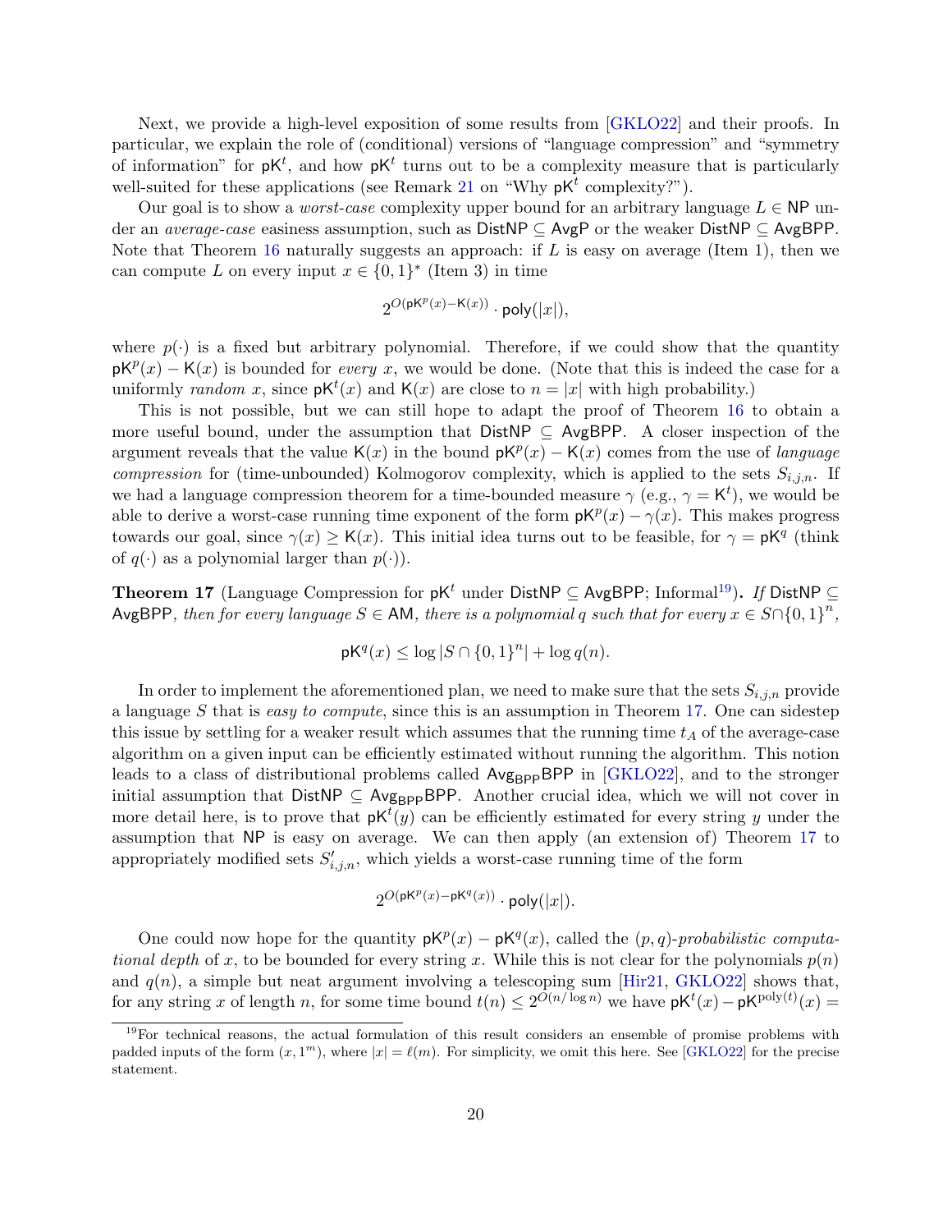Next, we provide a high-level exposition of some results from [GKLO22] and their proofs. In particular, we explain the role of (conditional) versions of "language compression" and "symmetry of information" for $\mathsf{pK}^t$, and how $\mathsf{pK}^t$ turns out to be a complexity measure that is particularly well-suited for these applications (see Remark 21 on "Why $\mathsf{pK}^t$ complexity?").

Our goal is to show a *worst-case* complexity upper bound for an arbitrary language $L \in \mathsf{NP}$ under an *average-case* easiness assumption, such as $\mathsf{DistNP} \subseteq \mathsf{AvgP}$ or the weaker $\mathsf{DistNP} \subseteq \mathsf{AvgBPP}$. Note that Theorem 16 naturally suggests an approach: if $L$ is easy on average (Item 1), then we can compute $L$ on every input $x \in \{0,1\}^*$ (Item 3) in time

$$2^{O(\mathsf{pK}^p(x) - \mathsf{K}(x))} \cdot \mathsf{poly}(|x|),$$

where $p(\cdot)$ is a fixed but arbitrary polynomial. Therefore, if we could show that the quantity $\mathsf{pK}^p(x) - \mathsf{K}(x)$ is bounded for *every* $x$, we would be done. (Note that this is indeed the case for a uniformly *random* $x$, since $\mathsf{pK}^t(x)$ and $\mathsf{K}(x)$ are close to $n = |x|$ with high probability.)

This is not possible, but we can still hope to adapt the proof of Theorem 16 to obtain a more useful bound, under the assumption that $\mathsf{DistNP} \subseteq \mathsf{AvgBPP}$. A closer inspection of the argument reveals that the value $\mathsf{K}(x)$ in the bound $\mathsf{pK}^p(x) - \mathsf{K}(x)$ comes from the use of *language compression* for (time-unbounded) Kolmogorov complexity, which is applied to the sets $S_{i,j,n}$. If we had a language compression theorem for a time-bounded measure $\gamma$ (e.g., $\gamma = \mathsf{K}^t$), we would be able to derive a worst-case running time exponent of the form $\mathsf{pK}^p(x) - \gamma(x)$. This makes progress towards our goal, since $\gamma(x) \geq \mathsf{K}(x)$. This initial idea turns out to be feasible, for $\gamma = \mathsf{pK}^q$ (think of $q(\cdot)$ as a polynomial larger than $p(\cdot)$).

**Theorem 17** (Language Compression for $\mathsf{pK}^t$ under $\mathsf{DistNP} \subseteq \mathsf{AvgBPP}$; Informal[19])**.** *If* $\mathsf{DistNP} \subseteq \mathsf{AvgBPP}$*, then for every language* $S \in \mathsf{AM}$*, there is a polynomial* $q$ *such that for every* $x \in S \cap \{0,1\}^n$*,*

$$\mathsf{pK}^q(x) \leq \log |S \cap \{0,1\}^n| + \log q(n).$$

In order to implement the aforementioned plan, we need to make sure that the sets $S_{i,j,n}$ provide a language $S$ that is *easy to compute*, since this is an assumption in Theorem 17. One can sidestep this issue by settling for a weaker result which assumes that the running time $t_A$ of the average-case algorithm on a given input can be efficiently estimated without running the algorithm. This notion leads to a class of distributional problems called $\mathsf{Avg}_{\mathsf{BPP}}\mathsf{BPP}$ in [GKLO22], and to the stronger initial assumption that $\mathsf{DistNP} \subseteq \mathsf{Avg}_{\mathsf{BPP}}\mathsf{BPP}$. Another crucial idea, which we will not cover in more detail here, is to prove that $\mathsf{pK}^t(y)$ can be efficiently estimated for every string $y$ under the assumption that $\mathsf{NP}$ is easy on average. We can then apply (an extension of) Theorem 17 to appropriately modified sets $S'_{i,j,n}$, which yields a worst-case running time of the form

$$2^{O(\mathsf{pK}^p(x) - \mathsf{pK}^q(x))} \cdot \mathsf{poly}(|x|).$$

One could now hope for the quantity $\mathsf{pK}^p(x) - \mathsf{pK}^q(x)$, called the $(p,q)$-*probabilistic computational depth* of $x$, to be bounded for every string $x$. While this is not clear for the polynomials $p(n)$ and $q(n)$, a simple but neat argument involving a telescoping sum [Hir21, GKLO22] shows that, for any string $x$ of length $n$, for some time bound $t(n) \leq 2^{O(n/\log n)}$ we have $\mathsf{pK}^t(x) - \mathsf{pK}^{\mathrm{poly}(t)}(x) =$

[19] For technical reasons, the actual formulation of this result considers an ensemble of promise problems with padded inputs of the form $(x, 1^m)$, where $|x| = \ell(m)$. For simplicity, we omit this here. See [GKLO22] for the precise statement.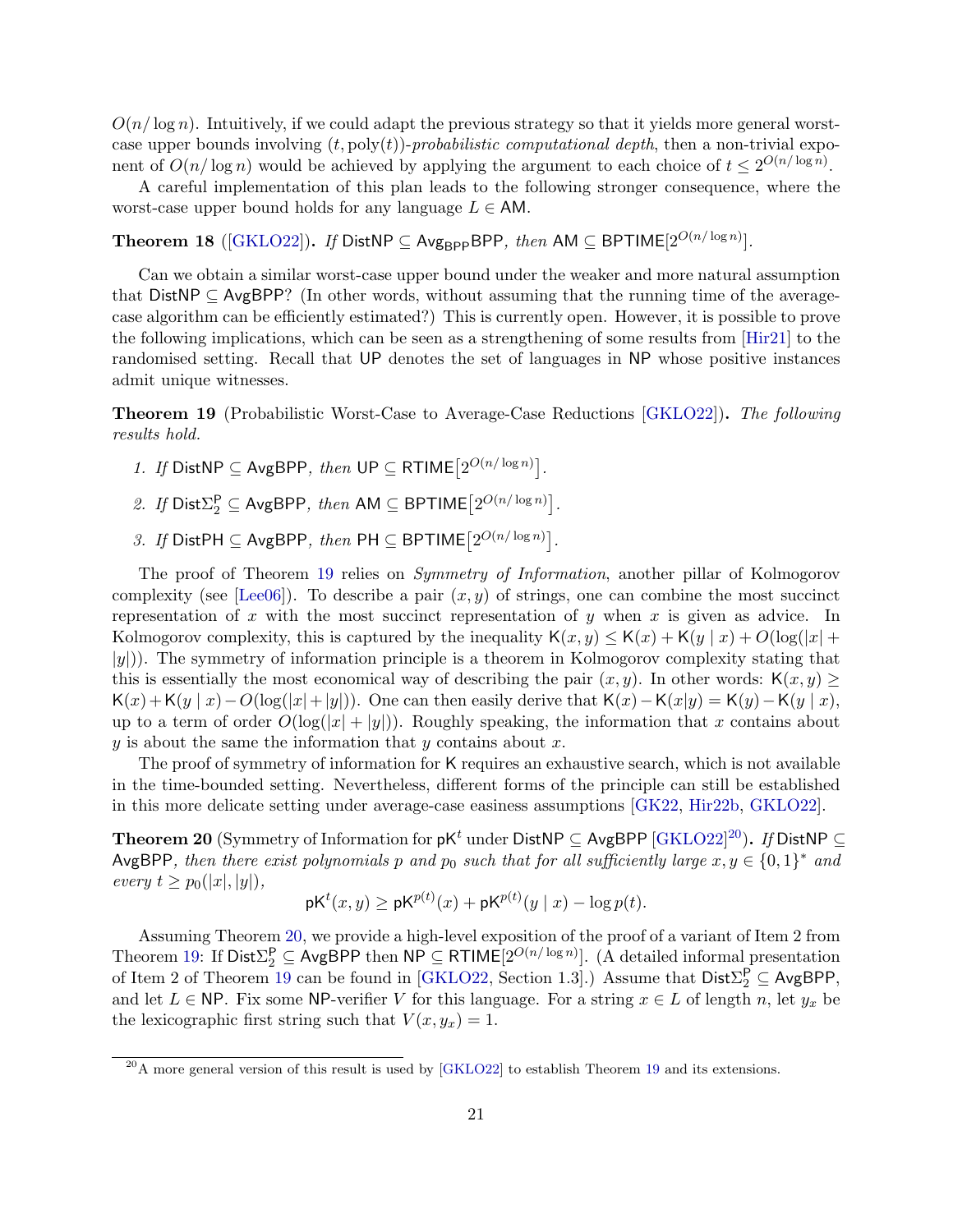$O(n/\log n)$. Intuitively, if we could adapt the previous strategy so that it yields more general worst-case upper bounds involving $(t, \mathrm{poly}(t))$-*probabilistic computational depth*, then a non-trivial exponent of $O(n/\log n)$ would be achieved by applying the argument to each choice of $t \leq 2^{O(n/\log n)}$.

A careful implementation of this plan leads to the following stronger consequence, where the worst-case upper bound holds for any language $L \in \mathsf{AM}$.

**Theorem 18** ([GKLO22]). *If $\mathsf{DistNP} \subseteq \mathsf{Avg_{BPP}BPP}$, then $\mathsf{AM} \subseteq \mathsf{BPTIME}[2^{O(n/\log n)}]$.*

Can we obtain a similar worst-case upper bound under the weaker and more natural assumption that $\mathsf{DistNP} \subseteq \mathsf{AvgBPP}$? (In other words, without assuming that the running time of the average-case algorithm can be efficiently estimated?) This is currently open. However, it is possible to prove the following implications, which can be seen as a strengthening of some results from [Hir21] to the randomised setting. Recall that $\mathsf{UP}$ denotes the set of languages in $\mathsf{NP}$ whose positive instances admit unique witnesses.

**Theorem 19** (Probabilistic Worst-Case to Average-Case Reductions [GKLO22]). *The following results hold.*

1. *If $\mathsf{DistNP} \subseteq \mathsf{AvgBPP}$, then $\mathsf{UP} \subseteq \mathsf{RTIME}\big[2^{O(n/\log n)}\big]$.*
2. *If $\mathsf{Dist}\Sigma_2^{\mathsf{P}} \subseteq \mathsf{AvgBPP}$, then $\mathsf{AM} \subseteq \mathsf{BPTIME}\big[2^{O(n/\log n)}\big]$.*
3. *If $\mathsf{DistPH} \subseteq \mathsf{AvgBPP}$, then $\mathsf{PH} \subseteq \mathsf{BPTIME}\big[2^{O(n/\log n)}\big]$.*

The proof of Theorem 19 relies on *Symmetry of Information*, another pillar of Kolmogorov complexity (see [Lee06]). To describe a pair $(x, y)$ of strings, one can combine the most succinct representation of $x$ with the most succinct representation of $y$ when $x$ is given as advice. In Kolmogorov complexity, this is captured by the inequality $\mathsf{K}(x, y) \leq \mathsf{K}(x) + \mathsf{K}(y \mid x) + O(\log(|x| + |y|))$. The symmetry of information principle is a theorem in Kolmogorov complexity stating that this is essentially the most economical way of describing the pair $(x, y)$. In other words: $\mathsf{K}(x, y) \geq \mathsf{K}(x) + \mathsf{K}(y \mid x) - O(\log(|x| + |y|))$. One can then easily derive that $\mathsf{K}(x) - \mathsf{K}(x|y) = \mathsf{K}(y) - \mathsf{K}(y \mid x)$, up to a term of order $O(\log(|x| + |y|))$. Roughly speaking, the information that $x$ contains about $y$ is about the same the information that $y$ contains about $x$.

The proof of symmetry of information for $\mathsf{K}$ requires an exhaustive search, which is not available in the time-bounded setting. Nevertheless, different forms of the principle can still be established in this more delicate setting under average-case easiness assumptions [GK22, Hir22b, GKLO22].

**Theorem 20** (Symmetry of Information for $\mathsf{pK}^t$ under $\mathsf{DistNP} \subseteq \mathsf{AvgBPP}$ [GKLO22][20]). *If $\mathsf{DistNP} \subseteq \mathsf{AvgBPP}$, then there exist polynomials $p$ and $p_0$ such that for all sufficiently large $x, y \in \{0,1\}^*$ and every $t \geq p_0(|x|, |y|)$,*

$$\mathsf{pK}^t(x, y) \geq \mathsf{pK}^{p(t)}(x) + \mathsf{pK}^{p(t)}(y \mid x) - \log p(t).$$

Assuming Theorem 20, we provide a high-level exposition of the proof of a variant of Item 2 from Theorem 19: If $\mathsf{Dist}\Sigma_2^{\mathsf{P}} \subseteq \mathsf{AvgBPP}$ then $\mathsf{NP} \subseteq \mathsf{RTIME}[2^{O(n/\log n)}]$. (A detailed informal presentation of Item 2 of Theorem 19 can be found in [GKLO22, Section 1.3].) Assume that $\mathsf{Dist}\Sigma_2^{\mathsf{P}} \subseteq \mathsf{AvgBPP}$, and let $L \in \mathsf{NP}$. Fix some $\mathsf{NP}$-verifier $V$ for this language. For a string $x \in L$ of length $n$, let $y_x$ be the lexicographic first string such that $V(x, y_x) = 1$.

[20] A more general version of this result is used by [GKLO22] to establish Theorem 19 and its extensions.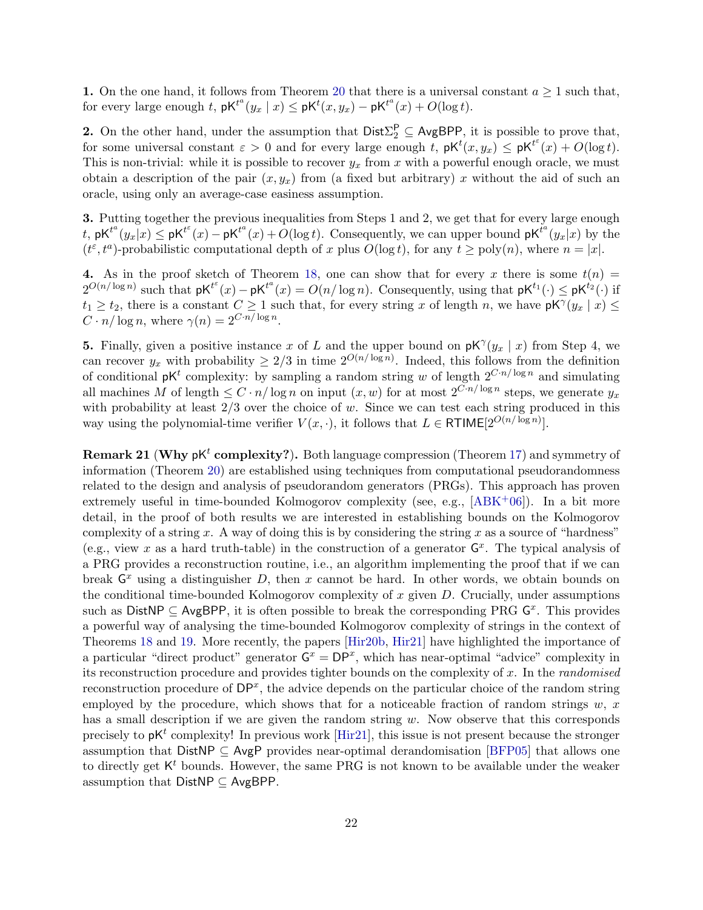**1.** On the one hand, it follows from Theorem 20 that there is a universal constant $a \geq 1$ such that, for every large enough $t$, $\mathsf{pK}^{t^a}(y_x \mid x) \leq \mathsf{pK}^t(x, y_x) - \mathsf{pK}^{t^a}(x) + O(\log t)$.

**2.** On the other hand, under the assumption that $\mathsf{Dist}\Sigma_2^{\mathsf{P}} \subseteq \mathsf{AvgBPP}$, it is possible to prove that, for some universal constant $\varepsilon > 0$ and for every large enough $t$, $\mathsf{pK}^t(x, y_x) \leq \mathsf{pK}^{t^\varepsilon}(x) + O(\log t)$. This is non-trivial: while it is possible to recover $y_x$ from $x$ with a powerful enough oracle, we must obtain a description of the pair $(x, y_x)$ from (a fixed but arbitrary) $x$ without the aid of such an oracle, using only an average-case easiness assumption.

**3.** Putting together the previous inequalities from Steps 1 and 2, we get that for every large enough $t$, $\mathsf{pK}^{t^a}(y_x|x) \leq \mathsf{pK}^{t^\varepsilon}(x) - \mathsf{pK}^{t^a}(x) + O(\log t)$. Consequently, we can upper bound $\mathsf{pK}^{t^a}(y_x|x)$ by the $(t^\varepsilon, t^a)$-probabilistic computational depth of $x$ plus $O(\log t)$, for any $t \geq \mathrm{poly}(n)$, where $n = |x|$.

**4.** As in the proof sketch of Theorem 18, one can show that for every $x$ there is some $t(n) = 2^{O(n/\log n)}$ such that $\mathsf{pK}^{t^\varepsilon}(x) - \mathsf{pK}^{t^a}(x) = O(n/\log n)$. Consequently, using that $\mathsf{pK}^{t_1}(\cdot) \leq \mathsf{pK}^{t_2}(\cdot)$ if $t_1 \geq t_2$, there is a constant $C \geq 1$ such that, for every string $x$ of length $n$, we have $\mathsf{pK}^\gamma(y_x \mid x) \leq C \cdot n/\log n$, where $\gamma(n) = 2^{C \cdot n/\log n}$.

**5.** Finally, given a positive instance $x$ of $L$ and the upper bound on $\mathsf{pK}^\gamma(y_x \mid x)$ from Step 4, we can recover $y_x$ with probability $\geq 2/3$ in time $2^{O(n/\log n)}$. Indeed, this follows from the definition of conditional $\mathsf{pK}^t$ complexity: by sampling a random string $w$ of length $2^{C \cdot n/\log n}$ and simulating all machines $M$ of length $\leq C \cdot n/\log n$ on input $(x, w)$ for at most $2^{C \cdot n/\log n}$ steps, we generate $y_x$ with probability at least $2/3$ over the choice of $w$. Since we can test each string produced in this way using the polynomial-time verifier $V(x, \cdot)$, it follows that $L \in \mathsf{RTIME}[2^{O(n/\log n)}]$.

**Remark 21 (Why $\mathsf{pK}^t$ complexity?).** Both language compression (Theorem 17) and symmetry of information (Theorem 20) are established using techniques from computational pseudorandomness related to the design and analysis of pseudorandom generators (PRGs). This approach has proven extremely useful in time-bounded Kolmogorov complexity (see, e.g., [ABK+06]). In a bit more detail, in the proof of both results we are interested in establishing bounds on the Kolmogorov complexity of a string $x$. A way of doing this is by considering the string $x$ as a source of "hardness" (e.g., view $x$ as a hard truth-table) in the construction of a generator $\mathsf{G}^x$. The typical analysis of a PRG provides a reconstruction routine, i.e., an algorithm implementing the proof that if we can break $\mathsf{G}^x$ using a distinguisher $D$, then $x$ cannot be hard. In other words, we obtain bounds on the conditional time-bounded Kolmogorov complexity of $x$ given $D$. Crucially, under assumptions such as $\mathsf{DistNP} \subseteq \mathsf{AvgBPP}$, it is often possible to break the corresponding PRG $\mathsf{G}^x$. This provides a powerful way of analysing the time-bounded Kolmogorov complexity of strings in the context of Theorems 18 and 19. More recently, the papers [Hir20b, Hir21] have highlighted the importance of a particular "direct product" generator $\mathsf{G}^x = \mathsf{DP}^x$, which has near-optimal "advice" complexity in its reconstruction procedure and provides tighter bounds on the complexity of $x$. In the *randomised* reconstruction procedure of $\mathsf{DP}^x$, the advice depends on the particular choice of the random string employed by the procedure, which shows that for a noticeable fraction of random strings $w$, $x$ has a small description if we are given the random string $w$. Now observe that this corresponds precisely to $\mathsf{pK}^t$ complexity! In previous work [Hir21], this issue is not present because the stronger assumption that $\mathsf{DistNP} \subseteq \mathsf{AvgP}$ provides near-optimal derandomisation [BFP05] that allows one to directly get $\mathsf{K}^t$ bounds. However, the same PRG is not known to be available under the weaker assumption that $\mathsf{DistNP} \subseteq \mathsf{AvgBPP}$.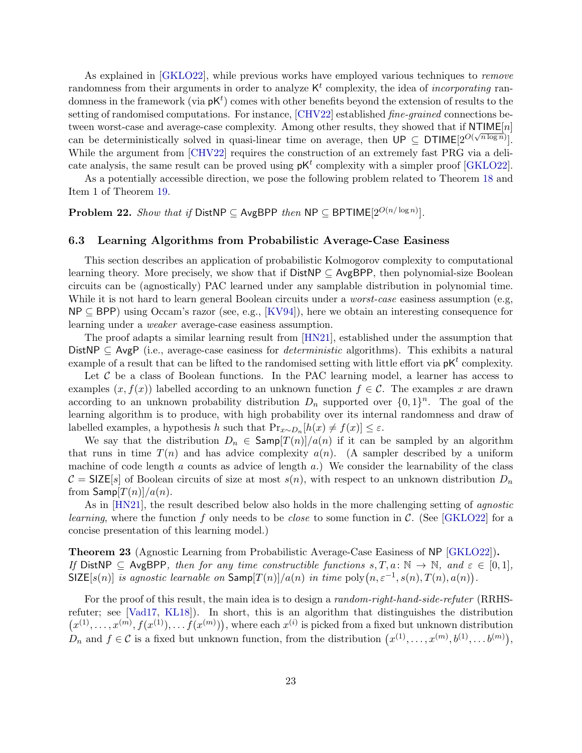As explained in [GKLO22], while previous works have employed various techniques to *remove* randomness from their arguments in order to analyze $\mathsf{K}^t$ complexity, the idea of *incorporating* randomness in the framework (via $\mathsf{pK}^t$) comes with other benefits beyond the extension of results to the setting of randomised computations. For instance, [CHV22] established *fine-grained* connections between worst-case and average-case complexity. Among other results, they showed that if $\mathsf{NTIME}[n]$ can be deterministically solved in quasi-linear time on average, then $\mathsf{UP} \subseteq \mathsf{DTIME}[2^{O(\sqrt{n \log n})}]$. While the argument from [CHV22] requires the construction of an extremely fast PRG via a delicate analysis, the same result can be proved using $\mathsf{pK}^t$ complexity with a simpler proof [GKLO22].

As a potentially accessible direction, we pose the following problem related to Theorem 18 and Item 1 of Theorem 19.

**Problem 22.** *Show that if* $\mathsf{DistNP} \subseteq \mathsf{AvgBPP}$ *then* $\mathsf{NP} \subseteq \mathsf{BPTIME}[2^{O(n/\log n)}]$.

### 6.3 Learning Algorithms from Probabilistic Average-Case Easiness

This section describes an application of probabilistic Kolmogorov complexity to computational learning theory. More precisely, we show that if $\mathsf{DistNP} \subseteq \mathsf{AvgBPP}$, then polynomial-size Boolean circuits can be (agnostically) PAC learned under any samplable distribution in polynomial time. While it is not hard to learn general Boolean circuits under a *worst-case* easiness assumption (e.g, $\mathsf{NP} \subseteq \mathsf{BPP}$) using Occam's razor (see, e.g., [KV94]), here we obtain an interesting consequence for learning under a *weaker* average-case easiness assumption.

The proof adapts a similar learning result from [HN21], established under the assumption that $\mathsf{DistNP} \subseteq \mathsf{AvgP}$ (i.e., average-case easiness for *deterministic* algorithms). This exhibits a natural example of a result that can be lifted to the randomised setting with little effort via $\mathsf{pK}^t$ complexity.

Let $\mathcal{C}$ be a class of Boolean functions. In the PAC learning model, a learner has access to examples $(x, f(x))$ labelled according to an unknown function $f \in \mathcal{C}$. The examples $x$ are drawn according to an unknown probability distribution $D_n$ supported over $\{0,1\}^n$. The goal of the learning algorithm is to produce, with high probability over its internal randomness and draw of labelled examples, a hypothesis $h$ such that $\Pr_{x \sim D_n}[h(x) \neq f(x)] \leq \varepsilon$.

We say that the distribution $D_n \in \mathsf{Samp}[T(n)]/a(n)$ if it can be sampled by an algorithm that runs in time $T(n)$ and has advice complexity $a(n)$. (A sampler described by a uniform machine of code length $a$ counts as advice of length $a$.) We consider the learnability of the class $\mathcal{C} = \mathsf{SIZE}[s]$ of Boolean circuits of size at most $s(n)$, with respect to an unknown distribution $D_n$ from $\mathsf{Samp}[T(n)]/a(n)$.

As in [HN21], the result described below also holds in the more challenging setting of *agnostic learning*, where the function $f$ only needs to be *close* to some function in $\mathcal{C}$. (See [GKLO22] for a concise presentation of this learning model.)

**Theorem 23** (Agnostic Learning from Probabilistic Average-Case Easiness of $\mathsf{NP}$ [GKLO22])**.** *If* $\mathsf{DistNP} \subseteq \mathsf{AvgBPP}$*, then for any time constructible functions* $s, T, a \colon \mathbb{N} \to \mathbb{N}$*, and* $\varepsilon \in [0,1]$*,* $\mathsf{SIZE}[s(n)]$ *is agnostic learnable on* $\mathsf{Samp}[T(n)]/a(n)$ *in time* $\mathrm{poly}\big(n, \varepsilon^{-1}, s(n), T(n), a(n)\big)$.

For the proof of this result, the main idea is to design a *random-right-hand-side-refuter* (RRHS-refuter; see [Vad17, KL18]). In short, this is an algorithm that distinguishes the distribution $\big(x^{(1)}, \ldots, x^{(m)}, f(x^{(1)}), \ldots f(x^{(m)})\big)$, where each $x^{(i)}$ is picked from a fixed but unknown distribution $D_n$ and $f \in \mathcal{C}$ is a fixed but unknown function, from the distribution $\big(x^{(1)}, \ldots, x^{(m)}, b^{(1)}, \ldots b^{(m)}\big)$,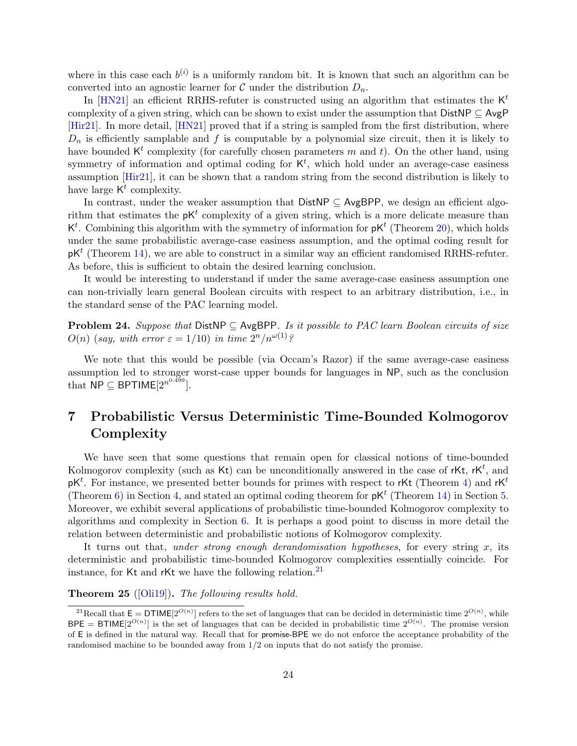where in this case each $b^{(i)}$ is a uniformly random bit. It is known that such an algorithm can be converted into an agnostic learner for $\mathcal{C}$ under the distribution $D_n$.

In [HN21] an efficient RRHS-refuter is constructed using an algorithm that estimates the $\mathsf{K}^t$ complexity of a given string, which can be shown to exist under the assumption that $\mathsf{DistNP} \subseteq \mathsf{AvgP}$ [Hir21]. In more detail, [HN21] proved that if a string is sampled from the first distribution, where $D_n$ is efficiently samplable and $f$ is computable by a polynomial size circuit, then it is likely to have bounded $\mathsf{K}^t$ complexity (for carefully chosen parameters $m$ and $t$). On the other hand, using symmetry of information and optimal coding for $\mathsf{K}^t$, which hold under an average-case easiness assumption [Hir21], it can be shown that a random string from the second distribution is likely to have large $\mathsf{K}^t$ complexity.

In contrast, under the weaker assumption that $\mathsf{DistNP} \subseteq \mathsf{AvgBPP}$, we design an efficient algorithm that estimates the $\mathsf{pK}^t$ complexity of a given string, which is a more delicate measure than $\mathsf{K}^t$. Combining this algorithm with the symmetry of information for $\mathsf{pK}^t$ (Theorem 20), which holds under the same probabilistic average-case easiness assumption, and the optimal coding result for $\mathsf{pK}^t$ (Theorem 14), we are able to construct in a similar way an efficient randomised RRHS-refuter. As before, this is sufficient to obtain the desired learning conclusion.

It would be interesting to understand if under the same average-case easiness assumption one can non-trivially learn general Boolean circuits with respect to an arbitrary distribution, i.e., in the standard sense of the PAC learning model.

**Problem 24.** *Suppose that* $\mathsf{DistNP} \subseteq \mathsf{AvgBPP}$*. Is it possible to PAC learn Boolean circuits of size* $O(n)$ *(say, with error* $\varepsilon = 1/10$*) in time* $2^n/n^{\omega(1)}$*?*

We note that this would be possible (via Occam's Razor) if the same average-case easiness assumption led to stronger worst-case upper bounds for languages in $\mathsf{NP}$, such as the conclusion that $\mathsf{NP} \subseteq \mathsf{BPTIME}[2^{n^{0.499}}]$.

# 7 Probabilistic Versus Deterministic Time-Bounded Kolmogorov Complexity

We have seen that some questions that remain open for classical notions of time-bounded Kolmogorov complexity (such as $\mathsf{Kt}$) can be unconditionally answered in the case of $\mathsf{rKt}$, $\mathsf{rK}^t$, and $\mathsf{pK}^t$. For instance, we presented better bounds for primes with respect to $\mathsf{rKt}$ (Theorem 4) and $\mathsf{rK}^t$ (Theorem 6) in Section 4, and stated an optimal coding theorem for $\mathsf{pK}^t$ (Theorem 14) in Section 5. Moreover, we exhibit several applications of probabilistic time-bounded Kolmogorov complexity to algorithms and complexity in Section 6. It is perhaps a good point to discuss in more detail the relation between deterministic and probabilistic notions of Kolmogorov complexity.

It turns out that, *under strong enough derandomisation hypotheses*, for every string $x$, its deterministic and probabilistic time-bounded Kolmogorov complexities essentially coincide. For instance, for $\mathsf{Kt}$ and $\mathsf{rKt}$ we have the following relation.[21]

**Theorem 25** ([Oli19])**.** *The following results hold.*

[21] Recall that $\mathsf{E} = \mathsf{DTIME}[2^{O(n)}]$ refers to the set of languages that can be decided in deterministic time $2^{O(n)}$, while $\mathsf{BPE} = \mathsf{BTIME}[2^{O(n)}]$ is the set of languages that can be decided in probabilistic time $2^{O(n)}$. The promise version of $\mathsf{E}$ is defined in the natural way. Recall that for promise-$\mathsf{BPE}$ we do not enforce the acceptance probability of the randomised machine to be bounded away from $1/2$ on inputs that do not satisfy the promise.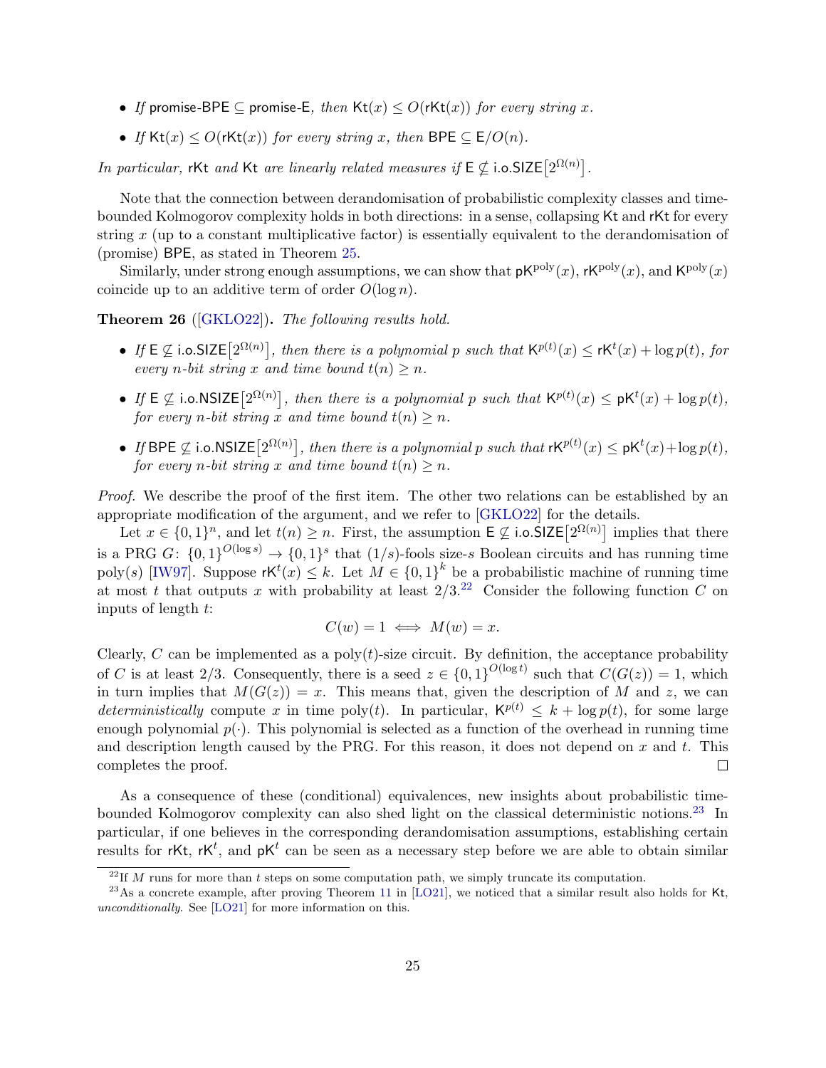- *If* promise-BPE $\subseteq$ promise-E*, then* $\mathsf{Kt}(x) \leq O(\mathsf{rKt}(x))$ *for every string* $x$*.*
- *If* $\mathsf{Kt}(x) \leq O(\mathsf{rKt}(x))$ *for every string* $x$*, then* $\mathsf{BPE} \subseteq \mathsf{E}/O(n)$*.*

*In particular,* rKt *and* Kt *are linearly related measures if* $\mathsf{E} \not\subseteq \mathsf{i.o.SIZE}\big[2^{\Omega(n)}\big]$*.*

Note that the connection between derandomisation of probabilistic complexity classes and time-bounded Kolmogorov complexity holds in both directions: in a sense, collapsing Kt and rKt for every string $x$ (up to a constant multiplicative factor) is essentially equivalent to the derandomisation of (promise) BPE, as stated in Theorem 25.

Similarly, under strong enough assumptions, we can show that $\mathsf{pK}^{\mathrm{poly}}(x)$, $\mathsf{rK}^{\mathrm{poly}}(x)$, and $\mathsf{K}^{\mathrm{poly}}(x)$ coincide up to an additive term of order $O(\log n)$.

**Theorem 26** ([GKLO22])**.** *The following results hold.*

- *If* $\mathsf{E} \not\subseteq \mathsf{i.o.SIZE}\big[2^{\Omega(n)}\big]$*, then there is a polynomial* $p$ *such that* $\mathsf{K}^{p(t)}(x) \leq \mathsf{rK}^{t}(x) + \log p(t)$*, for every* $n$*-bit string* $x$ *and time bound* $t(n) \geq n$*.*
- *If* $\mathsf{E} \not\subseteq \mathsf{i.o.NSIZE}\big[2^{\Omega(n)}\big]$*, then there is a polynomial* $p$ *such that* $\mathsf{K}^{p(t)}(x) \leq \mathsf{pK}^{t}(x) + \log p(t)$*, for every* $n$*-bit string* $x$ *and time bound* $t(n) \geq n$*.*
- *If* $\mathsf{BPE} \not\subseteq \mathsf{i.o.NSIZE}\big[2^{\Omega(n)}\big]$*, then there is a polynomial* $p$ *such that* $\mathsf{rK}^{p(t)}(x) \leq \mathsf{pK}^{t}(x) + \log p(t)$*, for every* $n$*-bit string* $x$ *and time bound* $t(n) \geq n$*.*

*Proof.* We describe the proof of the first item. The other two relations can be established by an appropriate modification of the argument, and we refer to [GKLO22] for the details.

Let $x \in \{0,1\}^n$, and let $t(n) \geq n$. First, the assumption $\mathsf{E} \not\subseteq \mathsf{i.o.SIZE}\big[2^{\Omega(n)}\big]$ implies that there is a PRG $G \colon \{0,1\}^{O(\log s)} \to \{0,1\}^s$ that $(1/s)$-fools size-$s$ Boolean circuits and has running time $\mathrm{poly}(s)$ [IW97]. Suppose $\mathsf{rK}^t(x) \leq k$. Let $M \in \{0,1\}^k$ be a probabilistic machine of running time at most $t$ that outputs $x$ with probability at least $2/3$.[22] Consider the following function $C$ on inputs of length $t$:

$$C(w) = 1 \iff M(w) = x.$$

Clearly, $C$ can be implemented as a $\mathrm{poly}(t)$-size circuit. By definition, the acceptance probability of $C$ is at least $2/3$. Consequently, there is a seed $z \in \{0,1\}^{O(\log t)}$ such that $C(G(z)) = 1$, which in turn implies that $M(G(z)) = x$. This means that, given the description of $M$ and $z$, we can *deterministically* compute $x$ in time $\mathrm{poly}(t)$. In particular, $\mathsf{K}^{p(t)} \leq k + \log p(t)$, for some large enough polynomial $p(\cdot)$. This polynomial is selected as a function of the overhead in running time and description length caused by the PRG. For this reason, it does not depend on $x$ and $t$. This completes the proof. $\square$

As a consequence of these (conditional) equivalences, new insights about probabilistic time-bounded Kolmogorov complexity can also shed light on the classical deterministic notions.[23] In particular, if one believes in the corresponding derandomisation assumptions, establishing certain results for rKt, $\mathsf{rK}^t$, and $\mathsf{pK}^t$ can be seen as a necessary step before we are able to obtain similar

[22] If $M$ runs for more than $t$ steps on some computation path, we simply truncate its computation.

[23] As a concrete example, after proving Theorem 11 in [LO21], we noticed that a similar result also holds for Kt, *unconditionally*. See [LO21] for more information on this.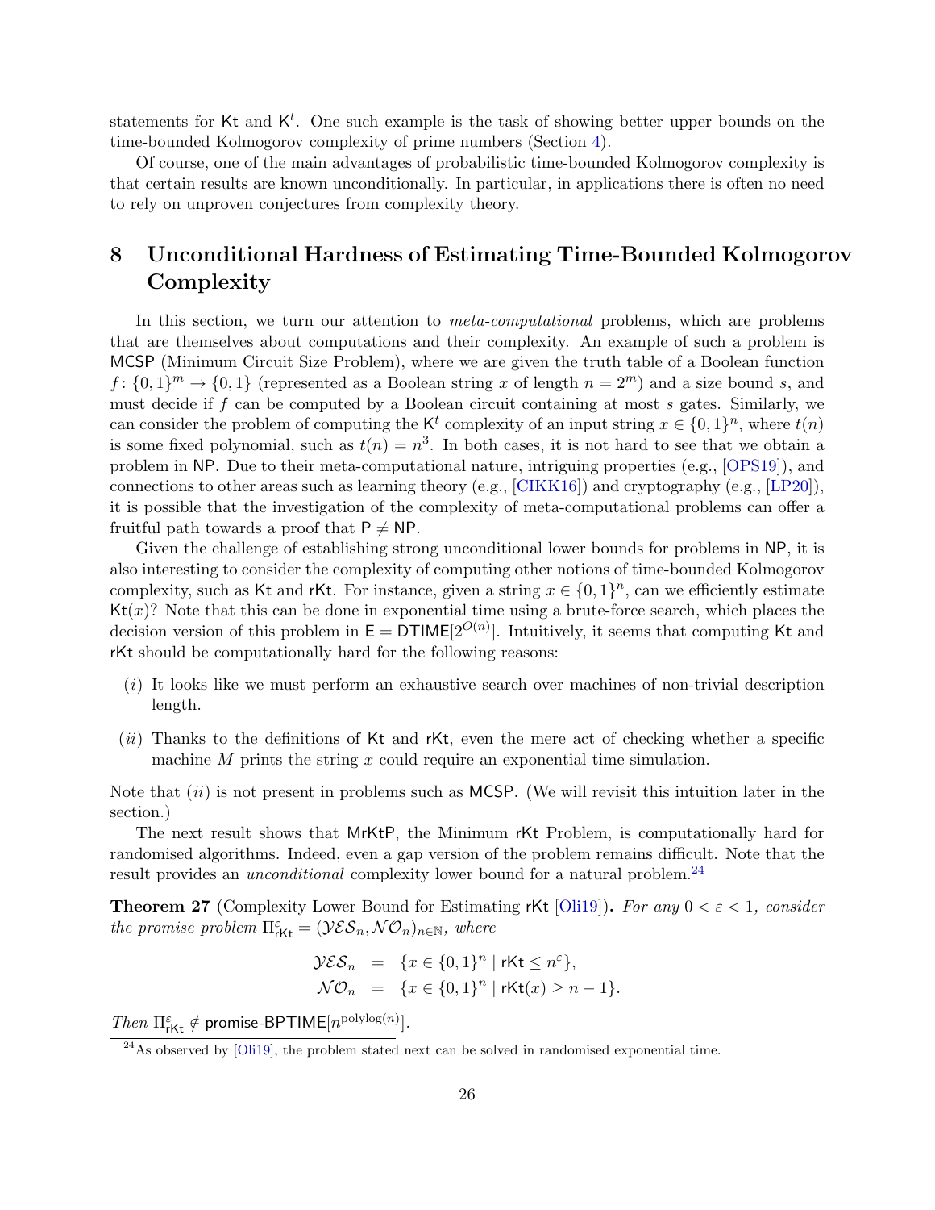statements for $\mathsf{Kt}$ and $\mathsf{K}^t$. One such example is the task of showing better upper bounds on the time-bounded Kolmogorov complexity of prime numbers (Section 4).

Of course, one of the main advantages of probabilistic time-bounded Kolmogorov complexity is that certain results are known unconditionally. In particular, in applications there is often no need to rely on unproven conjectures from complexity theory.

# 8 Unconditional Hardness of Estimating Time-Bounded Kolmogorov Complexity

In this section, we turn our attention to *meta-computational* problems, which are problems that are themselves about computations and their complexity. An example of such a problem is $\mathsf{MCSP}$ (Minimum Circuit Size Problem), where we are given the truth table of a Boolean function $f\colon \{0,1\}^m \to \{0,1\}$ (represented as a Boolean string $x$ of length $n = 2^m$) and a size bound $s$, and must decide if $f$ can be computed by a Boolean circuit containing at most $s$ gates. Similarly, we can consider the problem of computing the $\mathsf{K}^t$ complexity of an input string $x \in \{0,1\}^n$, where $t(n)$ is some fixed polynomial, such as $t(n) = n^3$. In both cases, it is not hard to see that we obtain a problem in $\mathsf{NP}$. Due to their meta-computational nature, intriguing properties (e.g., [OPS19]), and connections to other areas such as learning theory (e.g., [CIKK16]) and cryptography (e.g., [LP20]), it is possible that the investigation of the complexity of meta-computational problems can offer a fruitful path towards a proof that $\mathsf{P} \neq \mathsf{NP}$.

Given the challenge of establishing strong unconditional lower bounds for problems in $\mathsf{NP}$, it is also interesting to consider the complexity of computing other notions of time-bounded Kolmogorov complexity, such as $\mathsf{Kt}$ and $\mathsf{rKt}$. For instance, given a string $x \in \{0,1\}^n$, can we efficiently estimate $\mathsf{Kt}(x)$? Note that this can be done in exponential time using a brute-force search, which places the decision version of this problem in $\mathsf{E} = \mathsf{DTIME}[2^{O(n)}]$. Intuitively, it seems that computing $\mathsf{Kt}$ and $\mathsf{rKt}$ should be computationally hard for the following reasons:

- $(i)$ It looks like we must perform an exhaustive search over machines of non-trivial description length.
- $(ii)$ Thanks to the definitions of $\mathsf{Kt}$ and $\mathsf{rKt}$, even the mere act of checking whether a specific machine $M$ prints the string $x$ could require an exponential time simulation.

Note that $(ii)$ is not present in problems such as $\mathsf{MCSP}$. (We will revisit this intuition later in the section.)

The next result shows that $\mathsf{MrKtP}$, the Minimum $\mathsf{rKt}$ Problem, is computationally hard for randomised algorithms. Indeed, even a gap version of the problem remains difficult. Note that the result provides an *unconditional* complexity lower bound for a natural problem.[24]

**Theorem 27** (Complexity Lower Bound for Estimating $\mathsf{rKt}$ [Oli19])**.** *For any $0 < \varepsilon < 1$, consider the promise problem $\Pi^{\varepsilon}_{\mathsf{rKt}} = (\mathcal{YES}_n, \mathcal{NO}_n)_{n \in \mathbb{N}}$, where*

$$
\begin{aligned}
\mathcal{YES}_n &= \{x \in \{0,1\}^n \mid \mathsf{rKt} \leq n^{\varepsilon}\}, \\
\mathcal{NO}_n &= \{x \in \{0,1\}^n \mid \mathsf{rKt}(x) \geq n - 1\}.
\end{aligned}
$$

*Then $\Pi^{\varepsilon}_{\mathsf{rKt}} \notin \mathsf{promise\text{-}BPTIME}[n^{\mathrm{polylog}(n)}]$.*

[24] As observed by [Oli19], the problem stated next can be solved in randomised exponential time.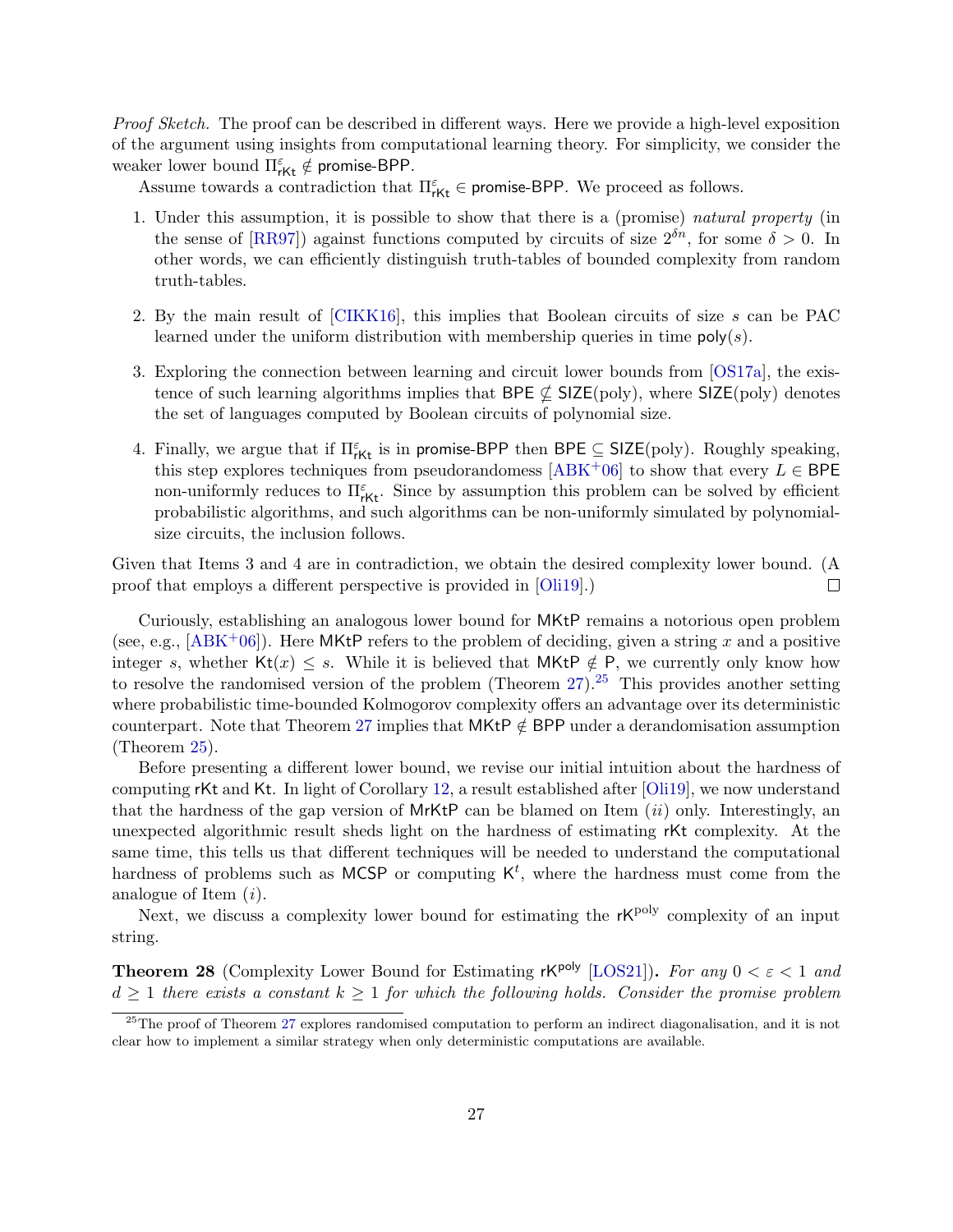*Proof Sketch.* The proof can be described in different ways. Here we provide a high-level exposition of the argument using insights from computational learning theory. For simplicity, we consider the weaker lower bound $\Pi^{\varepsilon}_{\mathsf{rKt}} \notin \mathsf{promise\text{-}BPP}$.

Assume towards a contradiction that $\Pi^{\varepsilon}_{\mathsf{rKt}} \in \mathsf{promise\text{-}BPP}$. We proceed as follows.

1. Under this assumption, it is possible to show that there is a (promise) *natural property* (in the sense of [RR97]) against functions computed by circuits of size $2^{\delta n}$, for some $\delta > 0$. In other words, we can efficiently distinguish truth-tables of bounded complexity from random truth-tables.

2. By the main result of [CIKK16], this implies that Boolean circuits of size $s$ can be PAC learned under the uniform distribution with membership queries in time $\mathsf{poly}(s)$.

3. Exploring the connection between learning and circuit lower bounds from [OS17a], the existence of such learning algorithms implies that $\mathsf{BPE} \nsubseteq \mathsf{SIZE}(\mathrm{poly})$, where $\mathsf{SIZE}(\mathrm{poly})$ denotes the set of languages computed by Boolean circuits of polynomial size.

4. Finally, we argue that if $\Pi^{\varepsilon}_{\mathsf{rKt}}$ is in $\mathsf{promise\text{-}BPP}$ then $\mathsf{BPE} \subseteq \mathsf{SIZE}(\mathrm{poly})$. Roughly speaking, this step explores techniques from pseudorandomess [ABK+06] to show that every $L \in \mathsf{BPE}$ non-uniformly reduces to $\Pi^{\varepsilon}_{\mathsf{rKt}}$. Since by assumption this problem can be solved by efficient probabilistic algorithms, and such algorithms can be non-uniformly simulated by polynomial-size circuits, the inclusion follows.

Given that Items 3 and 4 are in contradiction, we obtain the desired complexity lower bound. (A proof that employs a different perspective is provided in [Oli19].) $\square$

Curiously, establishing an analogous lower bound for $\mathsf{MKtP}$ remains a notorious open problem (see, e.g., [ABK+06]). Here $\mathsf{MKtP}$ refers to the problem of deciding, given a string $x$ and a positive integer $s$, whether $\mathsf{Kt}(x) \leq s$. While it is believed that $\mathsf{MKtP} \notin \mathsf{P}$, we currently only know how to resolve the randomised version of the problem (Theorem 27).[25] This provides another setting where probabilistic time-bounded Kolmogorov complexity offers an advantage over its deterministic counterpart. Note that Theorem 27 implies that $\mathsf{MKtP} \notin \mathsf{BPP}$ under a derandomisation assumption (Theorem 25).

Before presenting a different lower bound, we revise our initial intuition about the hardness of computing $\mathsf{rKt}$ and $\mathsf{Kt}$. In light of Corollary 12, a result established after [Oli19], we now understand that the hardness of the gap version of $\mathsf{MrKtP}$ can be blamed on Item $(ii)$ only. Interestingly, an unexpected algorithmic result sheds light on the hardness of estimating $\mathsf{rKt}$ complexity. At the same time, this tells us that different techniques will be needed to understand the computational hardness of problems such as $\mathsf{MCSP}$ or computing $\mathsf{K}^t$, where the hardness must come from the analogue of Item $(i)$.

Next, we discuss a complexity lower bound for estimating the $\mathsf{rK}^{\mathrm{poly}}$ complexity of an input string.

**Theorem 28** (Complexity Lower Bound for Estimating $\mathsf{rK}^{\mathsf{poly}}$ [LOS21])**.** *For any $0 < \varepsilon < 1$ and $d \geq 1$ there exists a constant $k \geq 1$ for which the following holds. Consider the promise problem*

[25] The proof of Theorem 27 explores randomised computation to perform an indirect diagonalisation, and it is not clear how to implement a similar strategy when only deterministic computations are available.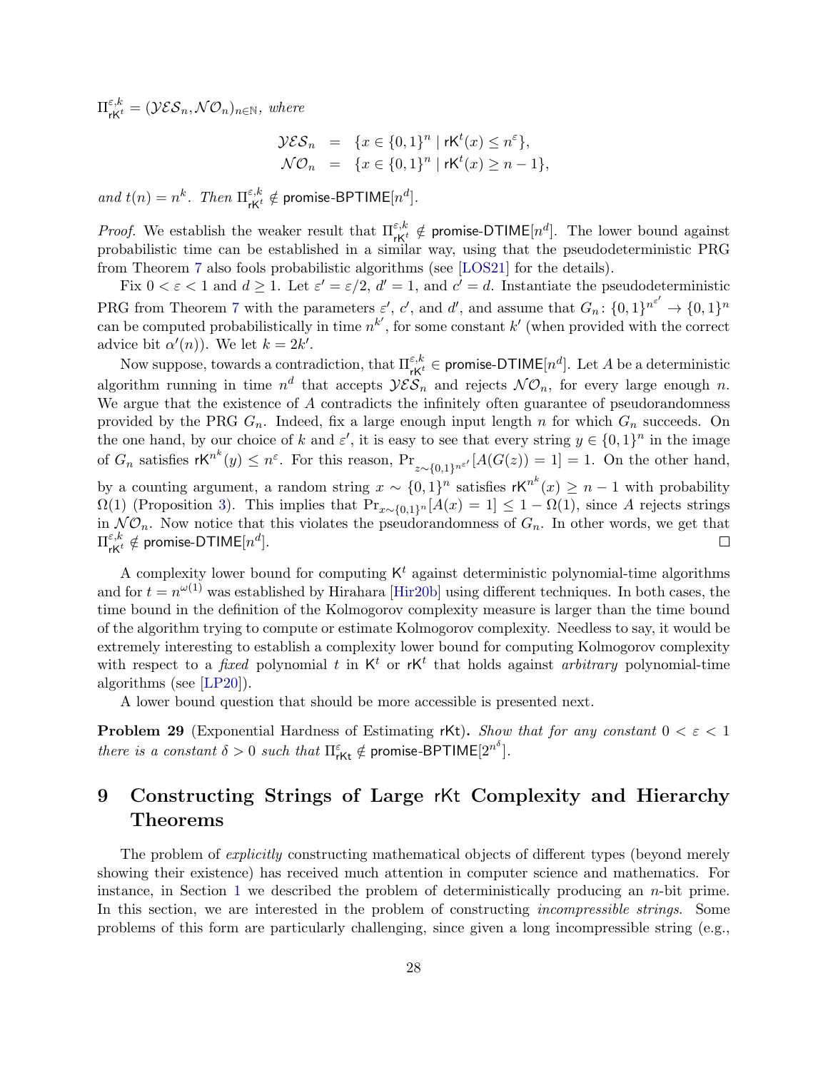$\Pi^{\varepsilon,k}_{\mathsf{rK}^t} = (\mathcal{YES}_n, \mathcal{NO}_n)_{n\in\mathbb{N}}$, *where*

$$\begin{aligned}\mathcal{YES}_n &= \{x \in \{0,1\}^n \mid \mathsf{rK}^t(x) \leq n^{\varepsilon}\},\\ \mathcal{NO}_n &= \{x \in \{0,1\}^n \mid \mathsf{rK}^t(x) \geq n-1\},\end{aligned}$$

*and* $t(n) = n^k$*. Then* $\Pi^{\varepsilon,k}_{\mathsf{rK}^t} \notin \mathsf{promise\text{-}BPTIME}[n^d]$.

*Proof.* We establish the weaker result that $\Pi^{\varepsilon,k}_{\mathsf{rK}^t} \notin \mathsf{promise\text{-}DTIME}[n^d]$. The lower bound against probabilistic time can be established in a similar way, using that the pseudodeterministic PRG from Theorem 7 also fools probabilistic algorithms (see [LOS21] for the details).

Fix $0 < \varepsilon < 1$ and $d \geq 1$. Let $\varepsilon' = \varepsilon/2$, $d' = 1$, and $c' = d$. Instantiate the pseudodeterministic PRG from Theorem 7 with the parameters $\varepsilon'$, $c'$, and $d'$, and assume that $G_n \colon \{0,1\}^{n^{\varepsilon'}} \to \{0,1\}^n$ can be computed probabilistically in time $n^{k'}$, for some constant $k'$ (when provided with the correct advice bit $\alpha'(n)$). We let $k = 2k'$.

Now suppose, towards a contradiction, that $\Pi^{\varepsilon,k}_{\mathsf{rK}^t} \in \mathsf{promise\text{-}DTIME}[n^d]$. Let $A$ be a deterministic algorithm running in time $n^d$ that accepts $\mathcal{YES}_n$ and rejects $\mathcal{NO}_n$, for every large enough $n$. We argue that the existence of $A$ contradicts the infinitely often guarantee of pseudorandomness provided by the PRG $G_n$. Indeed, fix a large enough input length $n$ for which $G_n$ succeeds. On the one hand, by our choice of $k$ and $\varepsilon'$, it is easy to see that every string $y \in \{0,1\}^n$ in the image of $G_n$ satisfies $\mathsf{rK}^{n^k}(y) \leq n^{\varepsilon}$. For this reason, $\Pr_{z\sim\{0,1\}^{n^{\varepsilon'}}}[A(G(z)) = 1] = 1$. On the other hand, by a counting argument, a random string $x \sim \{0,1\}^n$ satisfies $\mathsf{rK}^{n^k}(x) \geq n-1$ with probability $\Omega(1)$ (Proposition 3). This implies that $\Pr_{x\sim\{0,1\}^n}[A(x) = 1] \leq 1 - \Omega(1)$, since $A$ rejects strings in $\mathcal{NO}_n$. Now notice that this violates the pseudorandomness of $G_n$. In other words, we get that $\Pi^{\varepsilon,k}_{\mathsf{rK}^t} \notin \mathsf{promise\text{-}DTIME}[n^d]$. $\square$

A complexity lower bound for computing $\mathsf{K}^t$ against deterministic polynomial-time algorithms and for $t = n^{\omega(1)}$ was established by Hirahara [Hir20b] using different techniques. In both cases, the time bound in the definition of the Kolmogorov complexity measure is larger than the time bound of the algorithm trying to compute or estimate Kolmogorov complexity. Needless to say, it would be extremely interesting to establish a complexity lower bound for computing Kolmogorov complexity with respect to a *fixed* polynomial $t$ in $\mathsf{K}^t$ or $\mathsf{rK}^t$ that holds against *arbitrary* polynomial-time algorithms (see [LP20]).

A lower bound question that should be more accessible is presented next.

**Problem 29** (Exponential Hardness of Estimating $\mathsf{rKt}$)**.** *Show that for any constant* $0 < \varepsilon < 1$ *there is a constant* $\delta > 0$ *such that* $\Pi^{\varepsilon}_{\mathsf{rKt}} \notin \mathsf{promise\text{-}BPTIME}[2^{n^{\delta}}]$.

# 9 Constructing Strings of Large rKt Complexity and Hierarchy Theorems

The problem of *explicitly* constructing mathematical objects of different types (beyond merely showing their existence) has received much attention in computer science and mathematics. For instance, in Section 1 we described the problem of deterministically producing an $n$-bit prime. In this section, we are interested in the problem of constructing *incompressible strings*. Some problems of this form are particularly challenging, since given a long incompressible string (e.g.,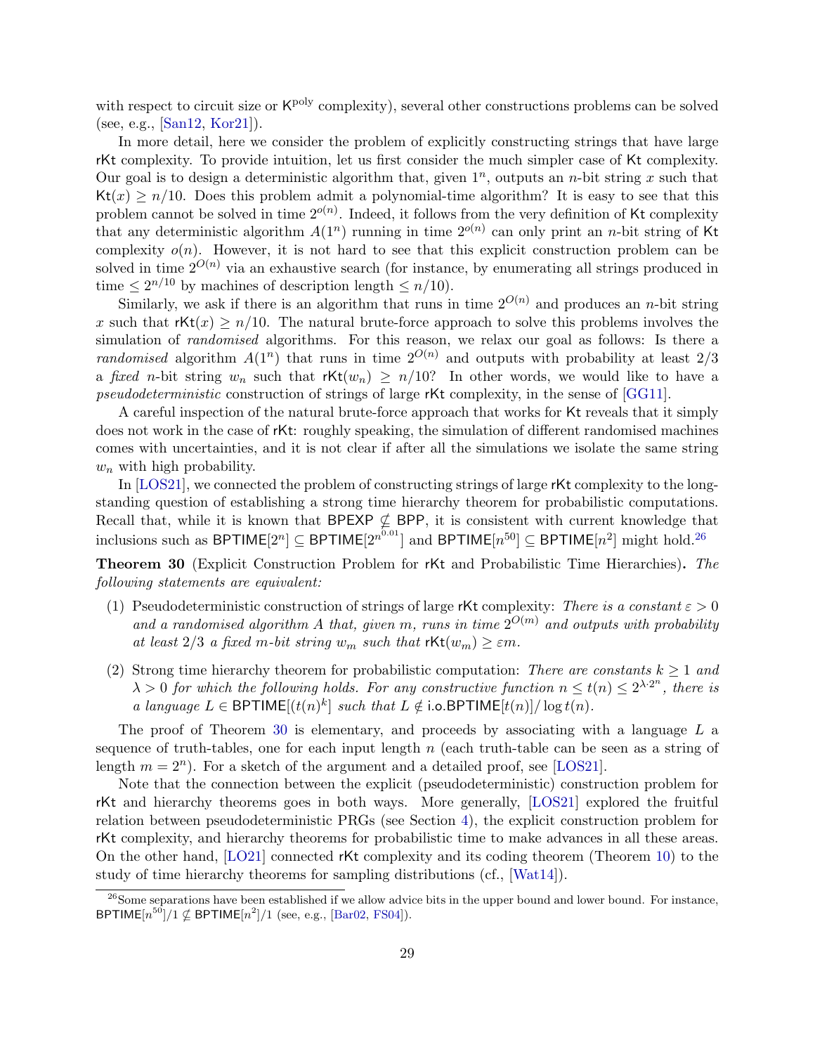with respect to circuit size or $\mathsf{K}^{\text{poly}}$ complexity), several other constructions problems can be solved (see, e.g., [San12, Kor21]).

In more detail, here we consider the problem of explicitly constructing strings that have large $\mathsf{rKt}$ complexity. To provide intuition, let us first consider the much simpler case of $\mathsf{Kt}$ complexity. Our goal is to design a deterministic algorithm that, given $1^n$, outputs an $n$-bit string $x$ such that $\mathsf{Kt}(x) \geq n/10$. Does this problem admit a polynomial-time algorithm? It is easy to see that this problem cannot be solved in time $2^{o(n)}$. Indeed, it follows from the very definition of $\mathsf{Kt}$ complexity that any deterministic algorithm $A(1^n)$ running in time $2^{o(n)}$ can only print an $n$-bit string of $\mathsf{Kt}$ complexity $o(n)$. However, it is not hard to see that this explicit construction problem can be solved in time $2^{O(n)}$ via an exhaustive search (for instance, by enumerating all strings produced in time $\leq 2^{n/10}$ by machines of description length $\leq n/10$).

Similarly, we ask if there is an algorithm that runs in time $2^{O(n)}$ and produces an $n$-bit string $x$ such that $\mathsf{rKt}(x) \geq n/10$. The natural brute-force approach to solve this problems involves the simulation of *randomised* algorithms. For this reason, we relax our goal as follows: Is there a *randomised* algorithm $A(1^n)$ that runs in time $2^{O(n)}$ and outputs with probability at least $2/3$ a *fixed* $n$-bit string $w_n$ such that $\mathsf{rKt}(w_n) \geq n/10$? In other words, we would like to have a *pseudodeterministic* construction of strings of large $\mathsf{rKt}$ complexity, in the sense of [GG11].

A careful inspection of the natural brute-force approach that works for $\mathsf{Kt}$ reveals that it simply does not work in the case of $\mathsf{rKt}$: roughly speaking, the simulation of different randomised machines comes with uncertainties, and it is not clear if after all the simulations we isolate the same string $w_n$ with high probability.

In [LOS21], we connected the problem of constructing strings of large $\mathsf{rKt}$ complexity to the long-standing question of establishing a strong time hierarchy theorem for probabilistic computations. Recall that, while it is known that $\mathsf{BPEXP} \nsubseteq \mathsf{BPP}$, it is consistent with current knowledge that inclusions such as $\mathsf{BPTIME}[2^n] \subseteq \mathsf{BPTIME}[2^{n^{0.01}}]$ and $\mathsf{BPTIME}[n^{50}] \subseteq \mathsf{BPTIME}[n^2]$ might hold.[26]

**Theorem 30** (Explicit Construction Problem for $\mathsf{rKt}$ and Probabilistic Time Hierarchies)**.** *The following statements are equivalent:*

1. Pseudodeterministic construction of strings of large $\mathsf{rKt}$ complexity: *There is a constant $\varepsilon > 0$ and a randomised algorithm $A$ that, given $m$, runs in time $2^{O(m)}$ and outputs with probability at least $2/3$ a fixed $m$-bit string $w_m$ such that $\mathsf{rKt}(w_m) \geq \varepsilon m$.*

2. Strong time hierarchy theorem for probabilistic computation: *There are constants $k \geq 1$ and $\lambda > 0$ for which the following holds. For any constructive function $n \leq t(n) \leq 2^{\lambda \cdot 2^n}$, there is a language $L \in \mathsf{BPTIME}[(t(n)^k]$ such that $L \notin \mathsf{i.o.BPTIME}[t(n)]/\log t(n)$.*

The proof of Theorem 30 is elementary, and proceeds by associating with a language $L$ a sequence of truth-tables, one for each input length $n$ (each truth-table can be seen as a string of length $m = 2^n$). For a sketch of the argument and a detailed proof, see [LOS21].

Note that the connection between the explicit (pseudodeterministic) construction problem for $\mathsf{rKt}$ and hierarchy theorems goes in both ways. More generally, [LOS21] explored the fruitful relation between pseudodeterministic PRGs (see Section 4), the explicit construction problem for $\mathsf{rKt}$ complexity, and hierarchy theorems for probabilistic time to make advances in all these areas. On the other hand, [LO21] connected $\mathsf{rKt}$ complexity and its coding theorem (Theorem 10) to the study of time hierarchy theorems for sampling distributions (cf., [Wat14]).

[26] Some separations have been established if we allow advice bits in the upper bound and lower bound. For instance, $\mathsf{BPTIME}[n^{50}]/1 \nsubseteq \mathsf{BPTIME}[n^2]/1$ (see, e.g., [Bar02, FS04]).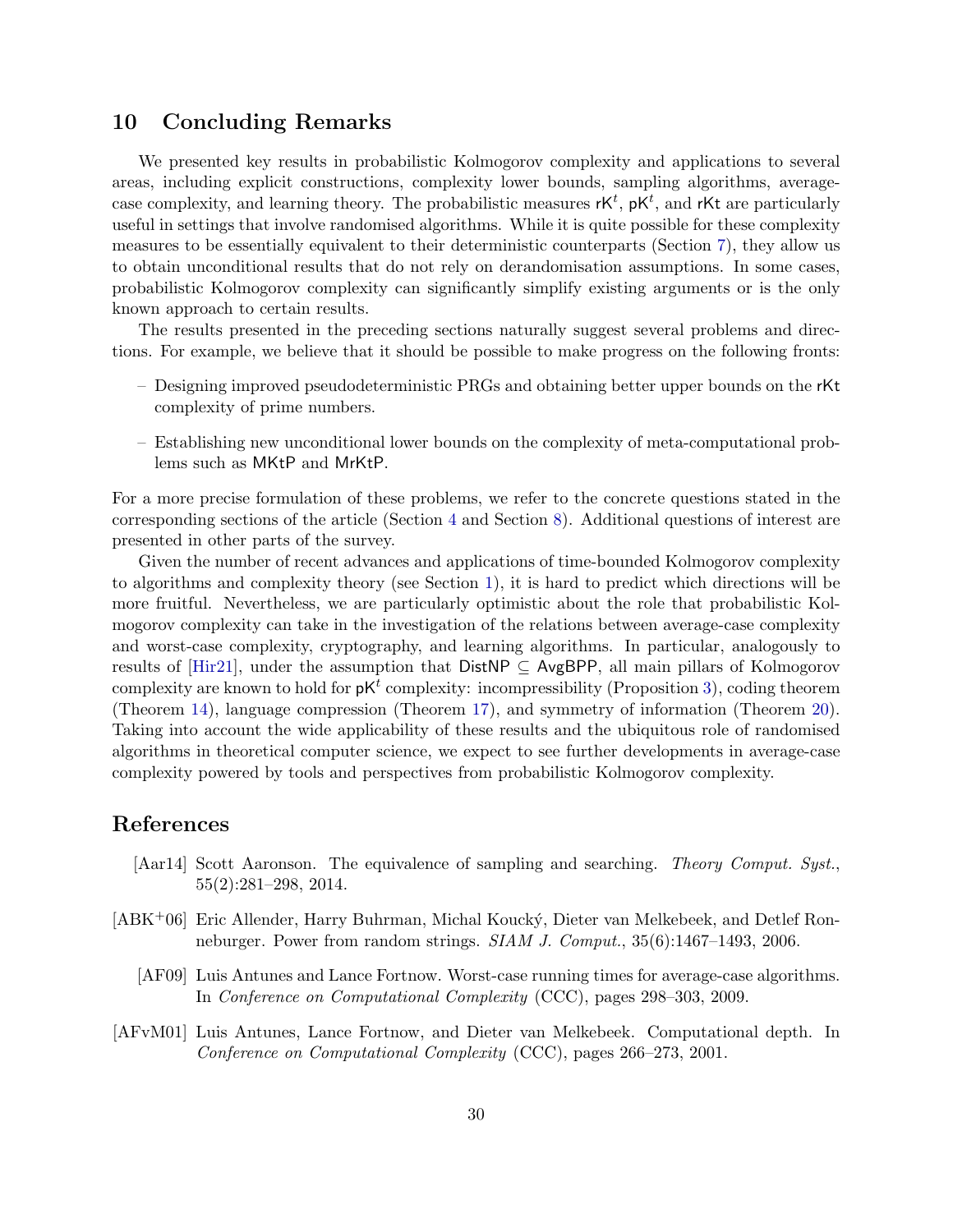## 10 Concluding Remarks

We presented key results in probabilistic Kolmogorov complexity and applications to several areas, including explicit constructions, complexity lower bounds, sampling algorithms, average-case complexity, and learning theory. The probabilistic measures $\mathsf{rK}^t$, $\mathsf{pK}^t$, and $\mathsf{rKt}$ are particularly useful in settings that involve randomised algorithms. While it is quite possible for these complexity measures to be essentially equivalent to their deterministic counterparts (Section 7), they allow us to obtain unconditional results that do not rely on derandomisation assumptions. In some cases, probabilistic Kolmogorov complexity can significantly simplify existing arguments or is the only known approach to certain results.

The results presented in the preceding sections naturally suggest several problems and directions. For example, we believe that it should be possible to make progress on the following fronts:

- Designing improved pseudodeterministic PRGs and obtaining better upper bounds on the $\mathsf{rKt}$ complexity of prime numbers.
- Establishing new unconditional lower bounds on the complexity of meta-computational problems such as $\mathsf{MKtP}$ and $\mathsf{MrKtP}$.

For a more precise formulation of these problems, we refer to the concrete questions stated in the corresponding sections of the article (Section 4 and Section 8). Additional questions of interest are presented in other parts of the survey.

Given the number of recent advances and applications of time-bounded Kolmogorov complexity to algorithms and complexity theory (see Section 1), it is hard to predict which directions will be more fruitful. Nevertheless, we are particularly optimistic about the role that probabilistic Kolmogorov complexity can take in the investigation of the relations between average-case complexity and worst-case complexity, cryptography, and learning algorithms. In particular, analogously to results of [Hir21], under the assumption that $\mathsf{DistNP} \subseteq \mathsf{AvgBPP}$, all main pillars of Kolmogorov complexity are known to hold for $\mathsf{pK}^t$ complexity: incompressibility (Proposition 3), coding theorem (Theorem 14), language compression (Theorem 17), and symmetry of information (Theorem 20). Taking into account the wide applicability of these results and the ubiquitous role of randomised algorithms in theoretical computer science, we expect to see further developments in average-case complexity powered by tools and perspectives from probabilistic Kolmogorov complexity.

## References

[Aar14] Scott Aaronson. The equivalence of sampling and searching. *Theory Comput. Syst.*, 55(2):281–298, 2014.

[ABK+06] Eric Allender, Harry Buhrman, Michal Koucký, Dieter van Melkebeek, and Detlef Ronneburger. Power from random strings. *SIAM J. Comput.*, 35(6):1467–1493, 2006.

[AF09] Luis Antunes and Lance Fortnow. Worst-case running times for average-case algorithms. In *Conference on Computational Complexity* (CCC), pages 298–303, 2009.

[AFvM01] Luis Antunes, Lance Fortnow, and Dieter van Melkebeek. Computational depth. In *Conference on Computational Complexity* (CCC), pages 266–273, 2001.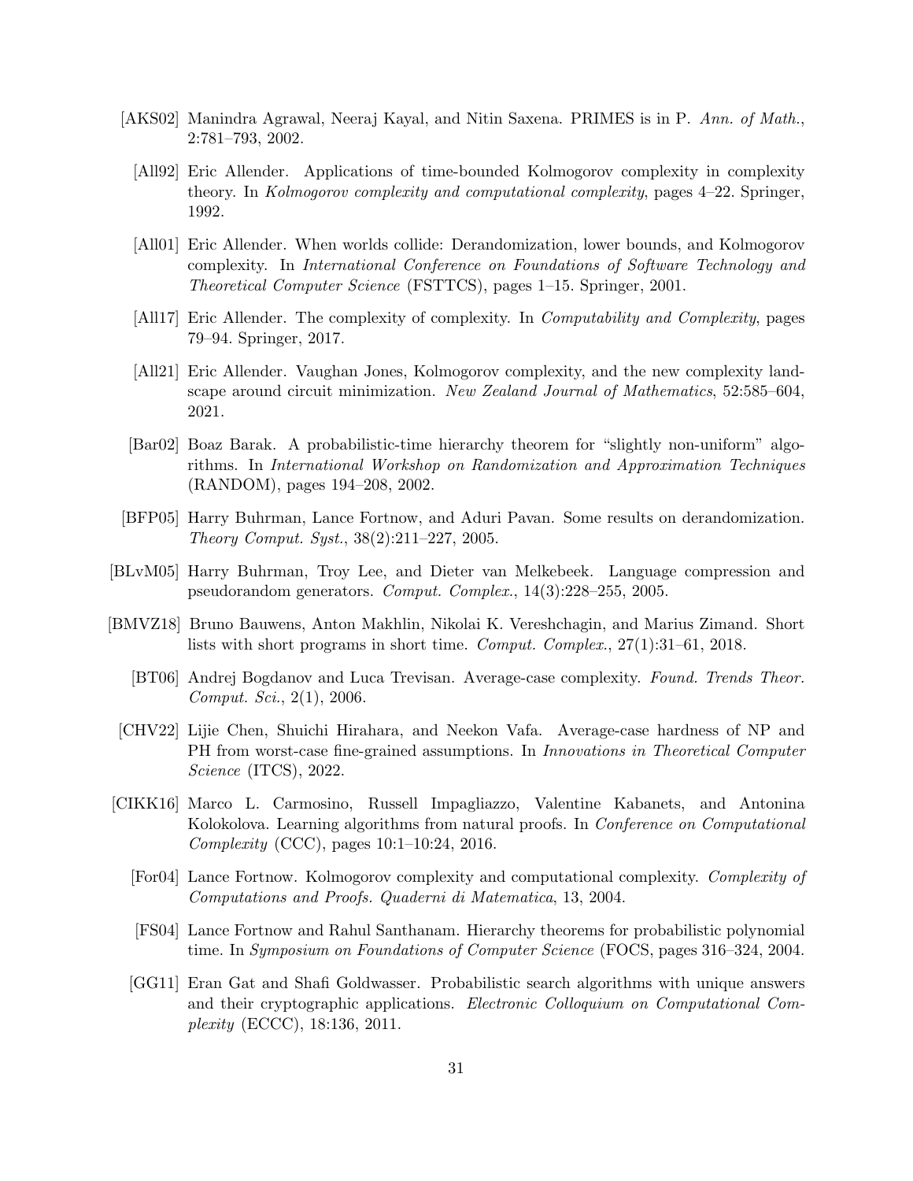[AKS02] Manindra Agrawal, Neeraj Kayal, and Nitin Saxena. PRIMES is in P. *Ann. of Math.*, 2:781–793, 2002.

[All92] Eric Allender. Applications of time-bounded Kolmogorov complexity in complexity theory. In *Kolmogorov complexity and computational complexity*, pages 4–22. Springer, 1992.

[All01] Eric Allender. When worlds collide: Derandomization, lower bounds, and Kolmogorov complexity. In *International Conference on Foundations of Software Technology and Theoretical Computer Science* (FSTTCS), pages 1–15. Springer, 2001.

[All17] Eric Allender. The complexity of complexity. In *Computability and Complexity*, pages 79–94. Springer, 2017.

[All21] Eric Allender. Vaughan Jones, Kolmogorov complexity, and the new complexity landscape around circuit minimization. *New Zealand Journal of Mathematics*, 52:585–604, 2021.

[Bar02] Boaz Barak. A probabilistic-time hierarchy theorem for "slightly non-uniform" algorithms. In *International Workshop on Randomization and Approximation Techniques* (RANDOM), pages 194–208, 2002.

[BFP05] Harry Buhrman, Lance Fortnow, and Aduri Pavan. Some results on derandomization. *Theory Comput. Syst.*, 38(2):211–227, 2005.

[BLvM05] Harry Buhrman, Troy Lee, and Dieter van Melkebeek. Language compression and pseudorandom generators. *Comput. Complex.*, 14(3):228–255, 2005.

[BMVZ18] Bruno Bauwens, Anton Makhlin, Nikolai K. Vereshchagin, and Marius Zimand. Short lists with short programs in short time. *Comput. Complex.*, 27(1):31–61, 2018.

[BT06] Andrej Bogdanov and Luca Trevisan. Average-case complexity. *Found. Trends Theor. Comput. Sci.*, 2(1), 2006.

[CHV22] Lijie Chen, Shuichi Hirahara, and Neekon Vafa. Average-case hardness of NP and PH from worst-case fine-grained assumptions. In *Innovations in Theoretical Computer Science* (ITCS), 2022.

[CIKK16] Marco L. Carmosino, Russell Impagliazzo, Valentine Kabanets, and Antonina Kolokolova. Learning algorithms from natural proofs. In *Conference on Computational Complexity* (CCC), pages 10:1–10:24, 2016.

[For04] Lance Fortnow. Kolmogorov complexity and computational complexity. *Complexity of Computations and Proofs. Quaderni di Matematica*, 13, 2004.

[FS04] Lance Fortnow and Rahul Santhanam. Hierarchy theorems for probabilistic polynomial time. In *Symposium on Foundations of Computer Science* (FOCS, pages 316–324, 2004.

[GG11] Eran Gat and Shafi Goldwasser. Probabilistic search algorithms with unique answers and their cryptographic applications. *Electronic Colloquium on Computational Complexity* (ECCC), 18:136, 2011.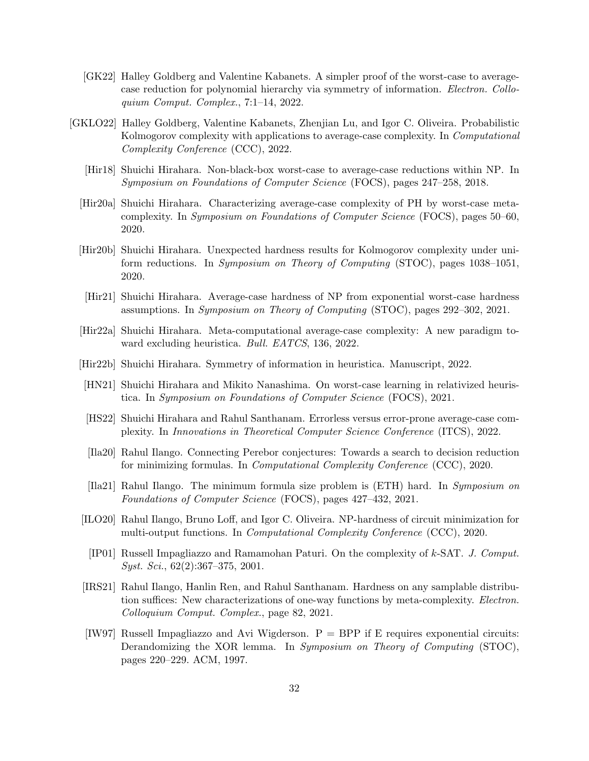[GK22] Halley Goldberg and Valentine Kabanets. A simpler proof of the worst-case to average-case reduction for polynomial hierarchy via symmetry of information. *Electron. Colloquium Comput. Complex.*, 7:1–14, 2022.

[GKLO22] Halley Goldberg, Valentine Kabanets, Zhenjian Lu, and Igor C. Oliveira. Probabilistic Kolmogorov complexity with applications to average-case complexity. In *Computational Complexity Conference* (CCC), 2022.

[Hir18] Shuichi Hirahara. Non-black-box worst-case to average-case reductions within NP. In *Symposium on Foundations of Computer Science* (FOCS), pages 247–258, 2018.

[Hir20a] Shuichi Hirahara. Characterizing average-case complexity of PH by worst-case meta-complexity. In *Symposium on Foundations of Computer Science* (FOCS), pages 50–60, 2020.

[Hir20b] Shuichi Hirahara. Unexpected hardness results for Kolmogorov complexity under uniform reductions. In *Symposium on Theory of Computing* (STOC), pages 1038–1051, 2020.

[Hir21] Shuichi Hirahara. Average-case hardness of NP from exponential worst-case hardness assumptions. In *Symposium on Theory of Computing* (STOC), pages 292–302, 2021.

[Hir22a] Shuichi Hirahara. Meta-computational average-case complexity: A new paradigm toward excluding heuristica. *Bull. EATCS*, 136, 2022.

[Hir22b] Shuichi Hirahara. Symmetry of information in heuristica. Manuscript, 2022.

[HN21] Shuichi Hirahara and Mikito Nanashima. On worst-case learning in relativized heuristica. In *Symposium on Foundations of Computer Science* (FOCS), 2021.

[HS22] Shuichi Hirahara and Rahul Santhanam. Errorless versus error-prone average-case complexity. In *Innovations in Theoretical Computer Science Conference* (ITCS), 2022.

[Ila20] Rahul Ilango. Connecting Perebor conjectures: Towards a search to decision reduction for minimizing formulas. In *Computational Complexity Conference* (CCC), 2020.

[Ila21] Rahul Ilango. The minimum formula size problem is (ETH) hard. In *Symposium on Foundations of Computer Science* (FOCS), pages 427–432, 2021.

[ILO20] Rahul Ilango, Bruno Loff, and Igor C. Oliveira. NP-hardness of circuit minimization for multi-output functions. In *Computational Complexity Conference* (CCC), 2020.

[IP01] Russell Impagliazzo and Ramamohan Paturi. On the complexity of $k$-SAT. *J. Comput. Syst. Sci.*, 62(2):367–375, 2001.

[IRS21] Rahul Ilango, Hanlin Ren, and Rahul Santhanam. Hardness on any samplable distribution suffices: New characterizations of one-way functions by meta-complexity. *Electron. Colloquium Comput. Complex.*, page 82, 2021.

[IW97] Russell Impagliazzo and Avi Wigderson. P = BPP if E requires exponential circuits: Derandomizing the XOR lemma. In *Symposium on Theory of Computing* (STOC), pages 220–229. ACM, 1997.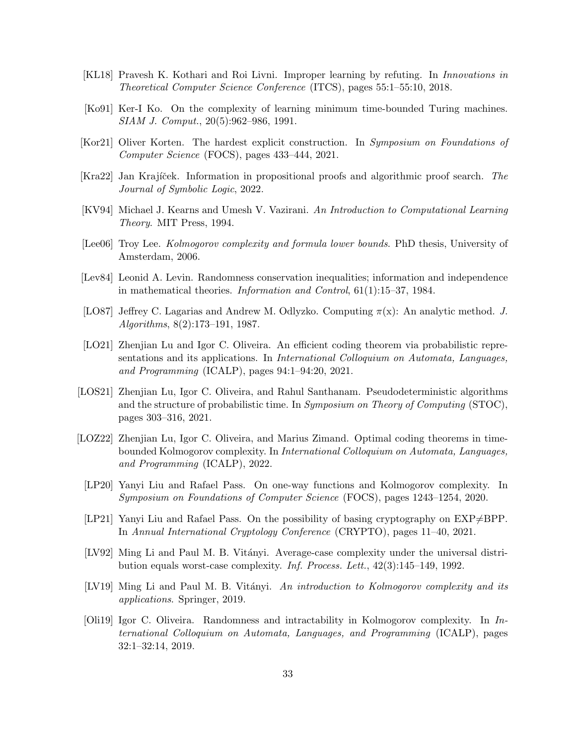[KL18] Pravesh K. Kothari and Roi Livni. Improper learning by refuting. In *Innovations in Theoretical Computer Science Conference* (ITCS), pages 55:1–55:10, 2018.

[Ko91] Ker-I Ko. On the complexity of learning minimum time-bounded Turing machines. *SIAM J. Comput.*, 20(5):962–986, 1991.

[Kor21] Oliver Korten. The hardest explicit construction. In *Symposium on Foundations of Computer Science* (FOCS), pages 433–444, 2021.

[Kra22] Jan Krajíček. Information in propositional proofs and algorithmic proof search. *The Journal of Symbolic Logic*, 2022.

[KV94] Michael J. Kearns and Umesh V. Vazirani. *An Introduction to Computational Learning Theory*. MIT Press, 1994.

[Lee06] Troy Lee. *Kolmogorov complexity and formula lower bounds*. PhD thesis, University of Amsterdam, 2006.

[Lev84] Leonid A. Levin. Randomness conservation inequalities; information and independence in mathematical theories. *Information and Control*, 61(1):15–37, 1984.

[LO87] Jeffrey C. Lagarias and Andrew M. Odlyzko. Computing $\pi$(x): An analytic method. *J. Algorithms*, 8(2):173–191, 1987.

[LO21] Zhenjian Lu and Igor C. Oliveira. An efficient coding theorem via probabilistic representations and its applications. In *International Colloquium on Automata, Languages, and Programming* (ICALP), pages 94:1–94:20, 2021.

[LOS21] Zhenjian Lu, Igor C. Oliveira, and Rahul Santhanam. Pseudodeterministic algorithms and the structure of probabilistic time. In *Symposium on Theory of Computing* (STOC), pages 303–316, 2021.

[LOZ22] Zhenjian Lu, Igor C. Oliveira, and Marius Zimand. Optimal coding theorems in time-bounded Kolmogorov complexity. In *International Colloquium on Automata, Languages, and Programming* (ICALP), 2022.

[LP20] Yanyi Liu and Rafael Pass. On one-way functions and Kolmogorov complexity. In *Symposium on Foundations of Computer Science* (FOCS), pages 1243–1254, 2020.

[LP21] Yanyi Liu and Rafael Pass. On the possibility of basing cryptography on EXP$\neq$BPP. In *Annual International Cryptology Conference* (CRYPTO), pages 11–40, 2021.

[LV92] Ming Li and Paul M. B. Vitányi. Average-case complexity under the universal distribution equals worst-case complexity. *Inf. Process. Lett.*, 42(3):145–149, 1992.

[LV19] Ming Li and Paul M. B. Vitányi. *An introduction to Kolmogorov complexity and its applications*. Springer, 2019.

[Oli19] Igor C. Oliveira. Randomness and intractability in Kolmogorov complexity. In *International Colloquium on Automata, Languages, and Programming* (ICALP), pages 32:1–32:14, 2019.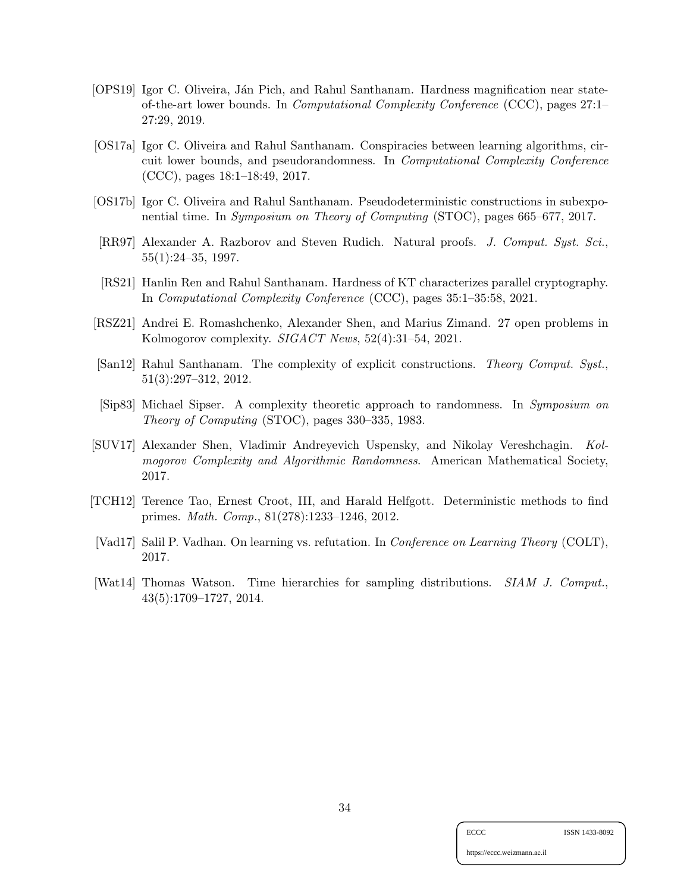[OPS19] Igor C. Oliveira, Ján Pich, and Rahul Santhanam. Hardness magnification near state-of-the-art lower bounds. In *Computational Complexity Conference* (CCC), pages 27:1–27:29, 2019.

[OS17a] Igor C. Oliveira and Rahul Santhanam. Conspiracies between learning algorithms, circuit lower bounds, and pseudorandomness. In *Computational Complexity Conference* (CCC), pages 18:1–18:49, 2017.

[OS17b] Igor C. Oliveira and Rahul Santhanam. Pseudodeterministic constructions in subexponential time. In *Symposium on Theory of Computing* (STOC), pages 665–677, 2017.

[RR97] Alexander A. Razborov and Steven Rudich. Natural proofs. *J. Comput. Syst. Sci.*, 55(1):24–35, 1997.

[RS21] Hanlin Ren and Rahul Santhanam. Hardness of KT characterizes parallel cryptography. In *Computational Complexity Conference* (CCC), pages 35:1–35:58, 2021.

[RSZ21] Andrei E. Romashchenko, Alexander Shen, and Marius Zimand. 27 open problems in Kolmogorov complexity. *SIGACT News*, 52(4):31–54, 2021.

[San12] Rahul Santhanam. The complexity of explicit constructions. *Theory Comput. Syst.*, 51(3):297–312, 2012.

[Sip83] Michael Sipser. A complexity theoretic approach to randomness. In *Symposium on Theory of Computing* (STOC), pages 330–335, 1983.

[SUV17] Alexander Shen, Vladimir Andreyevich Uspensky, and Nikolay Vereshchagin. *Kolmogorov Complexity and Algorithmic Randomness*. American Mathematical Society, 2017.

[TCH12] Terence Tao, Ernest Croot, III, and Harald Helfgott. Deterministic methods to find primes. *Math. Comp.*, 81(278):1233–1246, 2012.

[Vad17] Salil P. Vadhan. On learning vs. refutation. In *Conference on Learning Theory* (COLT), 2017.

[Wat14] Thomas Watson. Time hierarchies for sampling distributions. *SIAM J. Comput.*, 43(5):1709–1727, 2014.

ECCC ISSN 1433-8092

https://eccc.weizmann.ac.il